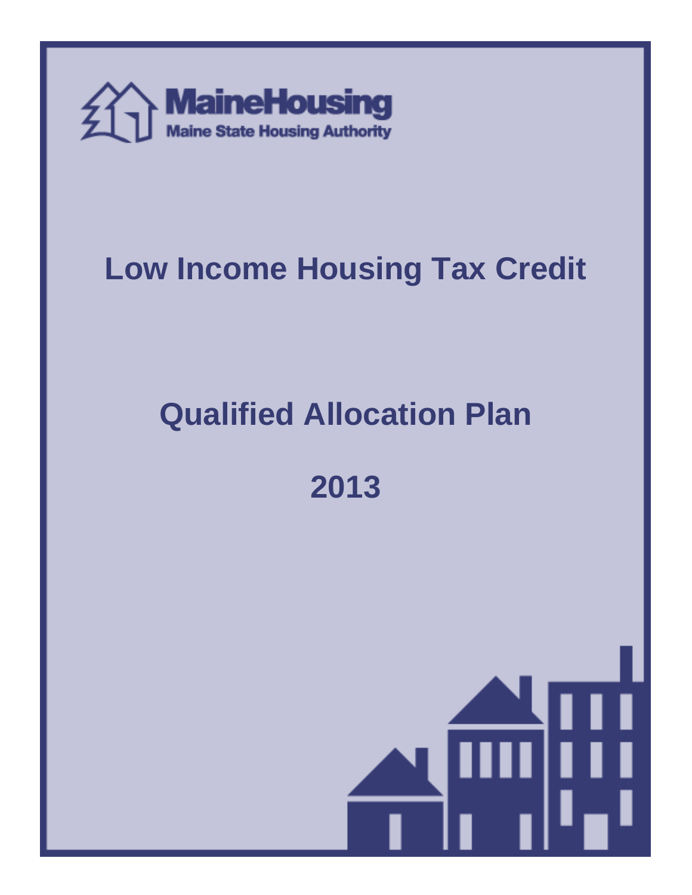MaineHousing

Maine State Housing Authority

# Low Income Housing Tax Credit

# Qualified Allocation Plan

# 2013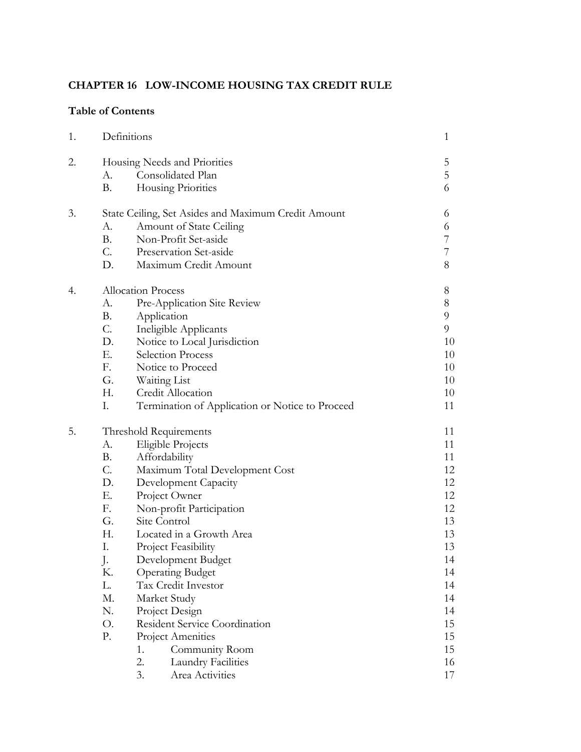## CHAPTER 16 LOW-INCOME HOUSING TAX CREDIT RULE

### Table of Contents

| | | |
|---|---|---|
| 1. | Definitions | 1 |
| 2. | Housing Needs and Priorities | 5 |
| | A. Consolidated Plan | 5 |
| | B. Housing Priorities | 6 |
| 3. | State Ceiling, Set Asides and Maximum Credit Amount | 6 |
| | A. Amount of State Ceiling | 6 |
| | B. Non-Profit Set-aside | 7 |
| | C. Preservation Set-aside | 7 |
| | D. Maximum Credit Amount | 8 |
| 4. | Allocation Process | 8 |
| | A. Pre-Application Site Review | 8 |
| | B. Application | 9 |
| | C. Ineligible Applicants | 9 |
| | D. Notice to Local Jurisdiction | 10 |
| | E. Selection Process | 10 |
| | F. Notice to Proceed | 10 |
| | G. Waiting List | 10 |
| | H. Credit Allocation | 10 |
| | I. Termination of Application or Notice to Proceed | 11 |
| 5. | Threshold Requirements | 11 |
| | A. Eligible Projects | 11 |
| | B. Affordability | 11 |
| | C. Maximum Total Development Cost | 12 |
| | D. Development Capacity | 12 |
| | E. Project Owner | 12 |
| | F. Non-profit Participation | 12 |
| | G. Site Control | 13 |
| | H. Located in a Growth Area | 13 |
| | I. Project Feasibility | 13 |
| | J. Development Budget | 14 |
| | K. Operating Budget | 14 |
| | L. Tax Credit Investor | 14 |
| | M. Market Study | 14 |
| | N. Project Design | 14 |
| | O. Resident Service Coordination | 15 |
| | P. Project Amenities | 15 |
| | 1. Community Room | 15 |
| | 2. Laundry Facilities | 16 |
| | 3. Area Activities | 17 |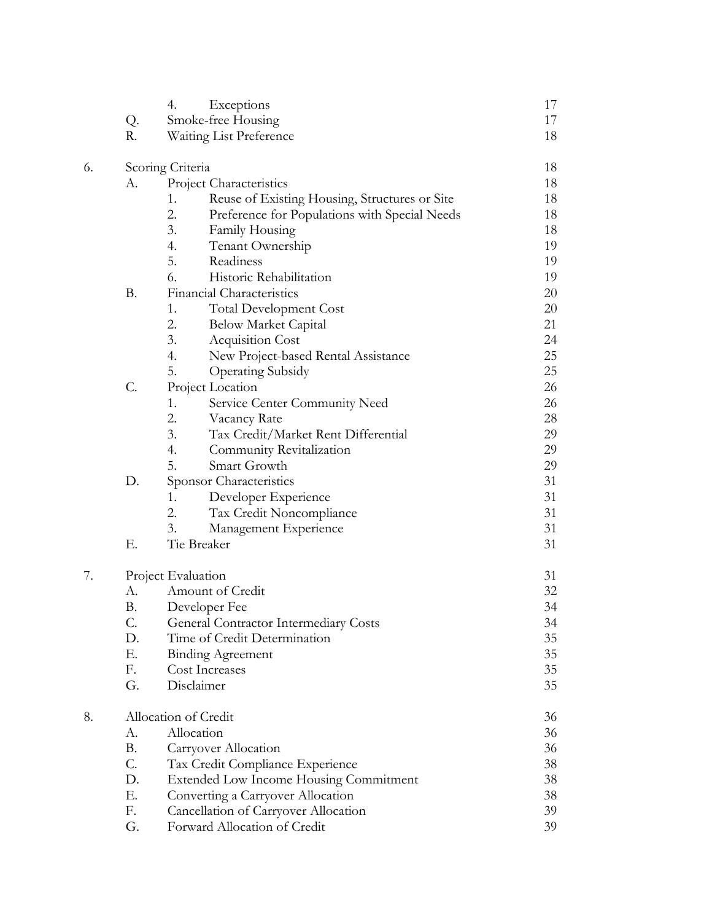| | | | |
|---|---|---|---|
| | | 4. Exceptions | 17 |
| | Q. | Smoke-free Housing | 17 |
| | R. | Waiting List Preference | 18 |
| 6. | | Scoring Criteria | 18 |
| | A. | Project Characteristics | 18 |
| | | 1. Reuse of Existing Housing, Structures or Site | 18 |
| | | 2. Preference for Populations with Special Needs | 18 |
| | | 3. Family Housing | 18 |
| | | 4. Tenant Ownership | 19 |
| | | 5. Readiness | 19 |
| | | 6. Historic Rehabilitation | 19 |
| | B. | Financial Characteristics | 20 |
| | | 1. Total Development Cost | 20 |
| | | 2. Below Market Capital | 21 |
| | | 3. Acquisition Cost | 24 |
| | | 4. New Project-based Rental Assistance | 25 |
| | | 5. Operating Subsidy | 25 |
| | C. | Project Location | 26 |
| | | 1. Service Center Community Need | 26 |
| | | 2. Vacancy Rate | 28 |
| | | 3. Tax Credit/Market Rent Differential | 29 |
| | | 4. Community Revitalization | 29 |
| | | 5. Smart Growth | 29 |
| | D. | Sponsor Characteristics | 31 |
| | | 1. Developer Experience | 31 |
| | | 2. Tax Credit Noncompliance | 31 |
| | | 3. Management Experience | 31 |
| | E. | Tie Breaker | 31 |
| 7. | | Project Evaluation | 31 |
| | A. | Amount of Credit | 32 |
| | B. | Developer Fee | 34 |
| | C. | General Contractor Intermediary Costs | 34 |
| | D. | Time of Credit Determination | 35 |
| | E. | Binding Agreement | 35 |
| | F. | Cost Increases | 35 |
| | G. | Disclaimer | 35 |
| 8. | | Allocation of Credit | 36 |
| | A. | Allocation | 36 |
| | B. | Carryover Allocation | 36 |
| | C. | Tax Credit Compliance Experience | 38 |
| | D. | Extended Low Income Housing Commitment | 38 |
| | E. | Converting a Carryover Allocation | 38 |
| | F. | Cancellation of Carryover Allocation | 39 |
| | G. | Forward Allocation of Credit | 39 |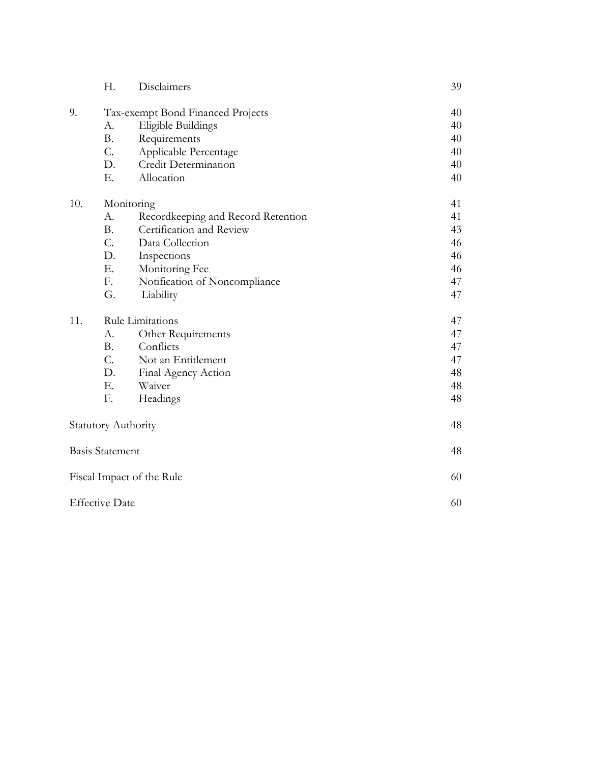| | | | |
|---|---|---|---|
| | H. | Disclaimers | 39 |
| 9. | Tax-exempt Bond Financed Projects | | 40 |
| | A. | Eligible Buildings | 40 |
| | B. | Requirements | 40 |
| | C. | Applicable Percentage | 40 |
| | D. | Credit Determination | 40 |
| | E. | Allocation | 40 |
| 10. | Monitoring | | 41 |
| | A. | Recordkeeping and Record Retention | 41 |
| | B. | Certification and Review | 43 |
| | C. | Data Collection | 46 |
| | D. | Inspections | 46 |
| | E. | Monitoring Fee | 46 |
| | F. | Notification of Noncompliance | 47 |
| | G. | Liability | 47 |
| 11. | Rule Limitations | | 47 |
| | A. | Other Requirements | 47 |
| | B. | Conflicts | 47 |
| | C. | Not an Entitlement | 47 |
| | D. | Final Agency Action | 48 |
| | E. | Waiver | 48 |
| | F. | Headings | 48 |
| Statutory Authority | | | 48 |
| Basis Statement | | | 48 |
| Fiscal Impact of the Rule | | | 60 |
| Effective Date | | | 60 |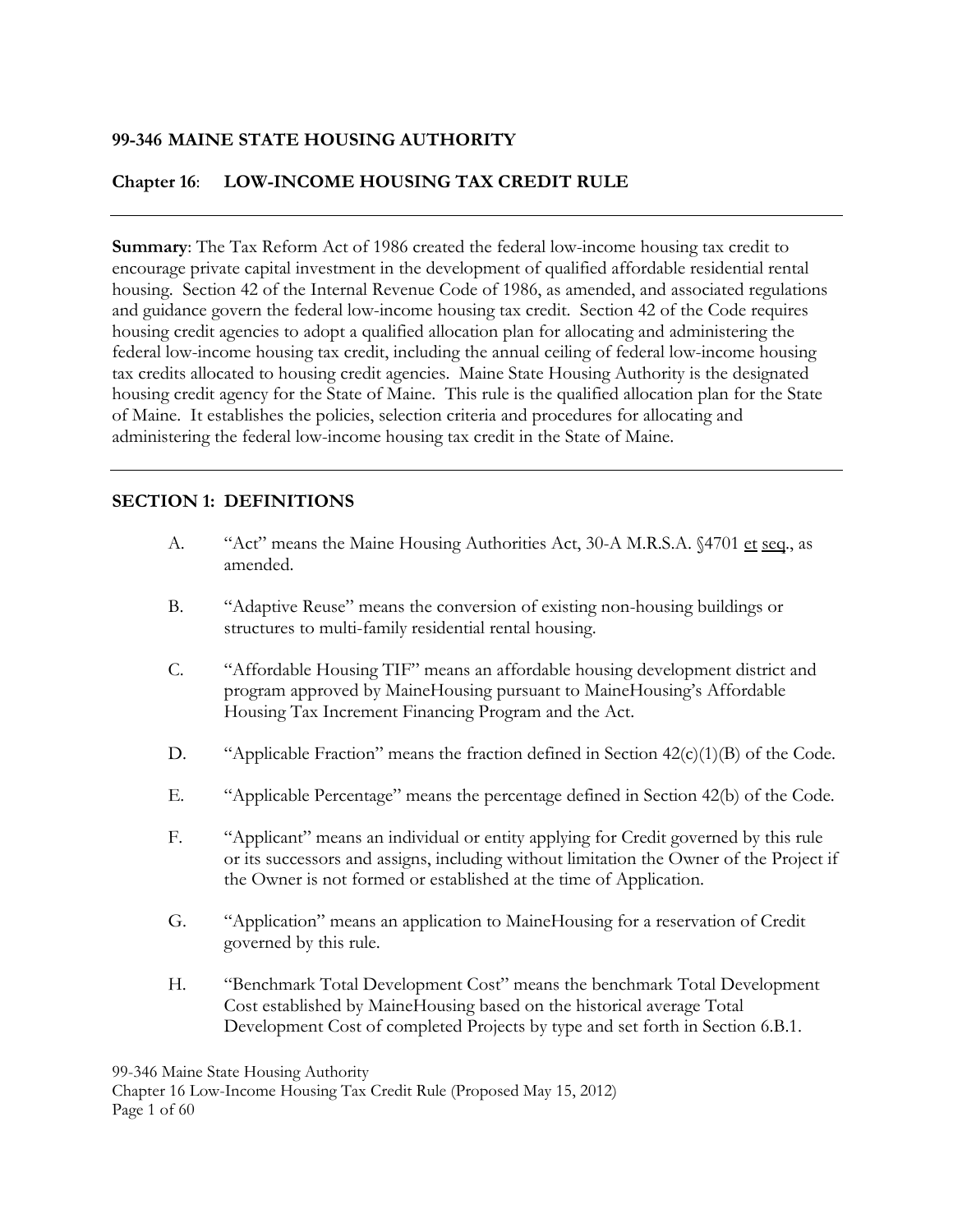**99-346 MAINE STATE HOUSING AUTHORITY**

**Chapter 16: LOW-INCOME HOUSING TAX CREDIT RULE**

---

**Summary**: The Tax Reform Act of 1986 created the federal low-income housing tax credit to encourage private capital investment in the development of qualified affordable residential rental housing. Section 42 of the Internal Revenue Code of 1986, as amended, and associated regulations and guidance govern the federal low-income housing tax credit. Section 42 of the Code requires housing credit agencies to adopt a qualified allocation plan for allocating and administering the federal low-income housing tax credit, including the annual ceiling of federal low-income housing tax credits allocated to housing credit agencies. Maine State Housing Authority is the designated housing credit agency for the State of Maine. This rule is the qualified allocation plan for the State of Maine. It establishes the policies, selection criteria and procedures for allocating and administering the federal low-income housing tax credit in the State of Maine.

---

## SECTION 1: DEFINITIONS

A. "Act" means the Maine Housing Authorities Act, 30-A M.R.S.A. §4701 et seq., as amended.

B. "Adaptive Reuse" means the conversion of existing non-housing buildings or structures to multi-family residential rental housing.

C. "Affordable Housing TIF" means an affordable housing development district and program approved by MaineHousing pursuant to MaineHousing's Affordable Housing Tax Increment Financing Program and the Act.

D. "Applicable Fraction" means the fraction defined in Section 42(c)(1)(B) of the Code.

E. "Applicable Percentage" means the percentage defined in Section 42(b) of the Code.

F. "Applicant" means an individual or entity applying for Credit governed by this rule or its successors and assigns, including without limitation the Owner of the Project if the Owner is not formed or established at the time of Application.

G. "Application" means an application to MaineHousing for a reservation of Credit governed by this rule.

H. "Benchmark Total Development Cost" means the benchmark Total Development Cost established by MaineHousing based on the historical average Total Development Cost of completed Projects by type and set forth in Section 6.B.1.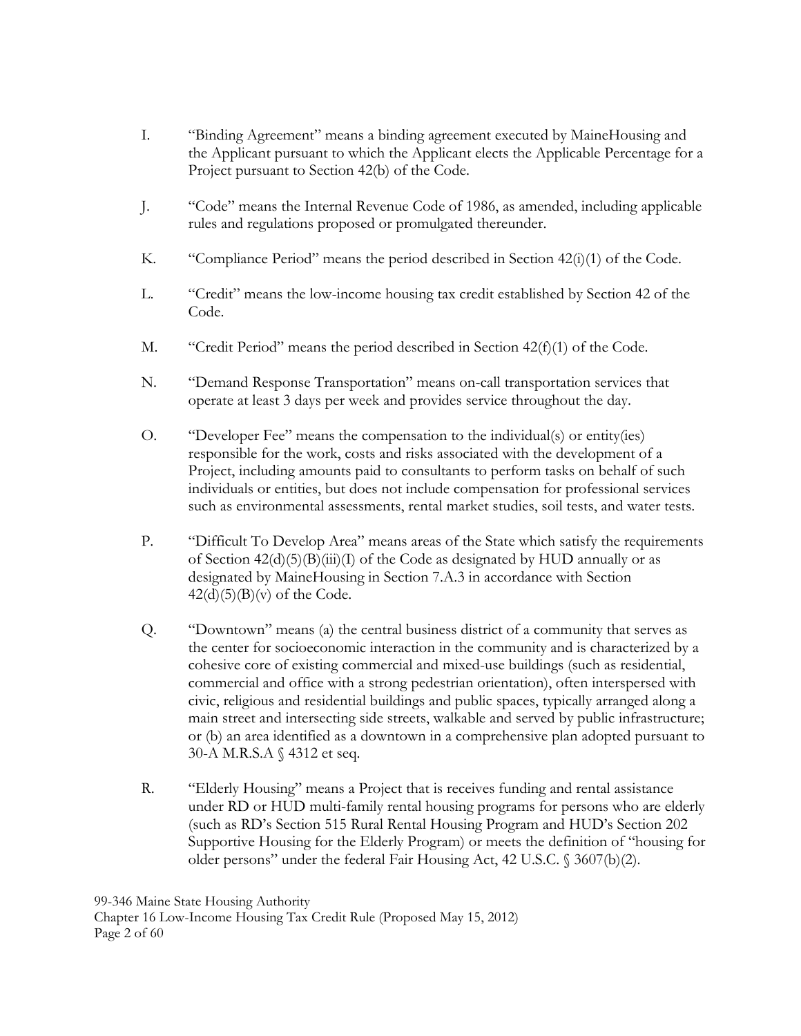I. “Binding Agreement” means a binding agreement executed by MaineHousing and the Applicant pursuant to which the Applicant elects the Applicable Percentage for a Project pursuant to Section 42(b) of the Code.

J. “Code” means the Internal Revenue Code of 1986, as amended, including applicable rules and regulations proposed or promulgated thereunder.

K. “Compliance Period” means the period described in Section 42(i)(1) of the Code.

L. “Credit” means the low-income housing tax credit established by Section 42 of the Code.

M. “Credit Period” means the period described in Section 42(f)(1) of the Code.

N. “Demand Response Transportation” means on-call transportation services that operate at least 3 days per week and provides service throughout the day.

O. “Developer Fee” means the compensation to the individual(s) or entity(ies) responsible for the work, costs and risks associated with the development of a Project, including amounts paid to consultants to perform tasks on behalf of such individuals or entities, but does not include compensation for professional services such as environmental assessments, rental market studies, soil tests, and water tests.

P. “Difficult To Develop Area” means areas of the State which satisfy the requirements of Section 42(d)(5)(B)(iii)(I) of the Code as designated by HUD annually or as designated by MaineHousing in Section 7.A.3 in accordance with Section 42(d)(5)(B)(v) of the Code.

Q. “Downtown” means (a) the central business district of a community that serves as the center for socioeconomic interaction in the community and is characterized by a cohesive core of existing commercial and mixed-use buildings (such as residential, commercial and office with a strong pedestrian orientation), often interspersed with civic, religious and residential buildings and public spaces, typically arranged along a main street and intersecting side streets, walkable and served by public infrastructure; or (b) an area identified as a downtown in a comprehensive plan adopted pursuant to 30-A M.R.S.A § 4312 et seq.

R. “Elderly Housing” means a Project that is receives funding and rental assistance under RD or HUD multi-family rental housing programs for persons who are elderly (such as RD’s Section 515 Rural Rental Housing Program and HUD’s Section 202 Supportive Housing for the Elderly Program) or meets the definition of “housing for older persons” under the federal Fair Housing Act, 42 U.S.C. § 3607(b)(2).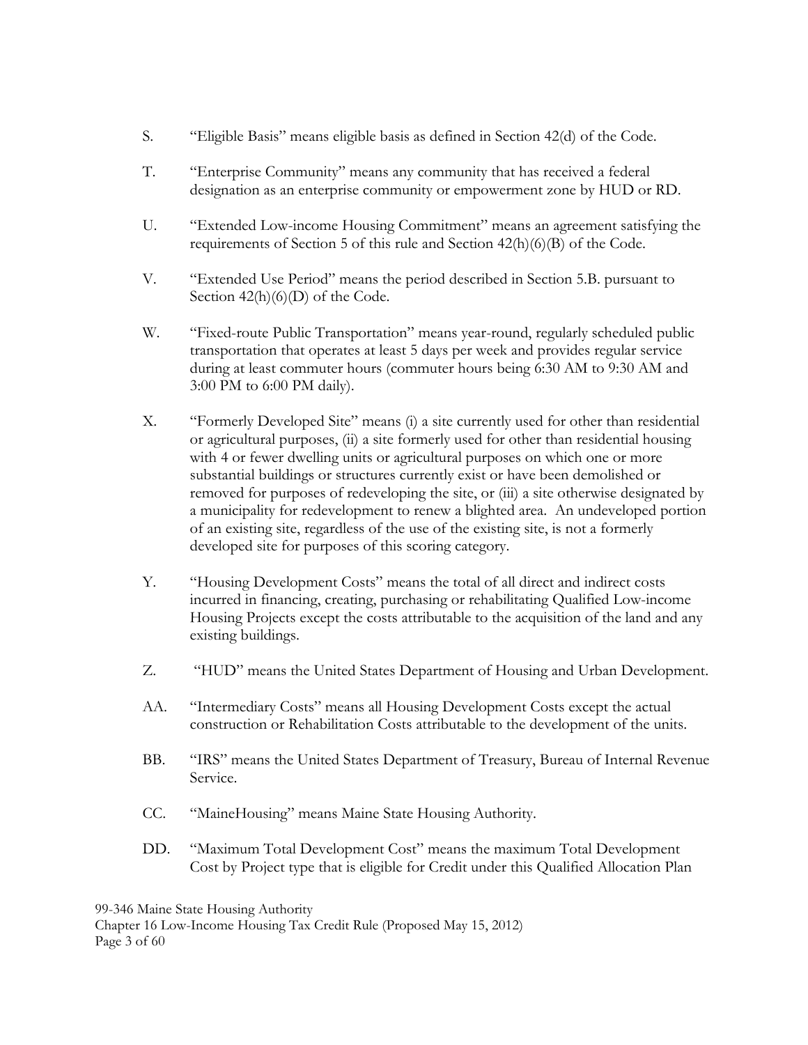S. "Eligible Basis" means eligible basis as defined in Section 42(d) of the Code.

T. "Enterprise Community" means any community that has received a federal designation as an enterprise community or empowerment zone by HUD or RD.

U. "Extended Low-income Housing Commitment" means an agreement satisfying the requirements of Section 5 of this rule and Section 42(h)(6)(B) of the Code.

V. "Extended Use Period" means the period described in Section 5.B. pursuant to Section 42(h)(6)(D) of the Code.

W. "Fixed-route Public Transportation" means year-round, regularly scheduled public transportation that operates at least 5 days per week and provides regular service during at least commuter hours (commuter hours being 6:30 AM to 9:30 AM and 3:00 PM to 6:00 PM daily).

X. "Formerly Developed Site" means (i) a site currently used for other than residential or agricultural purposes, (ii) a site formerly used for other than residential housing with 4 or fewer dwelling units or agricultural purposes on which one or more substantial buildings or structures currently exist or have been demolished or removed for purposes of redeveloping the site, or (iii) a site otherwise designated by a municipality for redevelopment to renew a blighted area. An undeveloped portion of an existing site, regardless of the use of the existing site, is not a formerly developed site for purposes of this scoring category.

Y. "Housing Development Costs" means the total of all direct and indirect costs incurred in financing, creating, purchasing or rehabilitating Qualified Low-income Housing Projects except the costs attributable to the acquisition of the land and any existing buildings.

Z. "HUD" means the United States Department of Housing and Urban Development.

AA. "Intermediary Costs" means all Housing Development Costs except the actual construction or Rehabilitation Costs attributable to the development of the units.

BB. "IRS" means the United States Department of Treasury, Bureau of Internal Revenue Service.

CC. "MaineHousing" means Maine State Housing Authority.

DD. "Maximum Total Development Cost" means the maximum Total Development Cost by Project type that is eligible for Credit under this Qualified Allocation Plan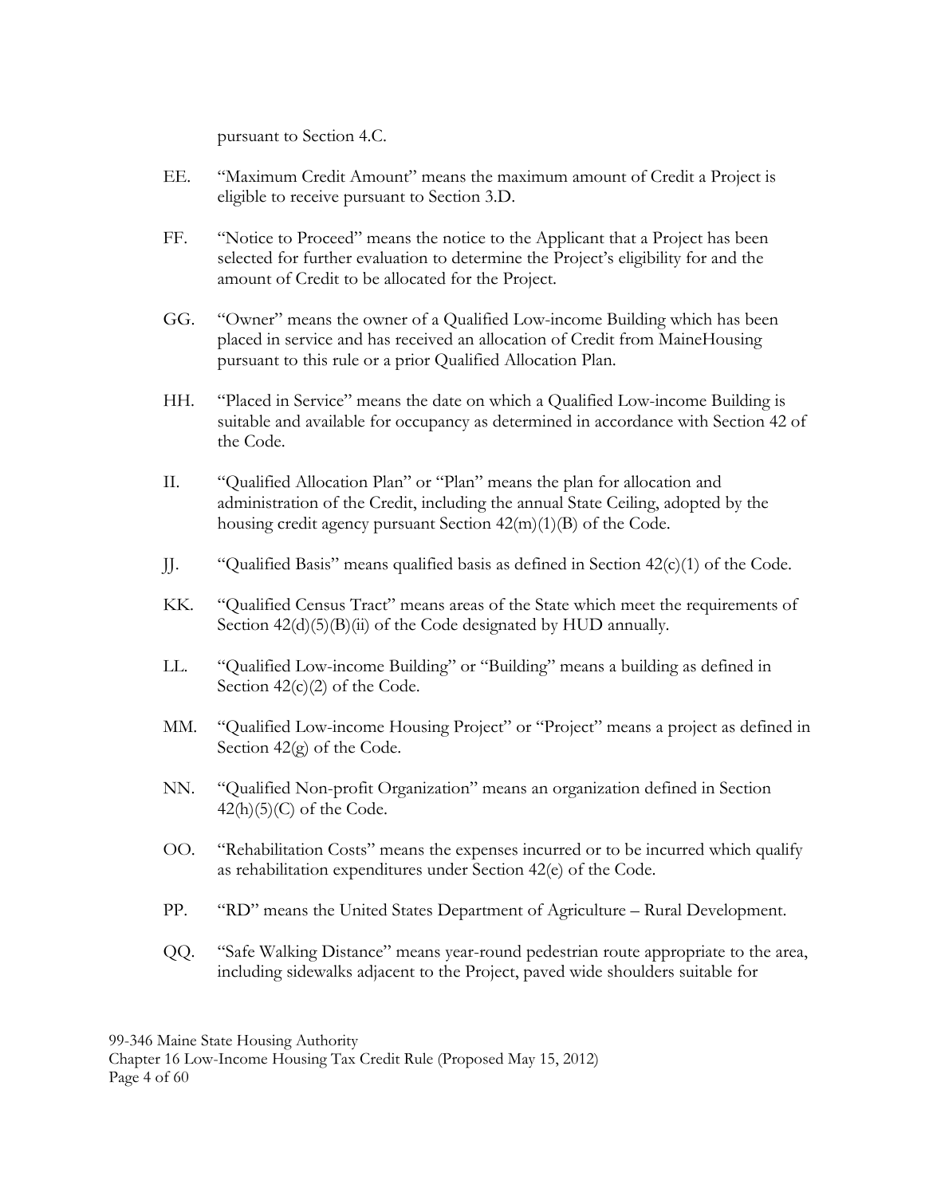pursuant to Section 4.C.

EE. "Maximum Credit Amount" means the maximum amount of Credit a Project is eligible to receive pursuant to Section 3.D.

FF. "Notice to Proceed" means the notice to the Applicant that a Project has been selected for further evaluation to determine the Project's eligibility for and the amount of Credit to be allocated for the Project.

GG. "Owner" means the owner of a Qualified Low-income Building which has been placed in service and has received an allocation of Credit from MaineHousing pursuant to this rule or a prior Qualified Allocation Plan.

HH. "Placed in Service" means the date on which a Qualified Low-income Building is suitable and available for occupancy as determined in accordance with Section 42 of the Code.

II. "Qualified Allocation Plan" or "Plan" means the plan for allocation and administration of the Credit, including the annual State Ceiling, adopted by the housing credit agency pursuant Section 42(m)(1)(B) of the Code.

JJ. "Qualified Basis" means qualified basis as defined in Section 42(c)(1) of the Code.

KK. "Qualified Census Tract" means areas of the State which meet the requirements of Section 42(d)(5)(B)(ii) of the Code designated by HUD annually.

LL. "Qualified Low-income Building" or "Building" means a building as defined in Section 42(c)(2) of the Code.

MM. "Qualified Low-income Housing Project" or "Project" means a project as defined in Section 42(g) of the Code.

NN. "Qualified Non-profit Organization" means an organization defined in Section 42(h)(5)(C) of the Code.

OO. "Rehabilitation Costs" means the expenses incurred or to be incurred which qualify as rehabilitation expenditures under Section 42(e) of the Code.

PP. "RD" means the United States Department of Agriculture – Rural Development.

QQ. "Safe Walking Distance" means year-round pedestrian route appropriate to the area, including sidewalks adjacent to the Project, paved wide shoulders suitable for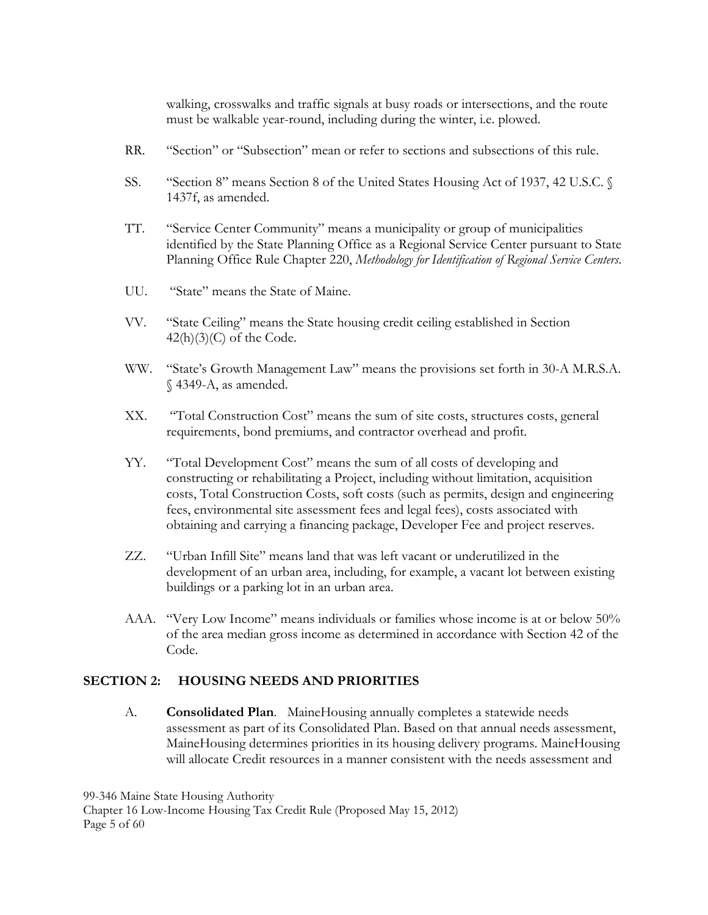walking, crosswalks and traffic signals at busy roads or intersections, and the route must be walkable year-round, including during the winter, i.e. plowed.

RR. "Section" or "Subsection" mean or refer to sections and subsections of this rule.

SS. "Section 8" means Section 8 of the United States Housing Act of 1937, 42 U.S.C. § 1437f, as amended.

TT. "Service Center Community" means a municipality or group of municipalities identified by the State Planning Office as a Regional Service Center pursuant to State Planning Office Rule Chapter 220, *Methodology for Identification of Regional Service Centers*.

UU. "State" means the State of Maine.

VV. "State Ceiling" means the State housing credit ceiling established in Section 42(h)(3)(C) of the Code.

WW. "State's Growth Management Law" means the provisions set forth in 30-A M.R.S.A. § 4349-A, as amended.

XX. "Total Construction Cost" means the sum of site costs, structures costs, general requirements, bond premiums, and contractor overhead and profit.

YY. "Total Development Cost" means the sum of all costs of developing and constructing or rehabilitating a Project, including without limitation, acquisition costs, Total Construction Costs, soft costs (such as permits, design and engineering fees, environmental site assessment fees and legal fees), costs associated with obtaining and carrying a financing package, Developer Fee and project reserves.

ZZ. "Urban Infill Site" means land that was left vacant or underutilized in the development of an urban area, including, for example, a vacant lot between existing buildings or a parking lot in an urban area.

AAA. "Very Low Income" means individuals or families whose income is at or below 50% of the area median gross income as determined in accordance with Section 42 of the Code.

## SECTION 2: HOUSING NEEDS AND PRIORITIES

A. **Consolidated Plan**. MaineHousing annually completes a statewide needs assessment as part of its Consolidated Plan. Based on that annual needs assessment, MaineHousing determines priorities in its housing delivery programs. MaineHousing will allocate Credit resources in a manner consistent with the needs assessment and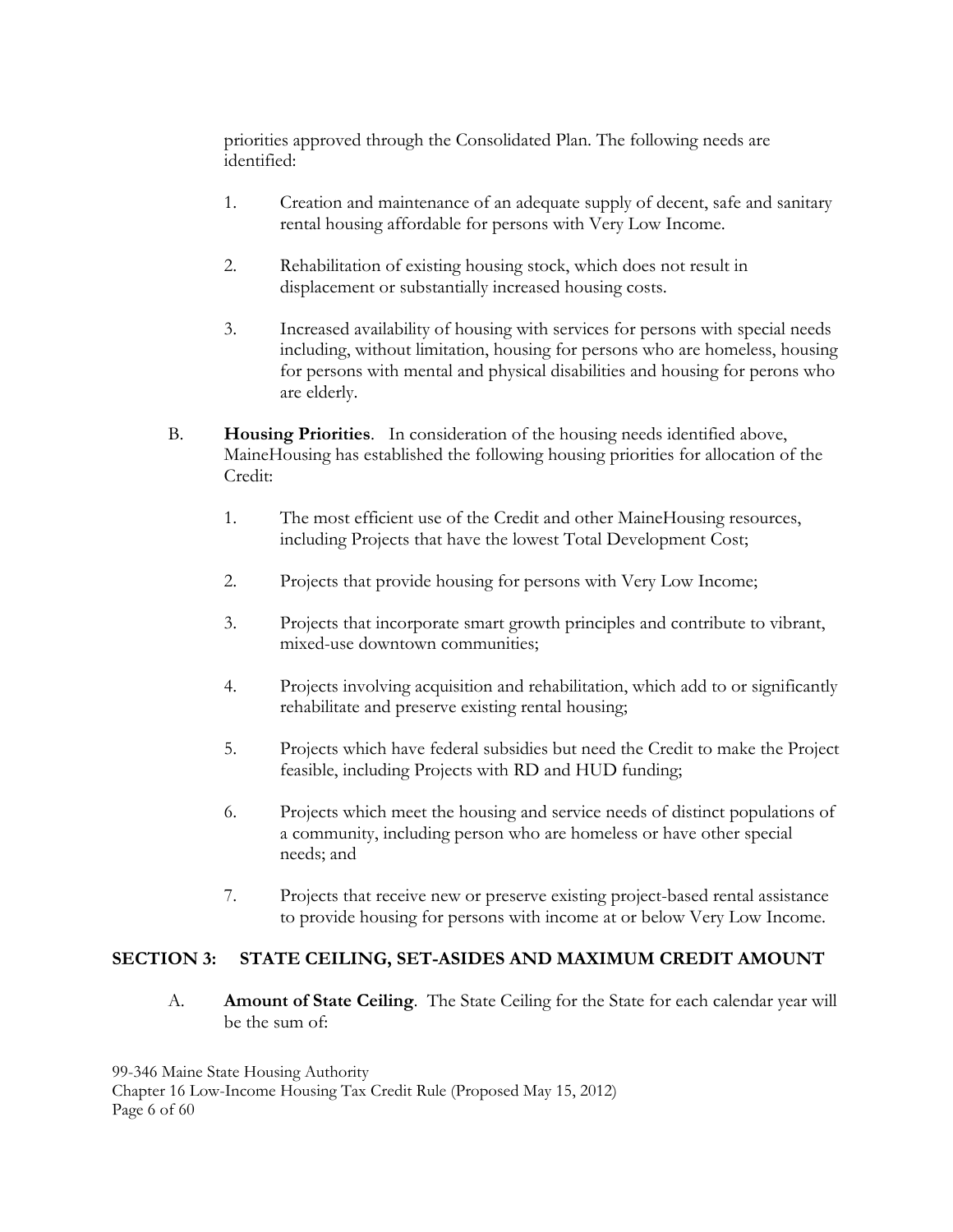priorities approved through the Consolidated Plan. The following needs are identified:

1. Creation and maintenance of an adequate supply of decent, safe and sanitary rental housing affordable for persons with Very Low Income.

2. Rehabilitation of existing housing stock, which does not result in displacement or substantially increased housing costs.

3. Increased availability of housing with services for persons with special needs including, without limitation, housing for persons who are homeless, housing for persons with mental and physical disabilities and housing for perons who are elderly.

B. **Housing Priorities**. In consideration of the housing needs identified above, MaineHousing has established the following housing priorities for allocation of the Credit:

1. The most efficient use of the Credit and other MaineHousing resources, including Projects that have the lowest Total Development Cost;

2. Projects that provide housing for persons with Very Low Income;

3. Projects that incorporate smart growth principles and contribute to vibrant, mixed-use downtown communities;

4. Projects involving acquisition and rehabilitation, which add to or significantly rehabilitate and preserve existing rental housing;

5. Projects which have federal subsidies but need the Credit to make the Project feasible, including Projects with RD and HUD funding;

6. Projects which meet the housing and service needs of distinct populations of a community, including person who are homeless or have other special needs; and

7. Projects that receive new or preserve existing project-based rental assistance to provide housing for persons with income at or below Very Low Income.

## SECTION 3: STATE CEILING, SET-ASIDES AND MAXIMUM CREDIT AMOUNT

A. **Amount of State Ceiling**. The State Ceiling for the State for each calendar year will be the sum of: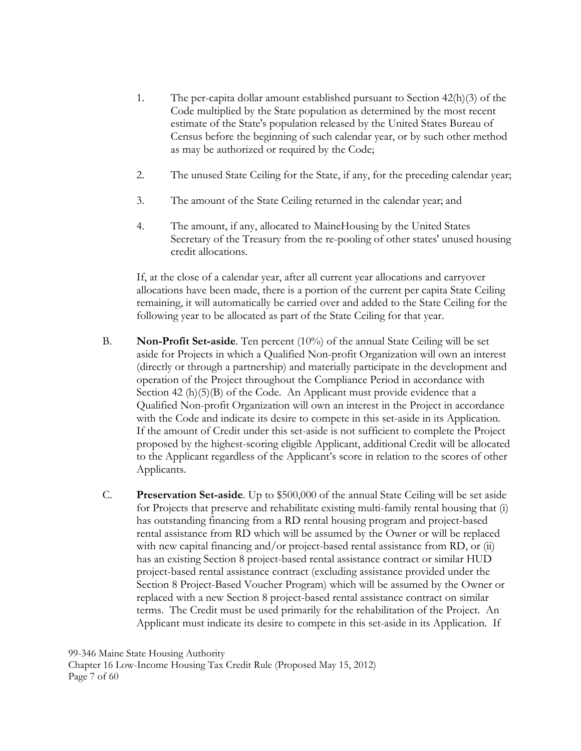1. The per-capita dollar amount established pursuant to Section 42(h)(3) of the Code multiplied by the State population as determined by the most recent estimate of the State's population released by the United States Bureau of Census before the beginning of such calendar year, or by such other method as may be authorized or required by the Code;

2. The unused State Ceiling for the State, if any, for the preceding calendar year;

3. The amount of the State Ceiling returned in the calendar year; and

4. The amount, if any, allocated to MaineHousing by the United States Secretary of the Treasury from the re-pooling of other states' unused housing credit allocations.

If, at the close of a calendar year, after all current year allocations and carryover allocations have been made, there is a portion of the current per capita State Ceiling remaining, it will automatically be carried over and added to the State Ceiling for the following year to be allocated as part of the State Ceiling for that year.

B. **Non-Profit Set-aside**. Ten percent (10%) of the annual State Ceiling will be set aside for Projects in which a Qualified Non-profit Organization will own an interest (directly or through a partnership) and materially participate in the development and operation of the Project throughout the Compliance Period in accordance with Section 42 (h)(5)(B) of the Code. An Applicant must provide evidence that a Qualified Non-profit Organization will own an interest in the Project in accordance with the Code and indicate its desire to compete in this set-aside in its Application. If the amount of Credit under this set-aside is not sufficient to complete the Project proposed by the highest-scoring eligible Applicant, additional Credit will be allocated to the Applicant regardless of the Applicant's score in relation to the scores of other Applicants.

C. **Preservation Set-aside**. Up to $500,000 of the annual State Ceiling will be set aside for Projects that preserve and rehabilitate existing multi-family rental housing that (i) has outstanding financing from a RD rental housing program and project-based rental assistance from RD which will be assumed by the Owner or will be replaced with new capital financing and/or project-based rental assistance from RD, or (ii) has an existing Section 8 project-based rental assistance contract or similar HUD project-based rental assistance contract (excluding assistance provided under the Section 8 Project-Based Voucher Program) which will be assumed by the Owner or replaced with a new Section 8 project-based rental assistance contract on similar terms. The Credit must be used primarily for the rehabilitation of the Project. An Applicant must indicate its desire to compete in this set-aside in its Application. If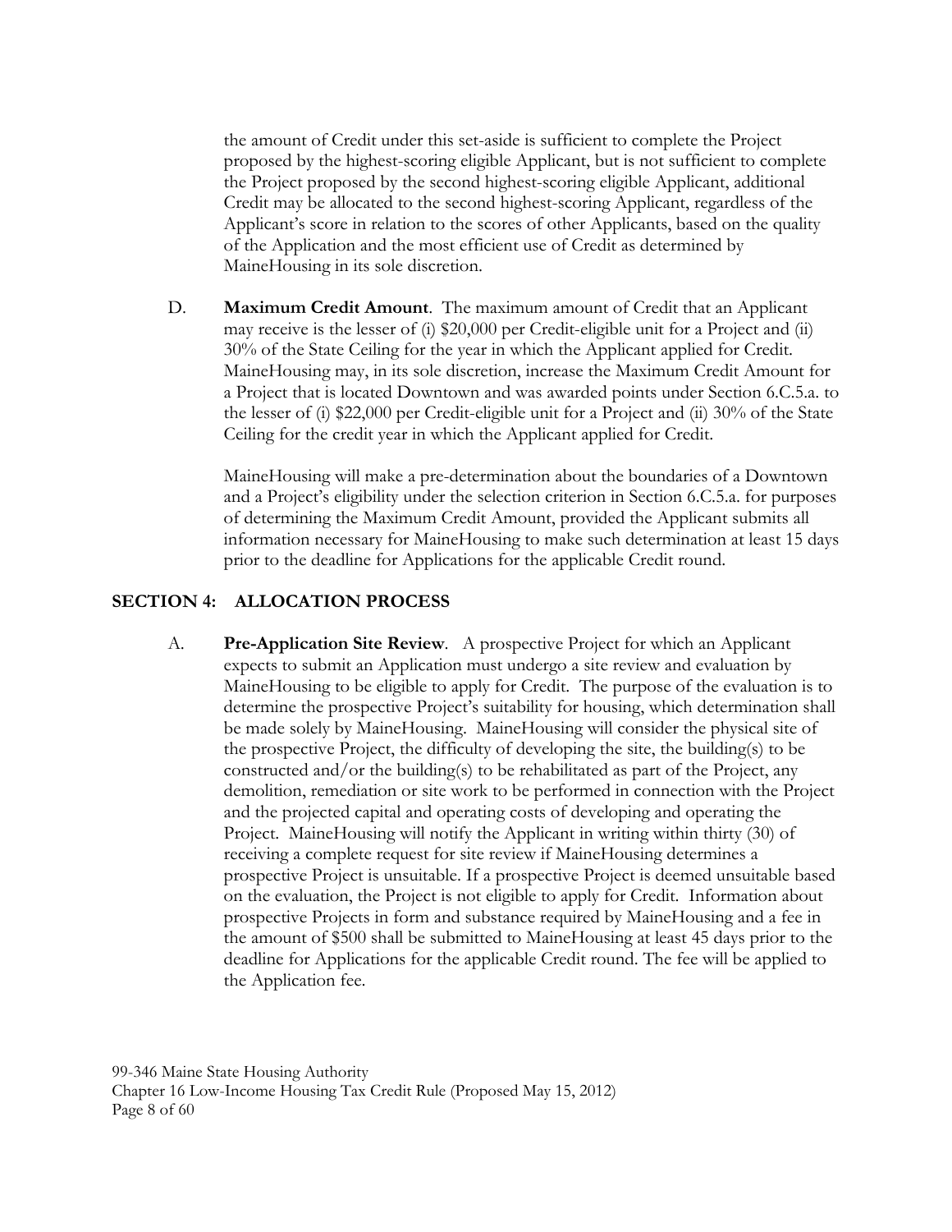the amount of Credit under this set-aside is sufficient to complete the Project proposed by the highest-scoring eligible Applicant, but is not sufficient to complete the Project proposed by the second highest-scoring eligible Applicant, additional Credit may be allocated to the second highest-scoring Applicant, regardless of the Applicant's score in relation to the scores of other Applicants, based on the quality of the Application and the most efficient use of Credit as determined by MaineHousing in its sole discretion.

D. **Maximum Credit Amount**. The maximum amount of Credit that an Applicant may receive is the lesser of (i) $20,000 per Credit-eligible unit for a Project and (ii) 30% of the State Ceiling for the year in which the Applicant applied for Credit. MaineHousing may, in its sole discretion, increase the Maximum Credit Amount for a Project that is located Downtown and was awarded points under Section 6.C.5.a. to the lesser of (i) $22,000 per Credit-eligible unit for a Project and (ii) 30% of the State Ceiling for the credit year in which the Applicant applied for Credit.

MaineHousing will make a pre-determination about the boundaries of a Downtown and a Project's eligibility under the selection criterion in Section 6.C.5.a. for purposes of determining the Maximum Credit Amount, provided the Applicant submits all information necessary for MaineHousing to make such determination at least 15 days prior to the deadline for Applications for the applicable Credit round.

## SECTION 4: ALLOCATION PROCESS

A. **Pre-Application Site Review**. A prospective Project for which an Applicant expects to submit an Application must undergo a site review and evaluation by MaineHousing to be eligible to apply for Credit. The purpose of the evaluation is to determine the prospective Project's suitability for housing, which determination shall be made solely by MaineHousing. MaineHousing will consider the physical site of the prospective Project, the difficulty of developing the site, the building(s) to be constructed and/or the building(s) to be rehabilitated as part of the Project, any demolition, remediation or site work to be performed in connection with the Project and the projected capital and operating costs of developing and operating the Project. MaineHousing will notify the Applicant in writing within thirty (30) of receiving a complete request for site review if MaineHousing determines a prospective Project is unsuitable. If a prospective Project is deemed unsuitable based on the evaluation, the Project is not eligible to apply for Credit. Information about prospective Projects in form and substance required by MaineHousing and a fee in the amount of $500 shall be submitted to MaineHousing at least 45 days prior to the deadline for Applications for the applicable Credit round. The fee will be applied to the Application fee.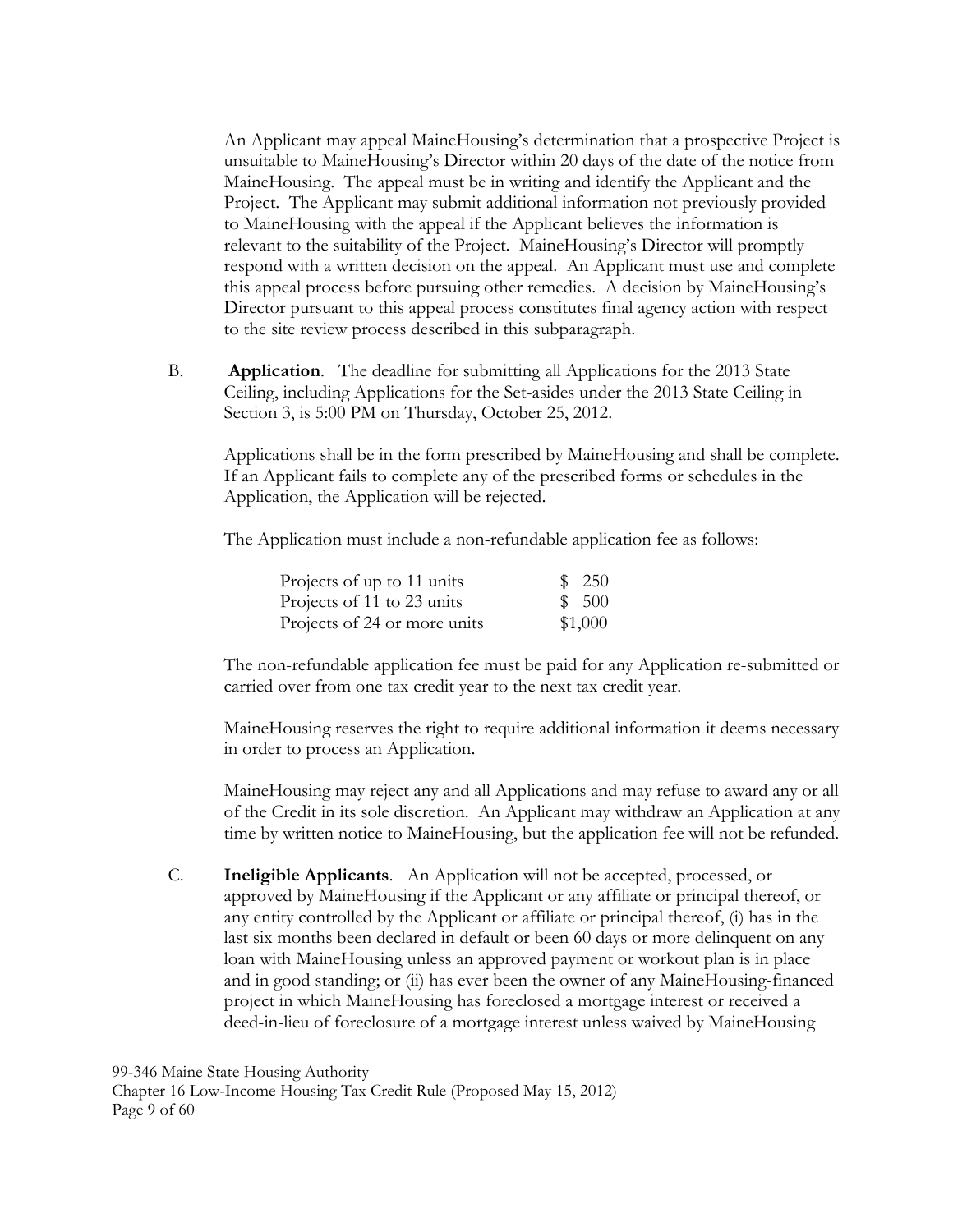An Applicant may appeal MaineHousing's determination that a prospective Project is unsuitable to MaineHousing's Director within 20 days of the date of the notice from MaineHousing. The appeal must be in writing and identify the Applicant and the Project. The Applicant may submit additional information not previously provided to MaineHousing with the appeal if the Applicant believes the information is relevant to the suitability of the Project. MaineHousing's Director will promptly respond with a written decision on the appeal. An Applicant must use and complete this appeal process before pursuing other remedies. A decision by MaineHousing's Director pursuant to this appeal process constitutes final agency action with respect to the site review process described in this subparagraph.

B. **Application**. The deadline for submitting all Applications for the 2013 State Ceiling, including Applications for the Set-asides under the 2013 State Ceiling in Section 3, is 5:00 PM on Thursday, October 25, 2012.

Applications shall be in the form prescribed by MaineHousing and shall be complete. If an Applicant fails to complete any of the prescribed forms or schedules in the Application, the Application will be rejected.

The Application must include a non-refundable application fee as follows:

| | |
|---|---|
| Projects of up to 11 units | $ 250 |
| Projects of 11 to 23 units | $ 500 |
| Projects of 24 or more units | $1,000 |

The non-refundable application fee must be paid for any Application re-submitted or carried over from one tax credit year to the next tax credit year.

MaineHousing reserves the right to require additional information it deems necessary in order to process an Application.

MaineHousing may reject any and all Applications and may refuse to award any or all of the Credit in its sole discretion. An Applicant may withdraw an Application at any time by written notice to MaineHousing, but the application fee will not be refunded.

C. **Ineligible Applicants**. An Application will not be accepted, processed, or approved by MaineHousing if the Applicant or any affiliate or principal thereof, or any entity controlled by the Applicant or affiliate or principal thereof, (i) has in the last six months been declared in default or been 60 days or more delinquent on any loan with MaineHousing unless an approved payment or workout plan is in place and in good standing; or (ii) has ever been the owner of any MaineHousing-financed project in which MaineHousing has foreclosed a mortgage interest or received a deed-in-lieu of foreclosure of a mortgage interest unless waived by MaineHousing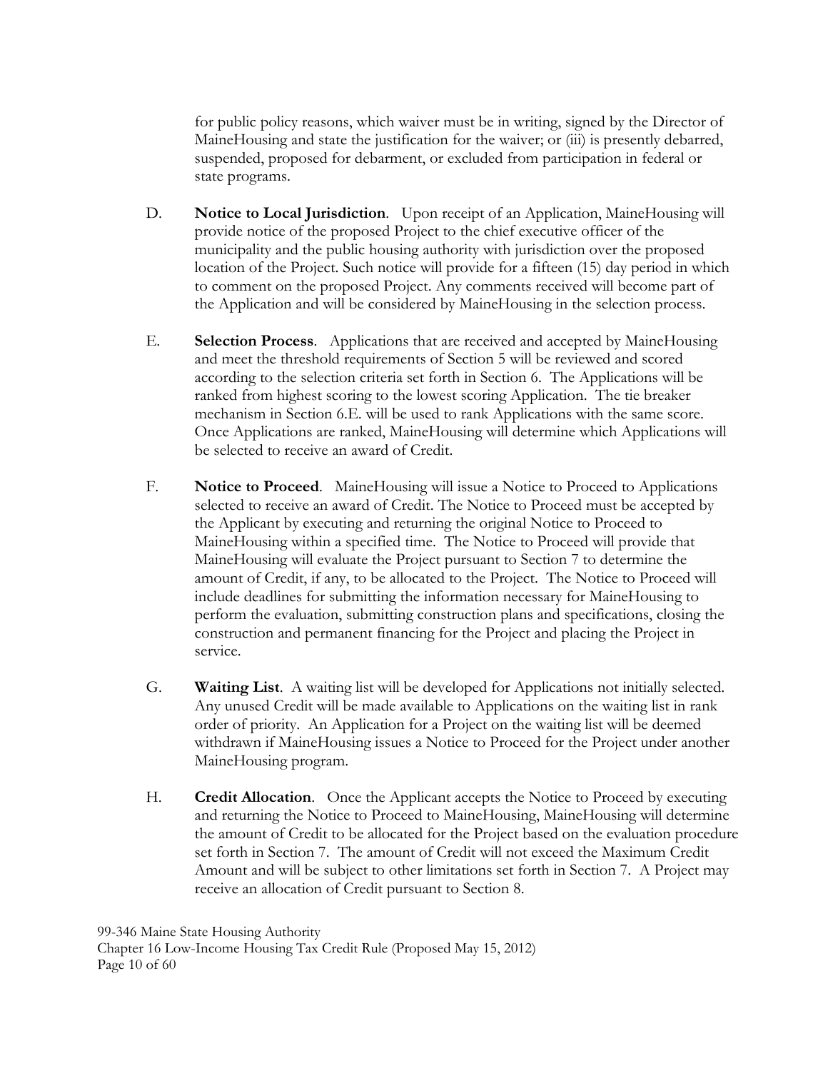for public policy reasons, which waiver must be in writing, signed by the Director of MaineHousing and state the justification for the waiver; or (iii) is presently debarred, suspended, proposed for debarment, or excluded from participation in federal or state programs.

D. **Notice to Local Jurisdiction**. Upon receipt of an Application, MaineHousing will provide notice of the proposed Project to the chief executive officer of the municipality and the public housing authority with jurisdiction over the proposed location of the Project. Such notice will provide for a fifteen (15) day period in which to comment on the proposed Project. Any comments received will become part of the Application and will be considered by MaineHousing in the selection process.

E. **Selection Process**. Applications that are received and accepted by MaineHousing and meet the threshold requirements of Section 5 will be reviewed and scored according to the selection criteria set forth in Section 6. The Applications will be ranked from highest scoring to the lowest scoring Application. The tie breaker mechanism in Section 6.E. will be used to rank Applications with the same score. Once Applications are ranked, MaineHousing will determine which Applications will be selected to receive an award of Credit.

F. **Notice to Proceed**. MaineHousing will issue a Notice to Proceed to Applications selected to receive an award of Credit. The Notice to Proceed must be accepted by the Applicant by executing and returning the original Notice to Proceed to MaineHousing within a specified time. The Notice to Proceed will provide that MaineHousing will evaluate the Project pursuant to Section 7 to determine the amount of Credit, if any, to be allocated to the Project. The Notice to Proceed will include deadlines for submitting the information necessary for MaineHousing to perform the evaluation, submitting construction plans and specifications, closing the construction and permanent financing for the Project and placing the Project in service.

G. **Waiting List**. A waiting list will be developed for Applications not initially selected. Any unused Credit will be made available to Applications on the waiting list in rank order of priority. An Application for a Project on the waiting list will be deemed withdrawn if MaineHousing issues a Notice to Proceed for the Project under another MaineHousing program.

H. **Credit Allocation**. Once the Applicant accepts the Notice to Proceed by executing and returning the Notice to Proceed to MaineHousing, MaineHousing will determine the amount of Credit to be allocated for the Project based on the evaluation procedure set forth in Section 7. The amount of Credit will not exceed the Maximum Credit Amount and will be subject to other limitations set forth in Section 7. A Project may receive an allocation of Credit pursuant to Section 8.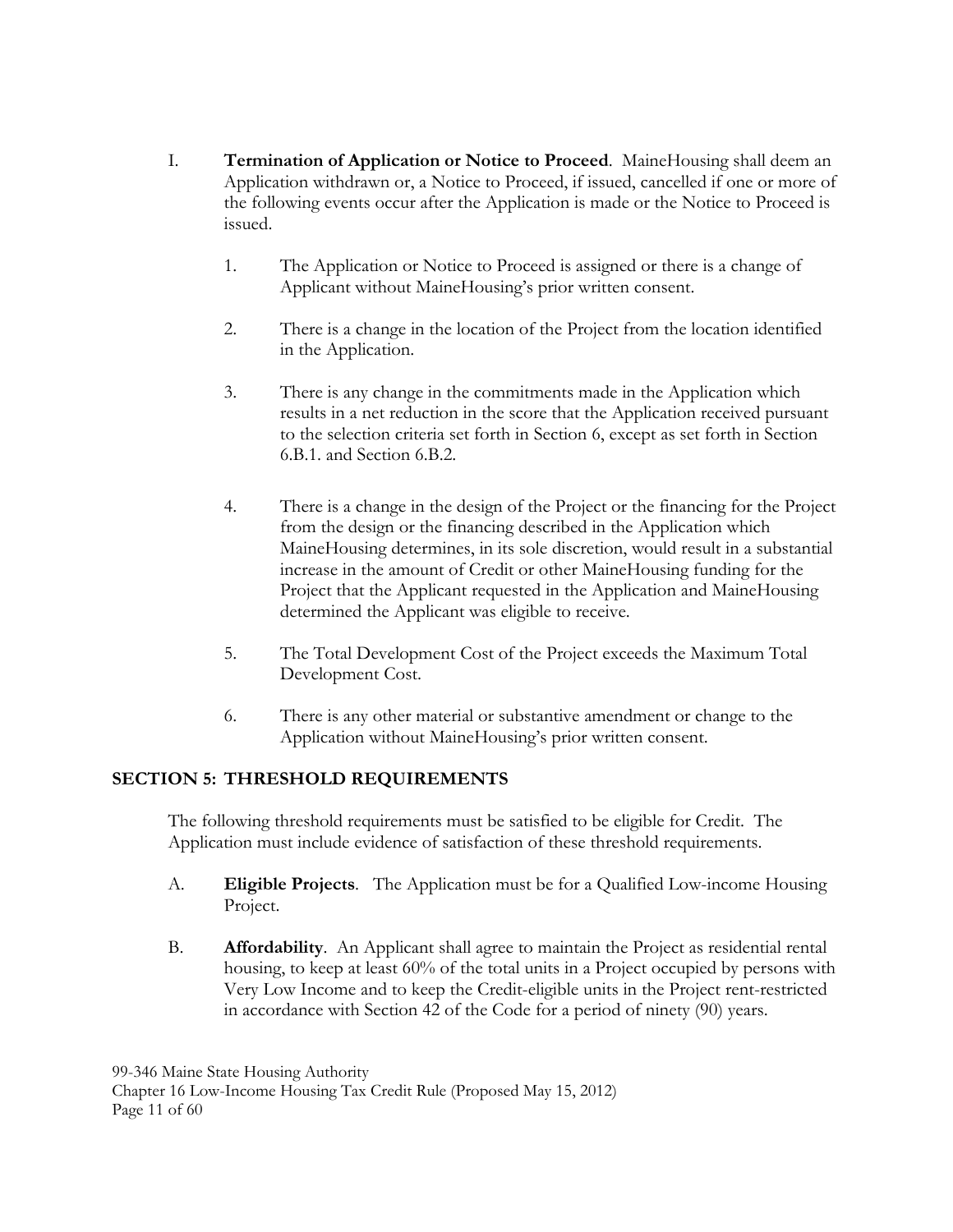I. **Termination of Application or Notice to Proceed**. MaineHousing shall deem an Application withdrawn or, a Notice to Proceed, if issued, cancelled if one or more of the following events occur after the Application is made or the Notice to Proceed is issued.

1. The Application or Notice to Proceed is assigned or there is a change of Applicant without MaineHousing's prior written consent.

2. There is a change in the location of the Project from the location identified in the Application.

3. There is any change in the commitments made in the Application which results in a net reduction in the score that the Application received pursuant to the selection criteria set forth in Section 6, except as set forth in Section 6.B.1. and Section 6.B.2.

4. There is a change in the design of the Project or the financing for the Project from the design or the financing described in the Application which MaineHousing determines, in its sole discretion, would result in a substantial increase in the amount of Credit or other MaineHousing funding for the Project that the Applicant requested in the Application and MaineHousing determined the Applicant was eligible to receive.

5. The Total Development Cost of the Project exceeds the Maximum Total Development Cost.

6. There is any other material or substantive amendment or change to the Application without MaineHousing's prior written consent.

## SECTION 5: THRESHOLD REQUIREMENTS

The following threshold requirements must be satisfied to be eligible for Credit. The Application must include evidence of satisfaction of these threshold requirements.

A. **Eligible Projects**. The Application must be for a Qualified Low-income Housing Project.

B. **Affordability**. An Applicant shall agree to maintain the Project as residential rental housing, to keep at least 60% of the total units in a Project occupied by persons with Very Low Income and to keep the Credit-eligible units in the Project rent-restricted in accordance with Section 42 of the Code for a period of ninety (90) years.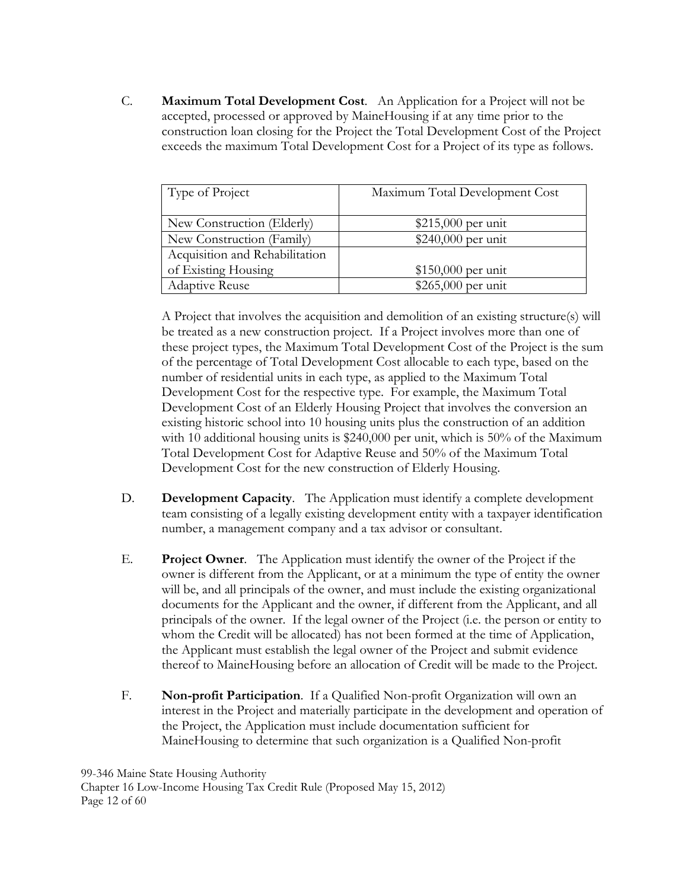C. **Maximum Total Development Cost**. An Application for a Project will not be accepted, processed or approved by MaineHousing if at any time prior to the construction loan closing for the Project the Total Development Cost of the Project exceeds the maximum Total Development Cost for a Project of its type as follows.

| Type of Project | Maximum Total Development Cost |
|---|---|
| New Construction (Elderly) | $215,000 per unit |
| New Construction (Family) | $240,000 per unit |
| Acquisition and Rehabilitation of Existing Housing | $150,000 per unit |
| Adaptive Reuse | $265,000 per unit |

A Project that involves the acquisition and demolition of an existing structure(s) will be treated as a new construction project. If a Project involves more than one of these project types, the Maximum Total Development Cost of the Project is the sum of the percentage of Total Development Cost allocable to each type, based on the number of residential units in each type, as applied to the Maximum Total Development Cost for the respective type. For example, the Maximum Total Development Cost of an Elderly Housing Project that involves the conversion an existing historic school into 10 housing units plus the construction of an addition with 10 additional housing units is $240,000 per unit, which is 50% of the Maximum Total Development Cost for Adaptive Reuse and 50% of the Maximum Total Development Cost for the new construction of Elderly Housing.

D. **Development Capacity**. The Application must identify a complete development team consisting of a legally existing development entity with a taxpayer identification number, a management company and a tax advisor or consultant.

E. **Project Owner**. The Application must identify the owner of the Project if the owner is different from the Applicant, or at a minimum the type of entity the owner will be, and all principals of the owner, and must include the existing organizational documents for the Applicant and the owner, if different from the Applicant, and all principals of the owner. If the legal owner of the Project (i.e. the person or entity to whom the Credit will be allocated) has not been formed at the time of Application, the Applicant must establish the legal owner of the Project and submit evidence thereof to MaineHousing before an allocation of Credit will be made to the Project.

F. **Non-profit Participation**. If a Qualified Non-profit Organization will own an interest in the Project and materially participate in the development and operation of the Project, the Application must include documentation sufficient for MaineHousing to determine that such organization is a Qualified Non-profit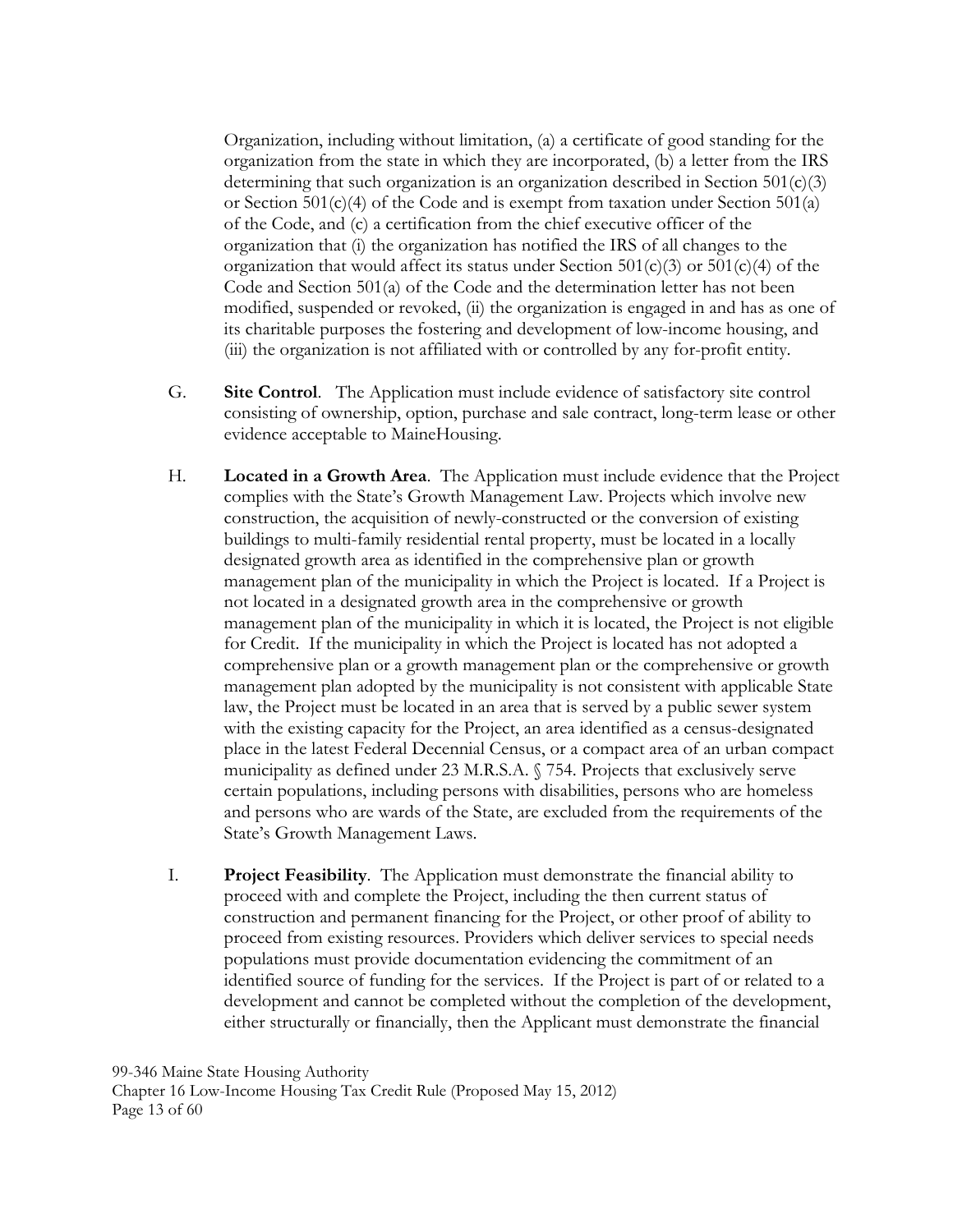Organization, including without limitation, (a) a certificate of good standing for the organization from the state in which they are incorporated, (b) a letter from the IRS determining that such organization is an organization described in Section 501(c)(3) or Section 501(c)(4) of the Code and is exempt from taxation under Section 501(a) of the Code, and (c) a certification from the chief executive officer of the organization that (i) the organization has notified the IRS of all changes to the organization that would affect its status under Section 501(c)(3) or 501(c)(4) of the Code and Section 501(a) of the Code and the determination letter has not been modified, suspended or revoked, (ii) the organization is engaged in and has as one of its charitable purposes the fostering and development of low-income housing, and (iii) the organization is not affiliated with or controlled by any for-profit entity.

G. **Site Control**. The Application must include evidence of satisfactory site control consisting of ownership, option, purchase and sale contract, long-term lease or other evidence acceptable to MaineHousing.

H. **Located in a Growth Area**. The Application must include evidence that the Project complies with the State's Growth Management Law. Projects which involve new construction, the acquisition of newly-constructed or the conversion of existing buildings to multi-family residential rental property, must be located in a locally designated growth area as identified in the comprehensive plan or growth management plan of the municipality in which the Project is located. If a Project is not located in a designated growth area in the comprehensive or growth management plan of the municipality in which it is located, the Project is not eligible for Credit. If the municipality in which the Project is located has not adopted a comprehensive plan or a growth management plan or the comprehensive or growth management plan adopted by the municipality is not consistent with applicable State law, the Project must be located in an area that is served by a public sewer system with the existing capacity for the Project, an area identified as a census-designated place in the latest Federal Decennial Census, or a compact area of an urban compact municipality as defined under 23 M.R.S.A. § 754. Projects that exclusively serve certain populations, including persons with disabilities, persons who are homeless and persons who are wards of the State, are excluded from the requirements of the State's Growth Management Laws.

I. **Project Feasibility**. The Application must demonstrate the financial ability to proceed with and complete the Project, including the then current status of construction and permanent financing for the Project, or other proof of ability to proceed from existing resources. Providers which deliver services to special needs populations must provide documentation evidencing the commitment of an identified source of funding for the services. If the Project is part of or related to a development and cannot be completed without the completion of the development, either structurally or financially, then the Applicant must demonstrate the financial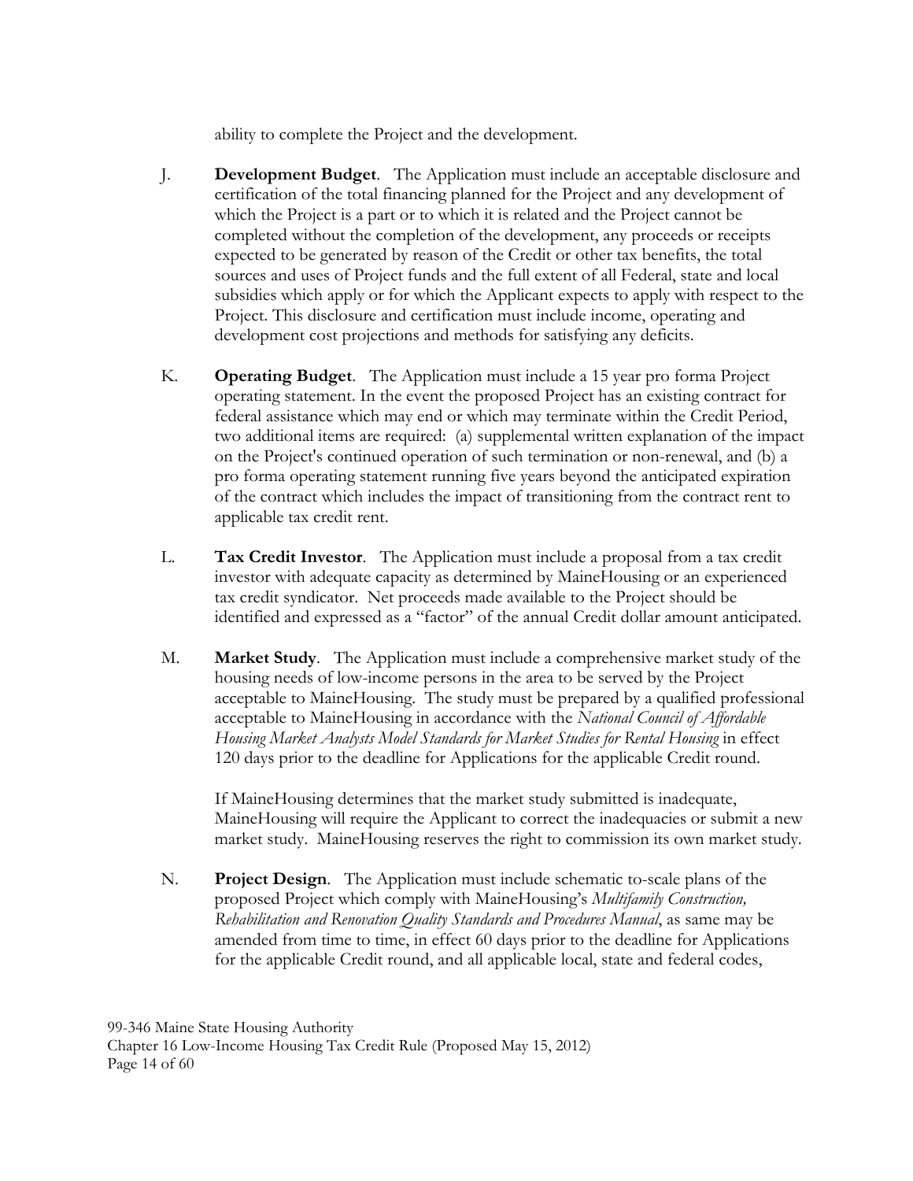ability to complete the Project and the development.

J. **Development Budget**. The Application must include an acceptable disclosure and certification of the total financing planned for the Project and any development of which the Project is a part or to which it is related and the Project cannot be completed without the completion of the development, any proceeds or receipts expected to be generated by reason of the Credit or other tax benefits, the total sources and uses of Project funds and the full extent of all Federal, state and local subsidies which apply or for which the Applicant expects to apply with respect to the Project. This disclosure and certification must include income, operating and development cost projections and methods for satisfying any deficits.

K. **Operating Budget**. The Application must include a 15 year pro forma Project operating statement. In the event the proposed Project has an existing contract for federal assistance which may end or which may terminate within the Credit Period, two additional items are required: (a) supplemental written explanation of the impact on the Project's continued operation of such termination or non-renewal, and (b) a pro forma operating statement running five years beyond the anticipated expiration of the contract which includes the impact of transitioning from the contract rent to applicable tax credit rent.

L. **Tax Credit Investor**. The Application must include a proposal from a tax credit investor with adequate capacity as determined by MaineHousing or an experienced tax credit syndicator. Net proceeds made available to the Project should be identified and expressed as a "factor" of the annual Credit dollar amount anticipated.

M. **Market Study**. The Application must include a comprehensive market study of the housing needs of low-income persons in the area to be served by the Project acceptable to MaineHousing. The study must be prepared by a qualified professional acceptable to MaineHousing in accordance with the *National Council of Affordable Housing Market Analysts Model Standards for Market Studies for Rental Housing* in effect 120 days prior to the deadline for Applications for the applicable Credit round.

If MaineHousing determines that the market study submitted is inadequate, MaineHousing will require the Applicant to correct the inadequacies or submit a new market study. MaineHousing reserves the right to commission its own market study.

N. **Project Design**. The Application must include schematic to-scale plans of the proposed Project which comply with MaineHousing's *Multifamily Construction, Rehabilitation and Renovation Quality Standards and Procedures Manual*, as same may be amended from time to time, in effect 60 days prior to the deadline for Applications for the applicable Credit round, and all applicable local, state and federal codes,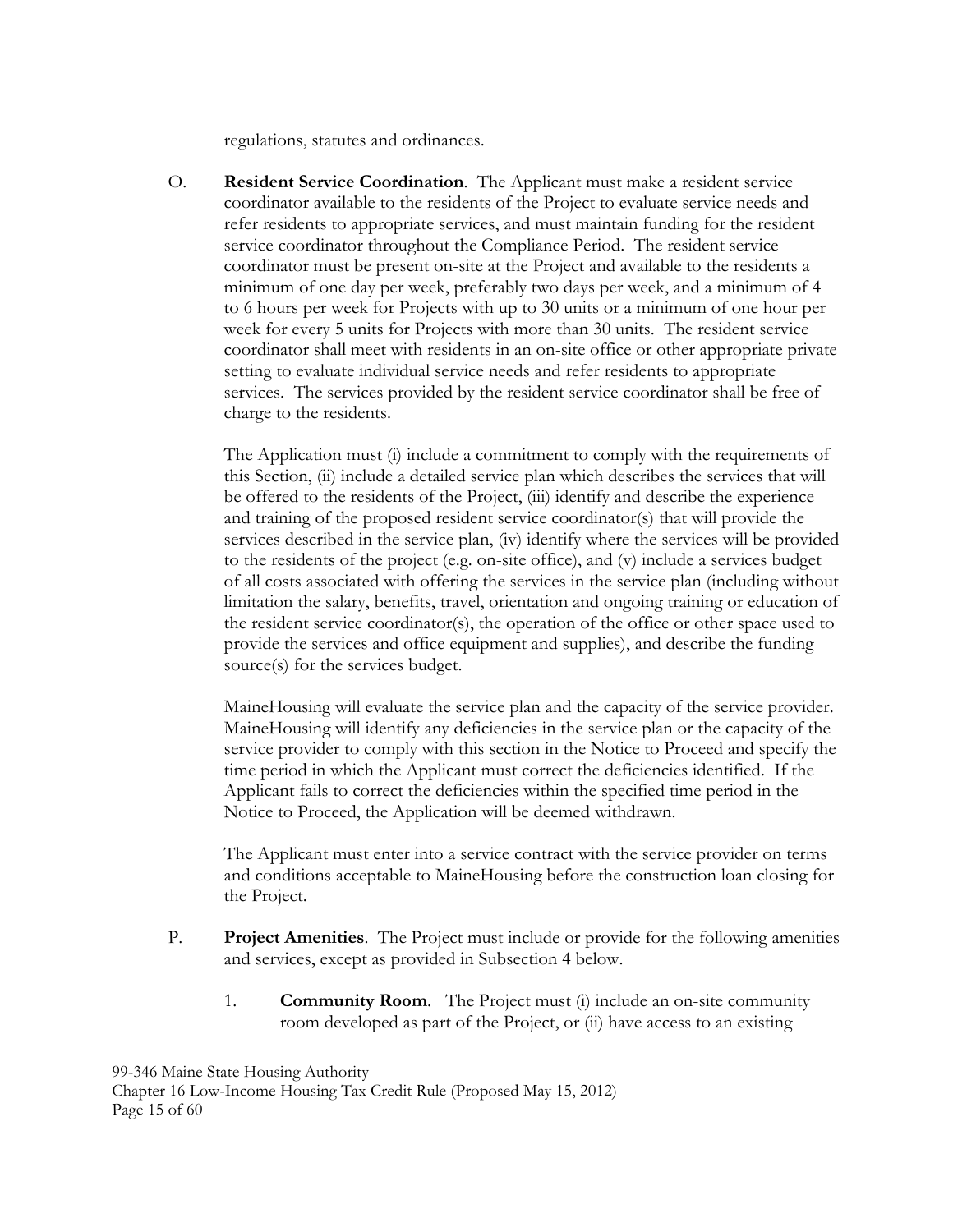regulations, statutes and ordinances.

O. **Resident Service Coordination**. The Applicant must make a resident service coordinator available to the residents of the Project to evaluate service needs and refer residents to appropriate services, and must maintain funding for the resident service coordinator throughout the Compliance Period. The resident service coordinator must be present on-site at the Project and available to the residents a minimum of one day per week, preferably two days per week, and a minimum of 4 to 6 hours per week for Projects with up to 30 units or a minimum of one hour per week for every 5 units for Projects with more than 30 units. The resident service coordinator shall meet with residents in an on-site office or other appropriate private setting to evaluate individual service needs and refer residents to appropriate services. The services provided by the resident service coordinator shall be free of charge to the residents.

The Application must (i) include a commitment to comply with the requirements of this Section, (ii) include a detailed service plan which describes the services that will be offered to the residents of the Project, (iii) identify and describe the experience and training of the proposed resident service coordinator(s) that will provide the services described in the service plan, (iv) identify where the services will be provided to the residents of the project (e.g. on-site office), and (v) include a services budget of all costs associated with offering the services in the service plan (including without limitation the salary, benefits, travel, orientation and ongoing training or education of the resident service coordinator(s), the operation of the office or other space used to provide the services and office equipment and supplies), and describe the funding source(s) for the services budget.

MaineHousing will evaluate the service plan and the capacity of the service provider. MaineHousing will identify any deficiencies in the service plan or the capacity of the service provider to comply with this section in the Notice to Proceed and specify the time period in which the Applicant must correct the deficiencies identified. If the Applicant fails to correct the deficiencies within the specified time period in the Notice to Proceed, the Application will be deemed withdrawn.

The Applicant must enter into a service contract with the service provider on terms and conditions acceptable to MaineHousing before the construction loan closing for the Project.

P. **Project Amenities**. The Project must include or provide for the following amenities and services, except as provided in Subsection 4 below.

1. **Community Room**. The Project must (i) include an on-site community room developed as part of the Project, or (ii) have access to an existing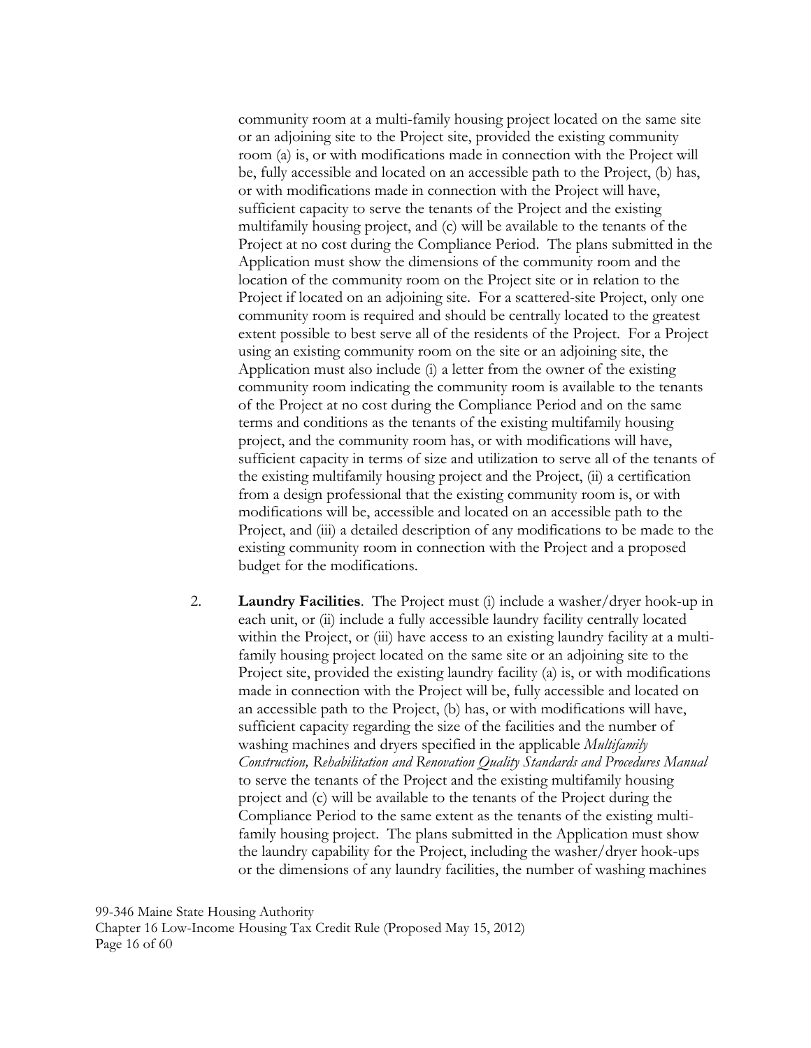community room at a multi-family housing project located on the same site or an adjoining site to the Project site, provided the existing community room (a) is, or with modifications made in connection with the Project will be, fully accessible and located on an accessible path to the Project, (b) has, or with modifications made in connection with the Project will have, sufficient capacity to serve the tenants of the Project and the existing multifamily housing project, and (c) will be available to the tenants of the Project at no cost during the Compliance Period. The plans submitted in the Application must show the dimensions of the community room and the location of the community room on the Project site or in relation to the Project if located on an adjoining site. For a scattered-site Project, only one community room is required and should be centrally located to the greatest extent possible to best serve all of the residents of the Project. For a Project using an existing community room on the site or an adjoining site, the Application must also include (i) a letter from the owner of the existing community room indicating the community room is available to the tenants of the Project at no cost during the Compliance Period and on the same terms and conditions as the tenants of the existing multifamily housing project, and the community room has, or with modifications will have, sufficient capacity in terms of size and utilization to serve all of the tenants of the existing multifamily housing project and the Project, (ii) a certification from a design professional that the existing community room is, or with modifications will be, accessible and located on an accessible path to the Project, and (iii) a detailed description of any modifications to be made to the existing community room in connection with the Project and a proposed budget for the modifications.

2. **Laundry Facilities**. The Project must (i) include a washer/dryer hook-up in each unit, or (ii) include a fully accessible laundry facility centrally located within the Project, or (iii) have access to an existing laundry facility at a multi-family housing project located on the same site or an adjoining site to the Project site, provided the existing laundry facility (a) is, or with modifications made in connection with the Project will be, fully accessible and located on an accessible path to the Project, (b) has, or with modifications will have, sufficient capacity regarding the size of the facilities and the number of washing machines and dryers specified in the applicable *Multifamily Construction, Rehabilitation and Renovation Quality Standards and Procedures Manual* to serve the tenants of the Project and the existing multifamily housing project and (c) will be available to the tenants of the Project during the Compliance Period to the same extent as the tenants of the existing multi-family housing project. The plans submitted in the Application must show the laundry capability for the Project, including the washer/dryer hook-ups or the dimensions of any laundry facilities, the number of washing machines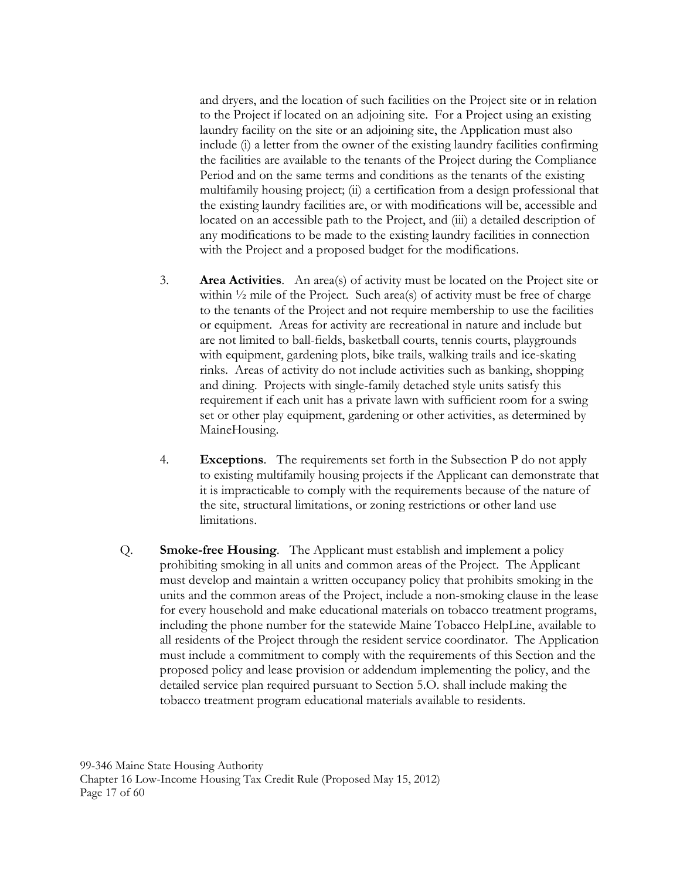and dryers, and the location of such facilities on the Project site or in relation to the Project if located on an adjoining site. For a Project using an existing laundry facility on the site or an adjoining site, the Application must also include (i) a letter from the owner of the existing laundry facilities confirming the facilities are available to the tenants of the Project during the Compliance Period and on the same terms and conditions as the tenants of the existing multifamily housing project; (ii) a certification from a design professional that the existing laundry facilities are, or with modifications will be, accessible and located on an accessible path to the Project, and (iii) a detailed description of any modifications to be made to the existing laundry facilities in connection with the Project and a proposed budget for the modifications.

3. **Area Activities**. An area(s) of activity must be located on the Project site or within ½ mile of the Project. Such area(s) of activity must be free of charge to the tenants of the Project and not require membership to use the facilities or equipment. Areas for activity are recreational in nature and include but are not limited to ball-fields, basketball courts, tennis courts, playgrounds with equipment, gardening plots, bike trails, walking trails and ice-skating rinks. Areas of activity do not include activities such as banking, shopping and dining. Projects with single-family detached style units satisfy this requirement if each unit has a private lawn with sufficient room for a swing set or other play equipment, gardening or other activities, as determined by MaineHousing.

4. **Exceptions**. The requirements set forth in the Subsection P do not apply to existing multifamily housing projects if the Applicant can demonstrate that it is impracticable to comply with the requirements because of the nature of the site, structural limitations, or zoning restrictions or other land use limitations.

Q. **Smoke-free Housing**. The Applicant must establish and implement a policy prohibiting smoking in all units and common areas of the Project. The Applicant must develop and maintain a written occupancy policy that prohibits smoking in the units and the common areas of the Project, include a non-smoking clause in the lease for every household and make educational materials on tobacco treatment programs, including the phone number for the statewide Maine Tobacco HelpLine, available to all residents of the Project through the resident service coordinator. The Application must include a commitment to comply with the requirements of this Section and the proposed policy and lease provision or addendum implementing the policy, and the detailed service plan required pursuant to Section 5.O. shall include making the tobacco treatment program educational materials available to residents.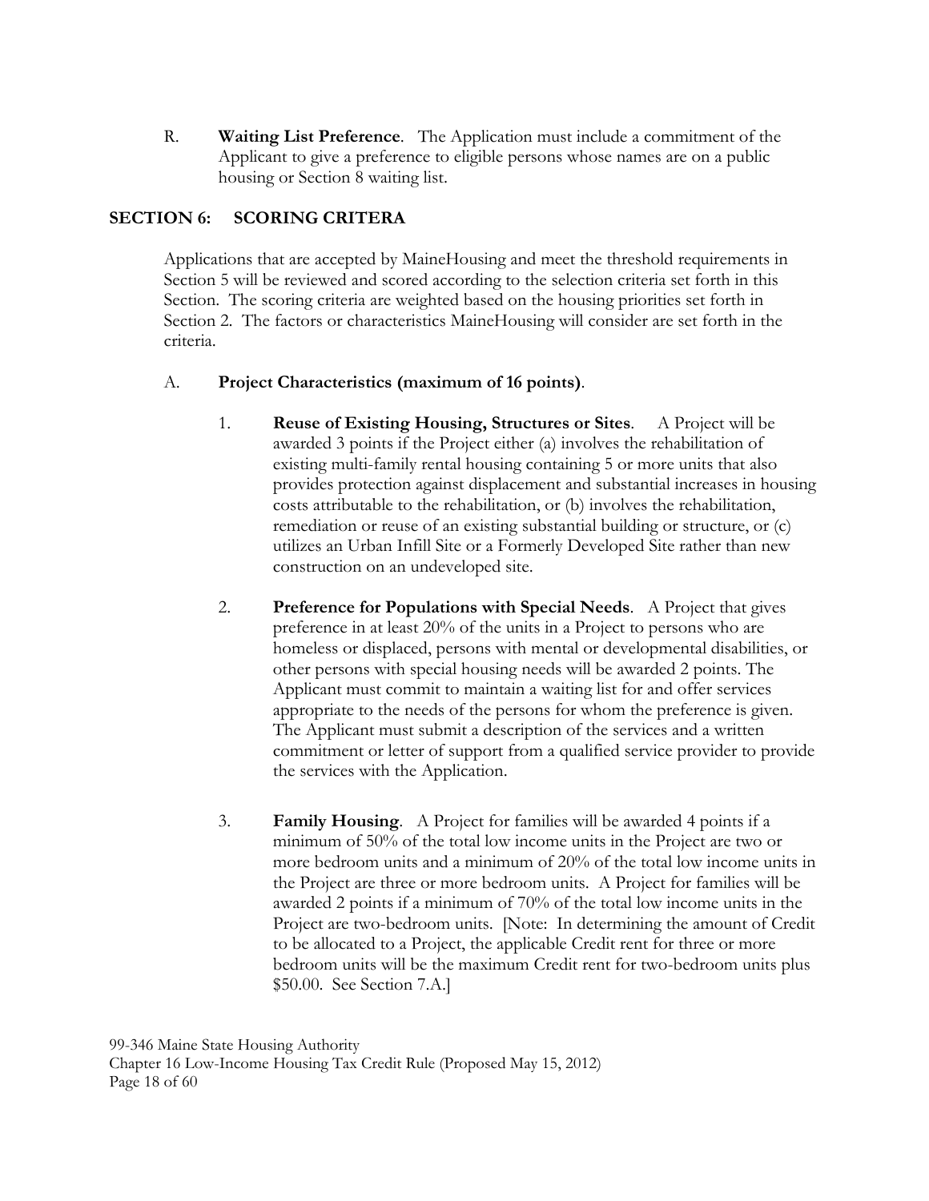R. **Waiting List Preference**. The Application must include a commitment of the Applicant to give a preference to eligible persons whose names are on a public housing or Section 8 waiting list.

## SECTION 6: SCORING CRITERA

Applications that are accepted by MaineHousing and meet the threshold requirements in Section 5 will be reviewed and scored according to the selection criteria set forth in this Section. The scoring criteria are weighted based on the housing priorities set forth in Section 2. The factors or characteristics MaineHousing will consider are set forth in the criteria.

A. **Project Characteristics (maximum of 16 points)**.

1. **Reuse of Existing Housing, Structures or Sites**. A Project will be awarded 3 points if the Project either (a) involves the rehabilitation of existing multi-family rental housing containing 5 or more units that also provides protection against displacement and substantial increases in housing costs attributable to the rehabilitation, or (b) involves the rehabilitation, remediation or reuse of an existing substantial building or structure, or (c) utilizes an Urban Infill Site or a Formerly Developed Site rather than new construction on an undeveloped site.

2. **Preference for Populations with Special Needs**. A Project that gives preference in at least 20% of the units in a Project to persons who are homeless or displaced, persons with mental or developmental disabilities, or other persons with special housing needs will be awarded 2 points. The Applicant must commit to maintain a waiting list for and offer services appropriate to the needs of the persons for whom the preference is given. The Applicant must submit a description of the services and a written commitment or letter of support from a qualified service provider to provide the services with the Application.

3. **Family Housing**. A Project for families will be awarded 4 points if a minimum of 50% of the total low income units in the Project are two or more bedroom units and a minimum of 20% of the total low income units in the Project are three or more bedroom units. A Project for families will be awarded 2 points if a minimum of 70% of the total low income units in the Project are two-bedroom units. [Note: In determining the amount of Credit to be allocated to a Project, the applicable Credit rent for three or more bedroom units will be the maximum Credit rent for two-bedroom units plus $50.00. See Section 7.A.]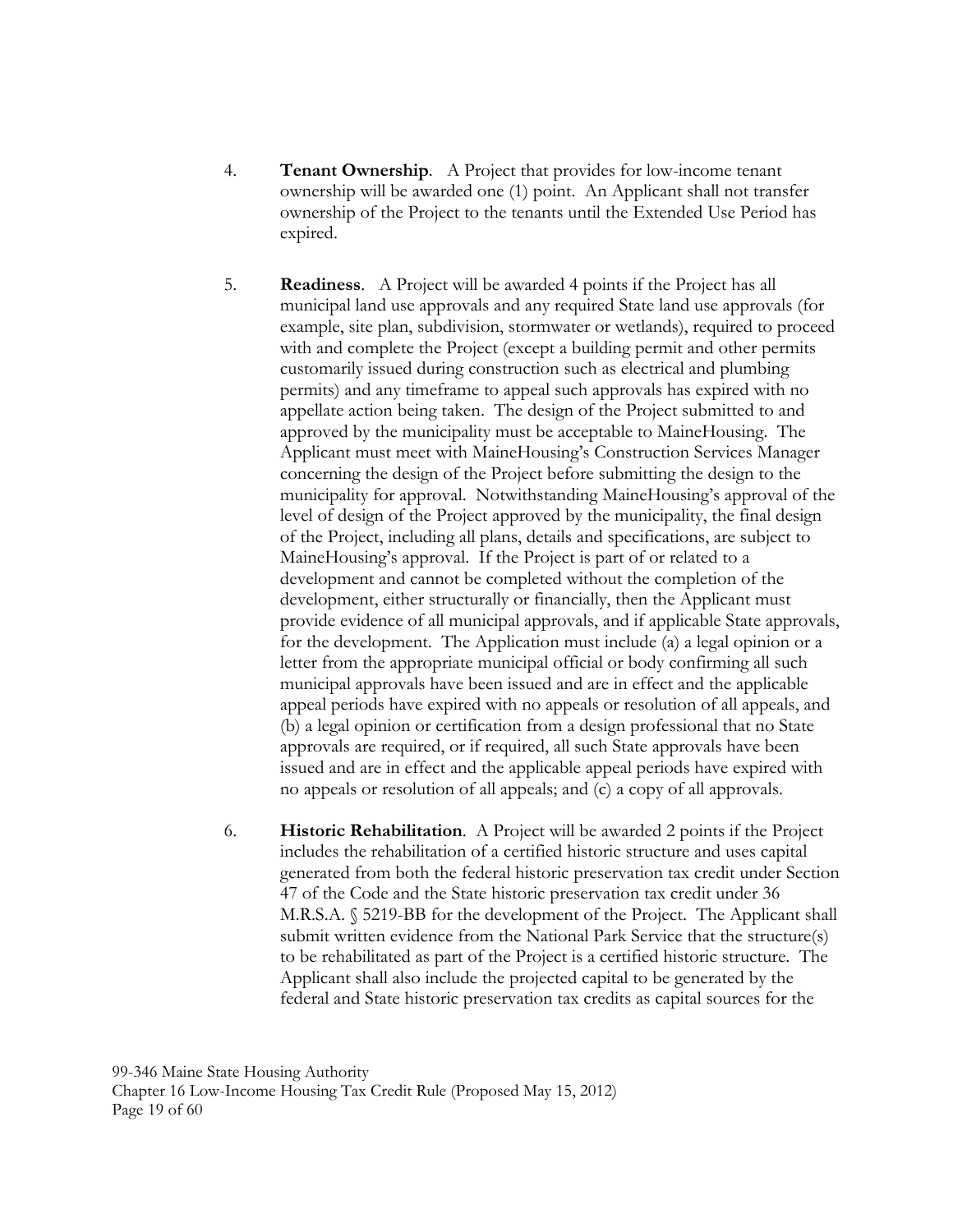4. **Tenant Ownership**. A Project that provides for low-income tenant ownership will be awarded one (1) point. An Applicant shall not transfer ownership of the Project to the tenants until the Extended Use Period has expired.

5. **Readiness**. A Project will be awarded 4 points if the Project has all municipal land use approvals and any required State land use approvals (for example, site plan, subdivision, stormwater or wetlands), required to proceed with and complete the Project (except a building permit and other permits customarily issued during construction such as electrical and plumbing permits) and any timeframe to appeal such approvals has expired with no appellate action being taken. The design of the Project submitted to and approved by the municipality must be acceptable to MaineHousing. The Applicant must meet with MaineHousing's Construction Services Manager concerning the design of the Project before submitting the design to the municipality for approval. Notwithstanding MaineHousing's approval of the level of design of the Project approved by the municipality, the final design of the Project, including all plans, details and specifications, are subject to MaineHousing's approval. If the Project is part of or related to a development and cannot be completed without the completion of the development, either structurally or financially, then the Applicant must provide evidence of all municipal approvals, and if applicable State approvals, for the development. The Application must include (a) a legal opinion or a letter from the appropriate municipal official or body confirming all such municipal approvals have been issued and are in effect and the applicable appeal periods have expired with no appeals or resolution of all appeals, and (b) a legal opinion or certification from a design professional that no State approvals are required, or if required, all such State approvals have been issued and are in effect and the applicable appeal periods have expired with no appeals or resolution of all appeals; and (c) a copy of all approvals.

6. **Historic Rehabilitation**. A Project will be awarded 2 points if the Project includes the rehabilitation of a certified historic structure and uses capital generated from both the federal historic preservation tax credit under Section 47 of the Code and the State historic preservation tax credit under 36 M.R.S.A. § 5219-BB for the development of the Project. The Applicant shall submit written evidence from the National Park Service that the structure(s) to be rehabilitated as part of the Project is a certified historic structure. The Applicant shall also include the projected capital to be generated by the federal and State historic preservation tax credits as capital sources for the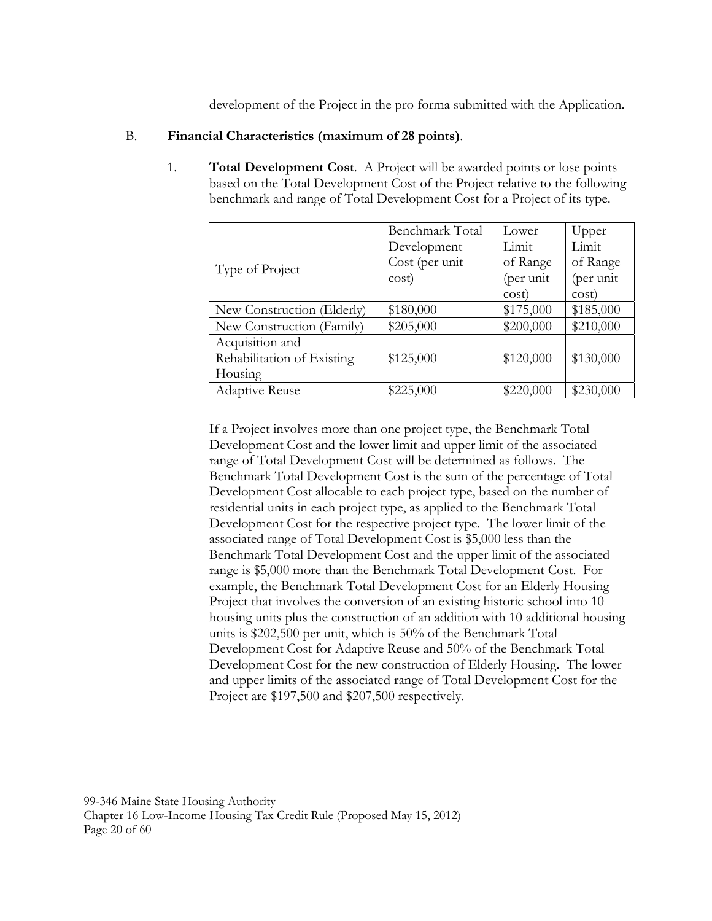development of the Project in the pro forma submitted with the Application.

B. **Financial Characteristics (maximum of 28 points)**.

1. **Total Development Cost**. A Project will be awarded points or lose points based on the Total Development Cost of the Project relative to the following benchmark and range of Total Development Cost for a Project of its type.

| Type of Project | Benchmark Total Development Cost (per unit cost) | Lower Limit of Range (per unit cost) | Upper Limit of Range (per unit cost) |
|---|---|---|---|
| New Construction (Elderly) | $180,000 | $175,000 | $185,000 |
| New Construction (Family) | $205,000 | $200,000 | $210,000 |
| Acquisition and Rehabilitation of Existing Housing | $125,000 | $120,000 | $130,000 |
| Adaptive Reuse | $225,000 | $220,000 | $230,000 |

If a Project involves more than one project type, the Benchmark Total Development Cost and the lower limit and upper limit of the associated range of Total Development Cost will be determined as follows. The Benchmark Total Development Cost is the sum of the percentage of Total Development Cost allocable to each project type, based on the number of residential units in each project type, as applied to the Benchmark Total Development Cost for the respective project type. The lower limit of the associated range of Total Development Cost is $5,000 less than the Benchmark Total Development Cost and the upper limit of the associated range is $5,000 more than the Benchmark Total Development Cost. For example, the Benchmark Total Development Cost for an Elderly Housing Project that involves the conversion of an existing historic school into 10 housing units plus the construction of an addition with 10 additional housing units is $202,500 per unit, which is 50% of the Benchmark Total Development Cost for Adaptive Reuse and 50% of the Benchmark Total Development Cost for the new construction of Elderly Housing. The lower and upper limits of the associated range of Total Development Cost for the Project are $197,500 and $207,500 respectively.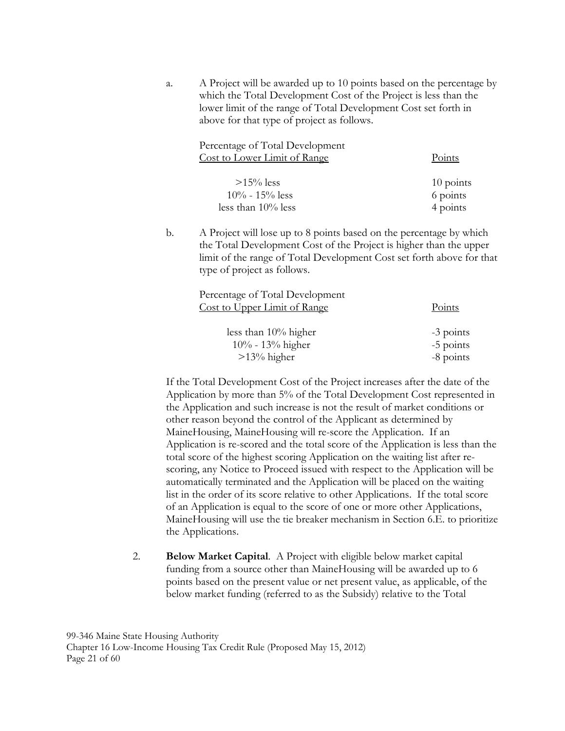a. A Project will be awarded up to 10 points based on the percentage by which the Total Development Cost of the Project is less than the lower limit of the range of Total Development Cost set forth in above for that type of project as follows.

| Percentage of Total Development Cost to Lower Limit of Range | Points |
| --- | --- |
| >15% less | 10 points |
| 10% - 15% less | 6 points |
| less than 10% less | 4 points |

b. A Project will lose up to 8 points based on the percentage by which the Total Development Cost of the Project is higher than the upper limit of the range of Total Development Cost set forth above for that type of project as follows.

| Percentage of Total Development Cost to Upper Limit of Range | Points |
| --- | --- |
| less than 10% higher | -3 points |
| 10% - 13% higher | -5 points |
| >13% higher | -8 points |

If the Total Development Cost of the Project increases after the date of the Application by more than 5% of the Total Development Cost represented in the Application and such increase is not the result of market conditions or other reason beyond the control of the Applicant as determined by MaineHousing, MaineHousing will re-score the Application. If an Application is re-scored and the total score of the Application is less than the total score of the highest scoring Application on the waiting list after re-scoring, any Notice to Proceed issued with respect to the Application will be automatically terminated and the Application will be placed on the waiting list in the order of its score relative to other Applications. If the total score of an Application is equal to the score of one or more other Applications, MaineHousing will use the tie breaker mechanism in Section 6.E. to prioritize the Applications.

2. **Below Market Capital**. A Project with eligible below market capital funding from a source other than MaineHousing will be awarded up to 6 points based on the present value or net present value, as applicable, of the below market funding (referred to as the Subsidy) relative to the Total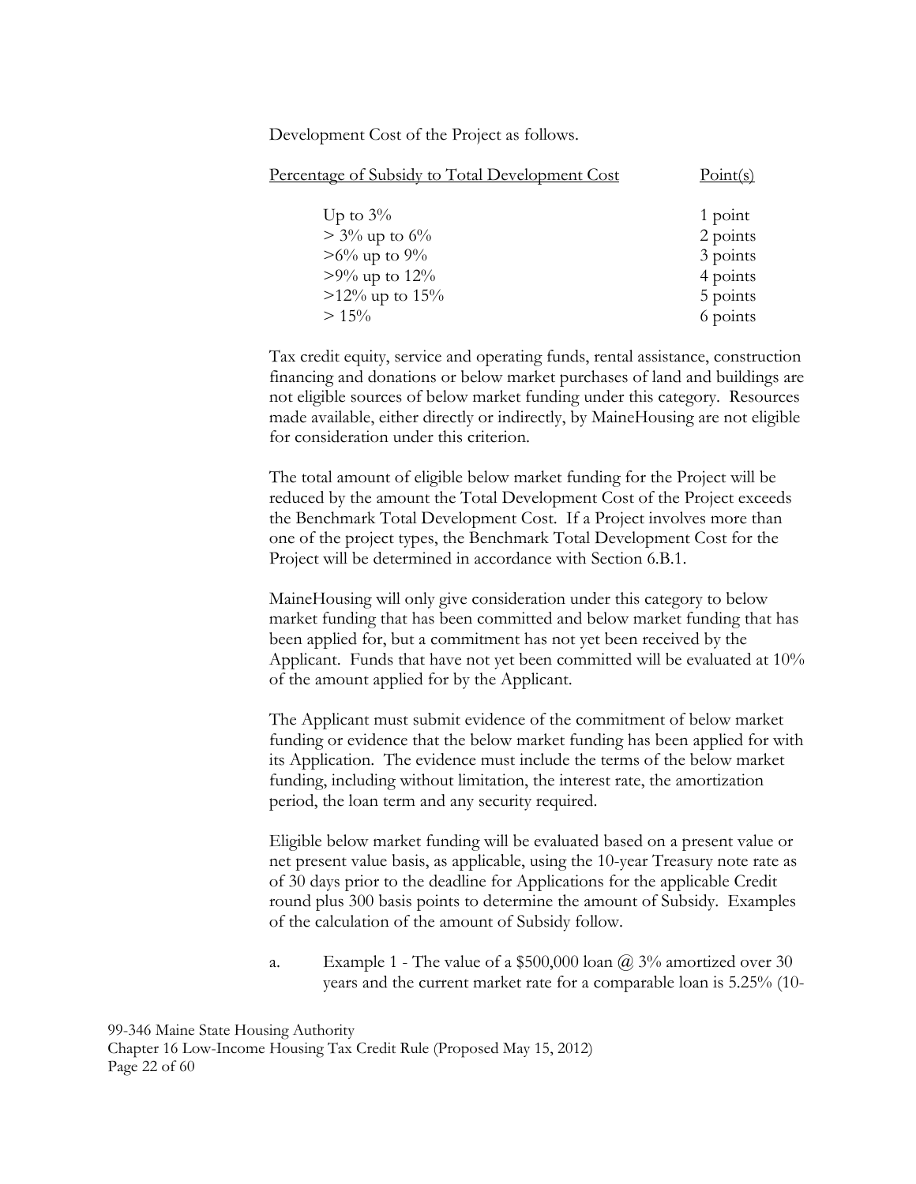Development Cost of the Project as follows.

| Percentage of Subsidy to Total Development Cost | Point(s) |
|---|---|
| Up to 3% | 1 point |
| > 3% up to 6% | 2 points |
| >6% up to 9% | 3 points |
| >9% up to 12% | 4 points |
| >12% up to 15% | 5 points |
| > 15% | 6 points |

Tax credit equity, service and operating funds, rental assistance, construction financing and donations or below market purchases of land and buildings are not eligible sources of below market funding under this category. Resources made available, either directly or indirectly, by MaineHousing are not eligible for consideration under this criterion.

The total amount of eligible below market funding for the Project will be reduced by the amount the Total Development Cost of the Project exceeds the Benchmark Total Development Cost. If a Project involves more than one of the project types, the Benchmark Total Development Cost for the Project will be determined in accordance with Section 6.B.1.

MaineHousing will only give consideration under this category to below market funding that has been committed and below market funding that has been applied for, but a commitment has not yet been received by the Applicant. Funds that have not yet been committed will be evaluated at 10% of the amount applied for by the Applicant.

The Applicant must submit evidence of the commitment of below market funding or evidence that the below market funding has been applied for with its Application. The evidence must include the terms of the below market funding, including without limitation, the interest rate, the amortization period, the loan term and any security required.

Eligible below market funding will be evaluated based on a present value or net present value basis, as applicable, using the 10-year Treasury note rate as of 30 days prior to the deadline for Applications for the applicable Credit round plus 300 basis points to determine the amount of Subsidy. Examples of the calculation of the amount of Subsidy follow.

a. Example 1 - The value of a $500,000 loan @ 3% amortized over 30 years and the current market rate for a comparable loan is 5.25% (10-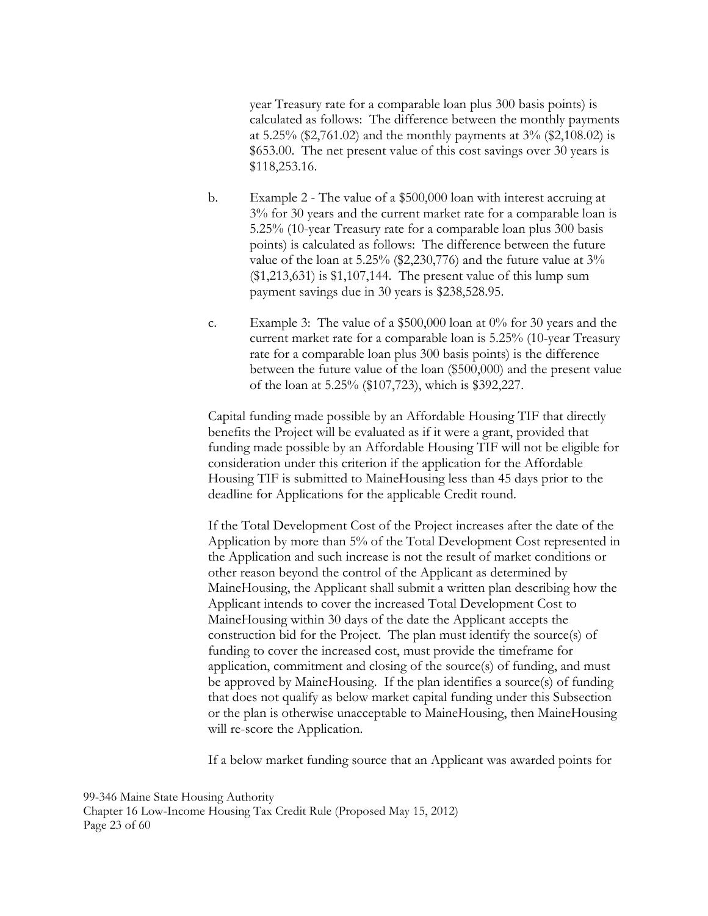year Treasury rate for a comparable loan plus 300 basis points) is calculated as follows: The difference between the monthly payments at 5.25% ($2,761.02) and the monthly payments at 3% ($2,108.02) is $653.00. The net present value of this cost savings over 30 years is $118,253.16.

b. Example 2 - The value of a $500,000 loan with interest accruing at 3% for 30 years and the current market rate for a comparable loan is 5.25% (10-year Treasury rate for a comparable loan plus 300 basis points) is calculated as follows: The difference between the future value of the loan at 5.25% ($2,230,776) and the future value at 3% ($1,213,631) is $1,107,144. The present value of this lump sum payment savings due in 30 years is $238,528.95.

c. Example 3: The value of a $500,000 loan at 0% for 30 years and the current market rate for a comparable loan is 5.25% (10-year Treasury rate for a comparable loan plus 300 basis points) is the difference between the future value of the loan ($500,000) and the present value of the loan at 5.25% ($107,723), which is $392,227.

Capital funding made possible by an Affordable Housing TIF that directly benefits the Project will be evaluated as if it were a grant, provided that funding made possible by an Affordable Housing TIF will not be eligible for consideration under this criterion if the application for the Affordable Housing TIF is submitted to MaineHousing less than 45 days prior to the deadline for Applications for the applicable Credit round.

If the Total Development Cost of the Project increases after the date of the Application by more than 5% of the Total Development Cost represented in the Application and such increase is not the result of market conditions or other reason beyond the control of the Applicant as determined by MaineHousing, the Applicant shall submit a written plan describing how the Applicant intends to cover the increased Total Development Cost to MaineHousing within 30 days of the date the Applicant accepts the construction bid for the Project. The plan must identify the source(s) of funding to cover the increased cost, must provide the timeframe for application, commitment and closing of the source(s) of funding, and must be approved by MaineHousing. If the plan identifies a source(s) of funding that does not qualify as below market capital funding under this Subsection or the plan is otherwise unacceptable to MaineHousing, then MaineHousing will re-score the Application.

If a below market funding source that an Applicant was awarded points for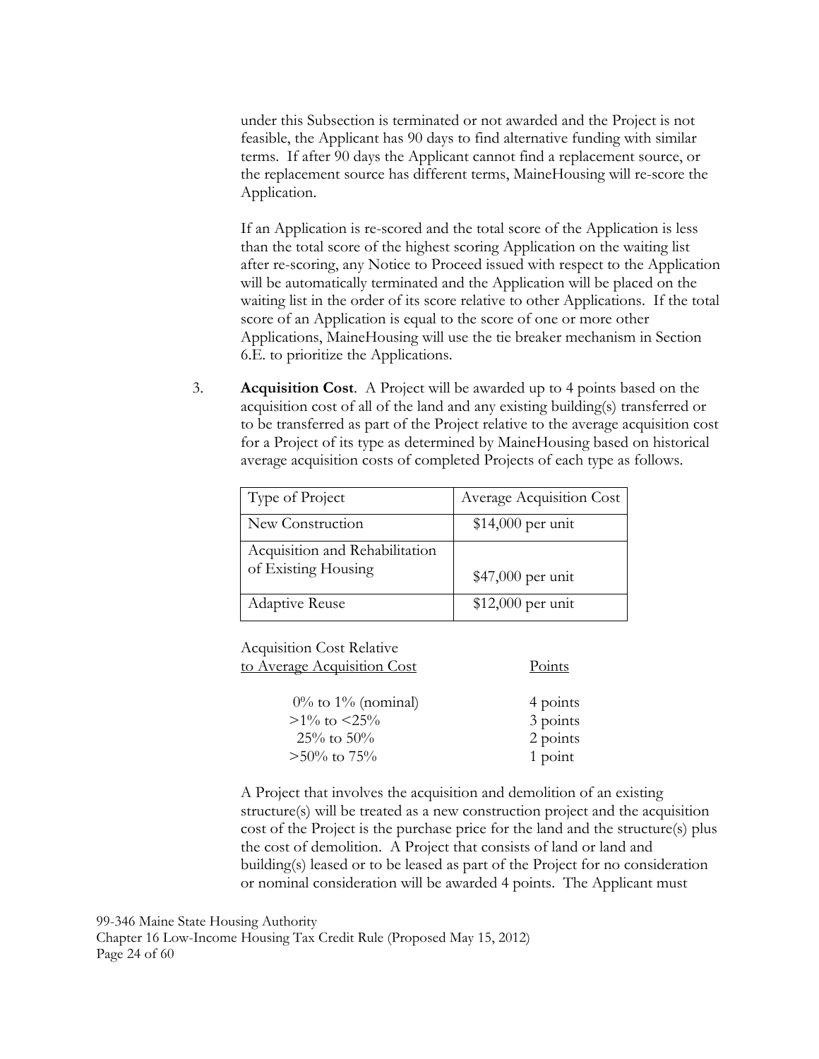under this Subsection is terminated or not awarded and the Project is not feasible, the Applicant has 90 days to find alternative funding with similar terms. If after 90 days the Applicant cannot find a replacement source, or the replacement source has different terms, MaineHousing will re-score the Application.

If an Application is re-scored and the total score of the Application is less than the total score of the highest scoring Application on the waiting list after re-scoring, any Notice to Proceed issued with respect to the Application will be automatically terminated and the Application will be placed on the waiting list in the order of its score relative to other Applications. If the total score of an Application is equal to the score of one or more other Applications, MaineHousing will use the tie breaker mechanism in Section 6.E. to prioritize the Applications.

3. **Acquisition Cost**. A Project will be awarded up to 4 points based on the acquisition cost of all of the land and any existing building(s) transferred or to be transferred as part of the Project relative to the average acquisition cost for a Project of its type as determined by MaineHousing based on historical average acquisition costs of completed Projects of each type as follows.

| Type of Project | Average Acquisition Cost |
|---|---|
| New Construction | $14,000 per unit |
| Acquisition and Rehabilitation of Existing Housing | $47,000 per unit |
| Adaptive Reuse | $12,000 per unit |

| Acquisition Cost Relative to Average Acquisition Cost | Points |
|---|---|
| 0% to 1% (nominal) | 4 points |
| >1% to <25% | 3 points |
| 25% to 50% | 2 points |
| >50% to 75% | 1 point |

A Project that involves the acquisition and demolition of an existing structure(s) will be treated as a new construction project and the acquisition cost of the Project is the purchase price for the land and the structure(s) plus the cost of demolition. A Project that consists of land or land and building(s) leased or to be leased as part of the Project for no consideration or nominal consideration will be awarded 4 points. The Applicant must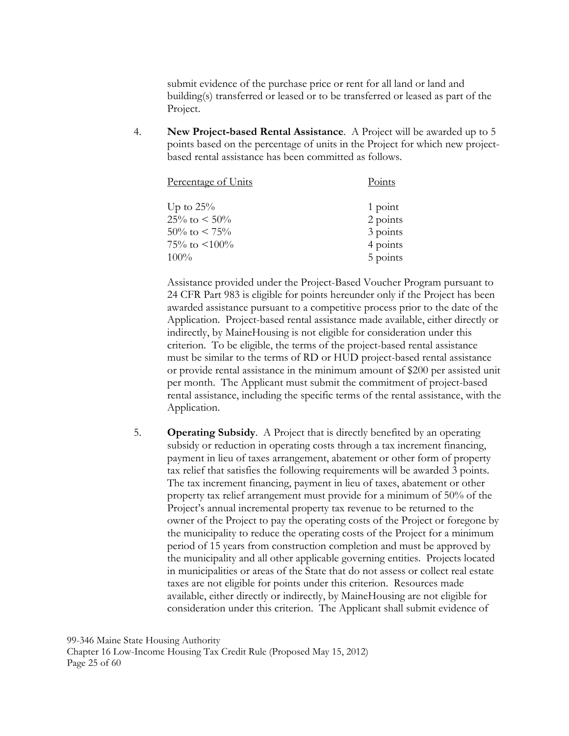submit evidence of the purchase price or rent for all land or land and building(s) transferred or leased or to be transferred or leased as part of the Project.

4. **New Project-based Rental Assistance**. A Project will be awarded up to 5 points based on the percentage of units in the Project for which new project-based rental assistance has been committed as follows.

| Percentage of Units | Points |
|---|---|
| Up to 25% | 1 point |
| 25% to < 50% | 2 points |
| 50% to < 75% | 3 points |
| 75% to <100% | 4 points |
| 100% | 5 points |

Assistance provided under the Project-Based Voucher Program pursuant to 24 CFR Part 983 is eligible for points hereunder only if the Project has been awarded assistance pursuant to a competitive process prior to the date of the Application. Project-based rental assistance made available, either directly or indirectly, by MaineHousing is not eligible for consideration under this criterion. To be eligible, the terms of the project-based rental assistance must be similar to the terms of RD or HUD project-based rental assistance or provide rental assistance in the minimum amount of $200 per assisted unit per month. The Applicant must submit the commitment of project-based rental assistance, including the specific terms of the rental assistance, with the Application.

5. **Operating Subsidy**. A Project that is directly benefited by an operating subsidy or reduction in operating costs through a tax increment financing, payment in lieu of taxes arrangement, abatement or other form of property tax relief that satisfies the following requirements will be awarded 3 points. The tax increment financing, payment in lieu of taxes, abatement or other property tax relief arrangement must provide for a minimum of 50% of the Project's annual incremental property tax revenue to be returned to the owner of the Project to pay the operating costs of the Project or foregone by the municipality to reduce the operating costs of the Project for a minimum period of 15 years from construction completion and must be approved by the municipality and all other applicable governing entities. Projects located in municipalities or areas of the State that do not assess or collect real estate taxes are not eligible for points under this criterion. Resources made available, either directly or indirectly, by MaineHousing are not eligible for consideration under this criterion. The Applicant shall submit evidence of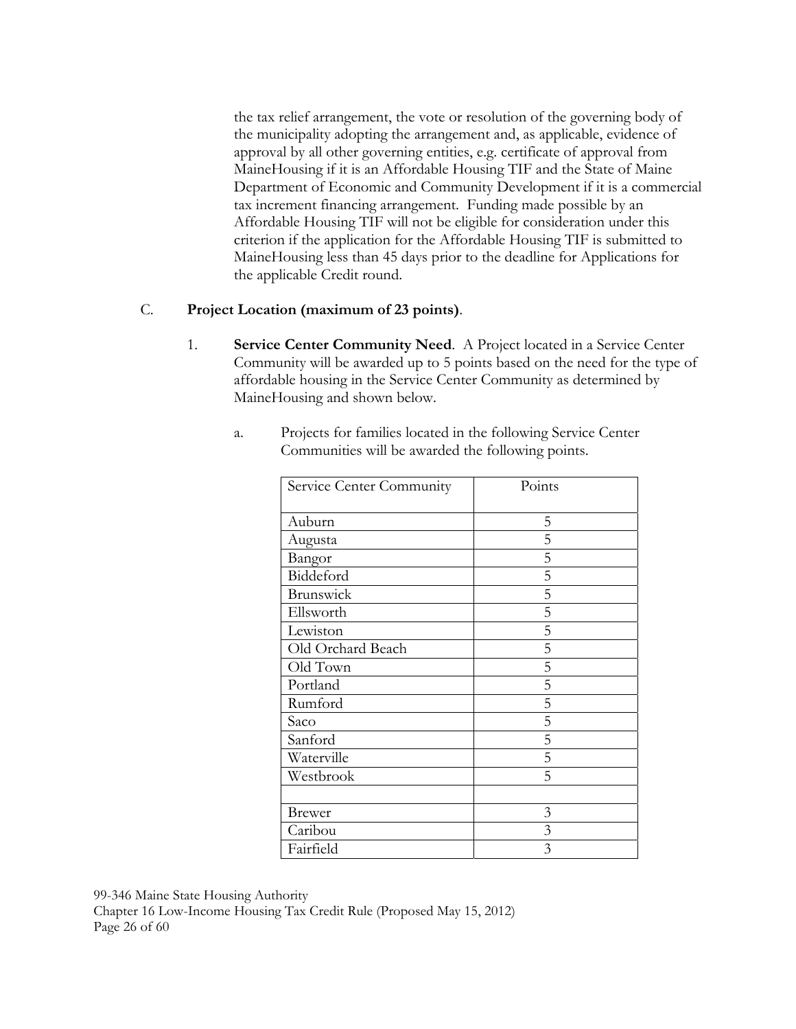the tax relief arrangement, the vote or resolution of the governing body of the municipality adopting the arrangement and, as applicable, evidence of approval by all other governing entities, e.g. certificate of approval from MaineHousing if it is an Affordable Housing TIF and the State of Maine Department of Economic and Community Development if it is a commercial tax increment financing arrangement. Funding made possible by an Affordable Housing TIF will not be eligible for consideration under this criterion if the application for the Affordable Housing TIF is submitted to MaineHousing less than 45 days prior to the deadline for Applications for the applicable Credit round.

C. **Project Location (maximum of 23 points)**.

1. **Service Center Community Need**. A Project located in a Service Center Community will be awarded up to 5 points based on the need for the type of affordable housing in the Service Center Community as determined by MaineHousing and shown below.

   a. Projects for families located in the following Service Center Communities will be awarded the following points.

| Service Center Community | Points |
|---|---|
| Auburn | 5 |
| Augusta | 5 |
| Bangor | 5 |
| Biddeford | 5 |
| Brunswick | 5 |
| Ellsworth | 5 |
| Lewiston | 5 |
| Old Orchard Beach | 5 |
| Old Town | 5 |
| Portland | 5 |
| Rumford | 5 |
| Saco | 5 |
| Sanford | 5 |
| Waterville | 5 |
| Westbrook | 5 |
| | |
| Brewer | 3 |
| Caribou | 3 |
| Fairfield | 3 |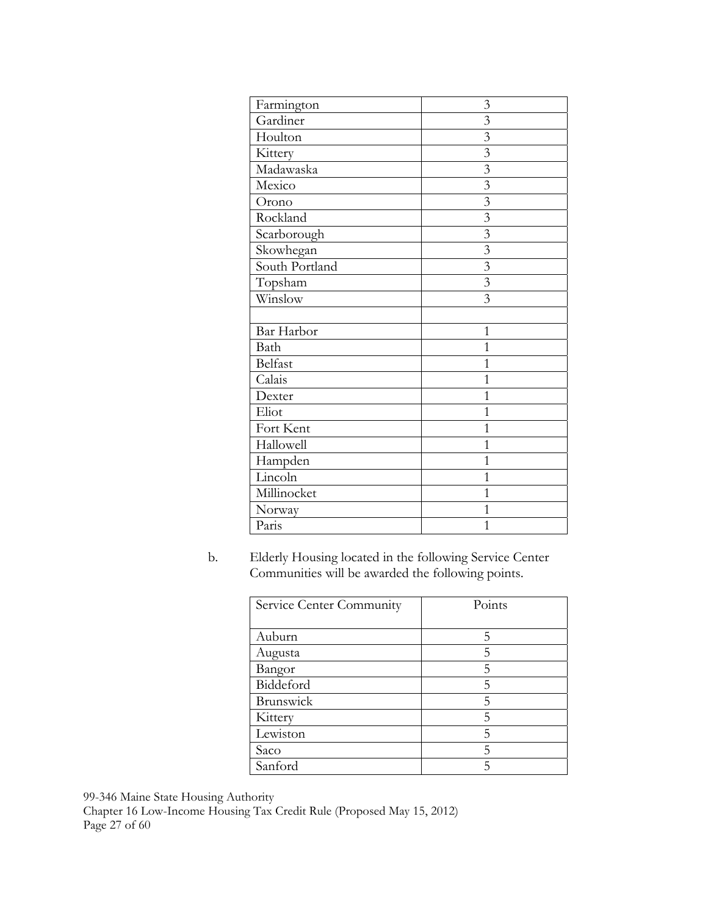| | |
|---|---|
| Farmington | 3 |
| Gardiner | 3 |
| Houlton | 3 |
| Kittery | 3 |
| Madawaska | 3 |
| Mexico | 3 |
| Orono | 3 |
| Rockland | 3 |
| Scarborough | 3 |
| Skowhegan | 3 |
| South Portland | 3 |
| Topsham | 3 |
| Winslow | 3 |
| | |
| Bar Harbor | 1 |
| Bath | 1 |
| Belfast | 1 |
| Calais | 1 |
| Dexter | 1 |
| Eliot | 1 |
| Fort Kent | 1 |
| Hallowell | 1 |
| Hampden | 1 |
| Lincoln | 1 |
| Millinocket | 1 |
| Norway | 1 |
| Paris | 1 |

b. Elderly Housing located in the following Service Center Communities will be awarded the following points.

| Service Center Community | Points |
|---|---|
| Auburn | 5 |
| Augusta | 5 |
| Bangor | 5 |
| Biddeford | 5 |
| Brunswick | 5 |
| Kittery | 5 |
| Lewiston | 5 |
| Saco | 5 |
| Sanford | 5 |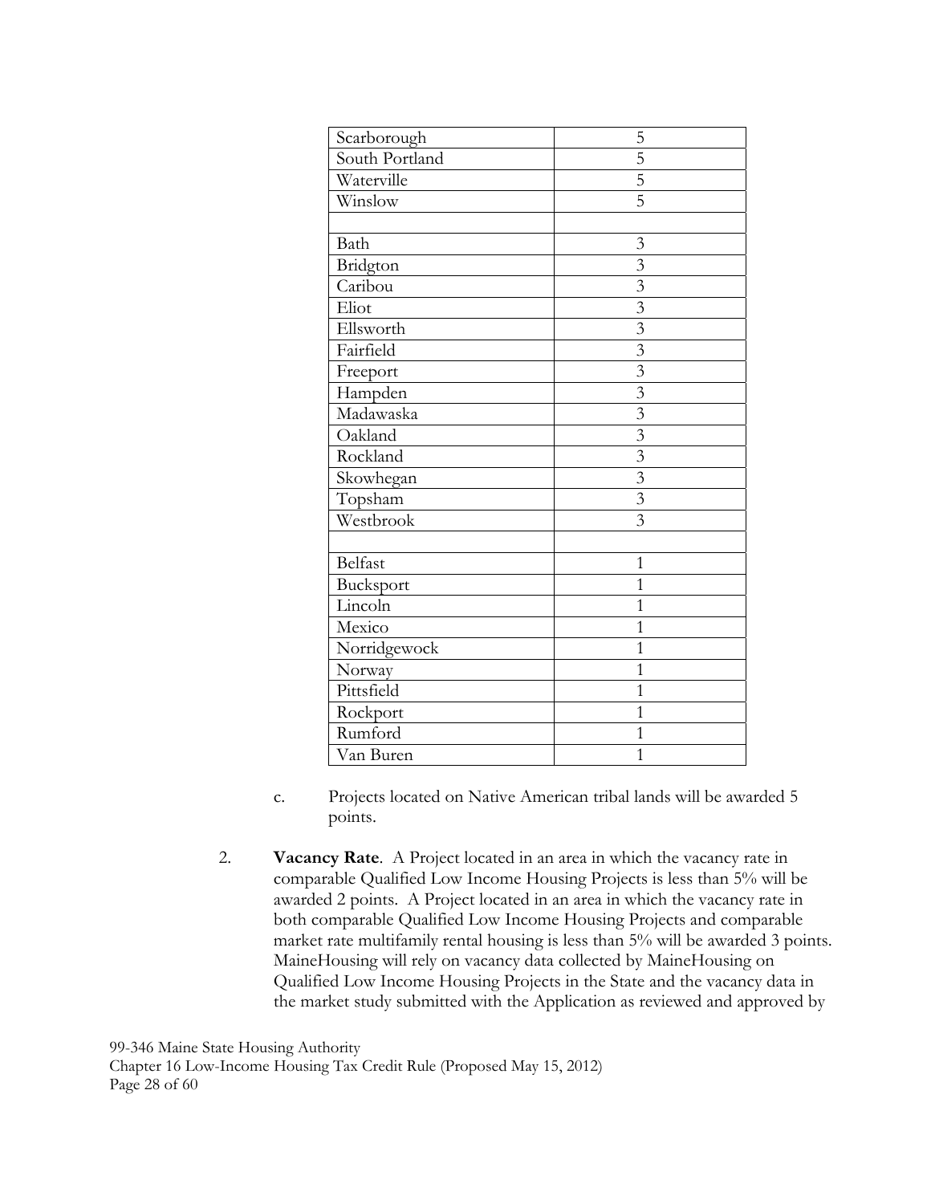| Scarborough | 5 |
| --- | --- |
| South Portland | 5 |
| Waterville | 5 |
| Winslow | 5 |
| | |
| Bath | 3 |
| Bridgton | 3 |
| Caribou | 3 |
| Eliot | 3 |
| Ellsworth | 3 |
| Fairfield | 3 |
| Freeport | 3 |
| Hampden | 3 |
| Madawaska | 3 |
| Oakland | 3 |
| Rockland | 3 |
| Skowhegan | 3 |
| Topsham | 3 |
| Westbrook | 3 |
| | |
| Belfast | 1 |
| Bucksport | 1 |
| Lincoln | 1 |
| Mexico | 1 |
| Norridgewock | 1 |
| Norway | 1 |
| Pittsfield | 1 |
| Rockport | 1 |
| Rumford | 1 |
| Van Buren | 1 |

c. Projects located on Native American tribal lands will be awarded 5 points.

2. **Vacancy Rate**. A Project located in an area in which the vacancy rate in comparable Qualified Low Income Housing Projects is less than 5% will be awarded 2 points. A Project located in an area in which the vacancy rate in both comparable Qualified Low Income Housing Projects and comparable market rate multifamily rental housing is less than 5% will be awarded 3 points. MaineHousing will rely on vacancy data collected by MaineHousing on Qualified Low Income Housing Projects in the State and the vacancy data in the market study submitted with the Application as reviewed and approved by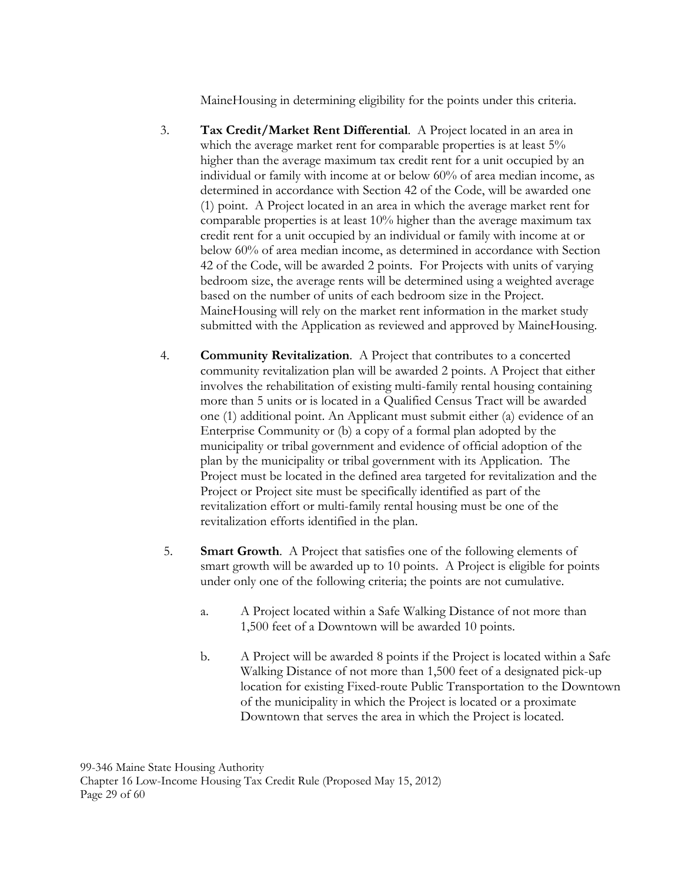MaineHousing in determining eligibility for the points under this criteria.

3. **Tax Credit/Market Rent Differential**. A Project located in an area in which the average market rent for comparable properties is at least 5% higher than the average maximum tax credit rent for a unit occupied by an individual or family with income at or below 60% of area median income, as determined in accordance with Section 42 of the Code, will be awarded one (1) point. A Project located in an area in which the average market rent for comparable properties is at least 10% higher than the average maximum tax credit rent for a unit occupied by an individual or family with income at or below 60% of area median income, as determined in accordance with Section 42 of the Code, will be awarded 2 points. For Projects with units of varying bedroom size, the average rents will be determined using a weighted average based on the number of units of each bedroom size in the Project. MaineHousing will rely on the market rent information in the market study submitted with the Application as reviewed and approved by MaineHousing.

4. **Community Revitalization**. A Project that contributes to a concerted community revitalization plan will be awarded 2 points. A Project that either involves the rehabilitation of existing multi-family rental housing containing more than 5 units or is located in a Qualified Census Tract will be awarded one (1) additional point. An Applicant must submit either (a) evidence of an Enterprise Community or (b) a copy of a formal plan adopted by the municipality or tribal government and evidence of official adoption of the plan by the municipality or tribal government with its Application. The Project must be located in the defined area targeted for revitalization and the Project or Project site must be specifically identified as part of the revitalization effort or multi-family rental housing must be one of the revitalization efforts identified in the plan.

5. **Smart Growth**. A Project that satisfies one of the following elements of smart growth will be awarded up to 10 points. A Project is eligible for points under only one of the following criteria; the points are not cumulative.

   a. A Project located within a Safe Walking Distance of not more than 1,500 feet of a Downtown will be awarded 10 points.

   b. A Project will be awarded 8 points if the Project is located within a Safe Walking Distance of not more than 1,500 feet of a designated pick-up location for existing Fixed-route Public Transportation to the Downtown of the municipality in which the Project is located or a proximate Downtown that serves the area in which the Project is located.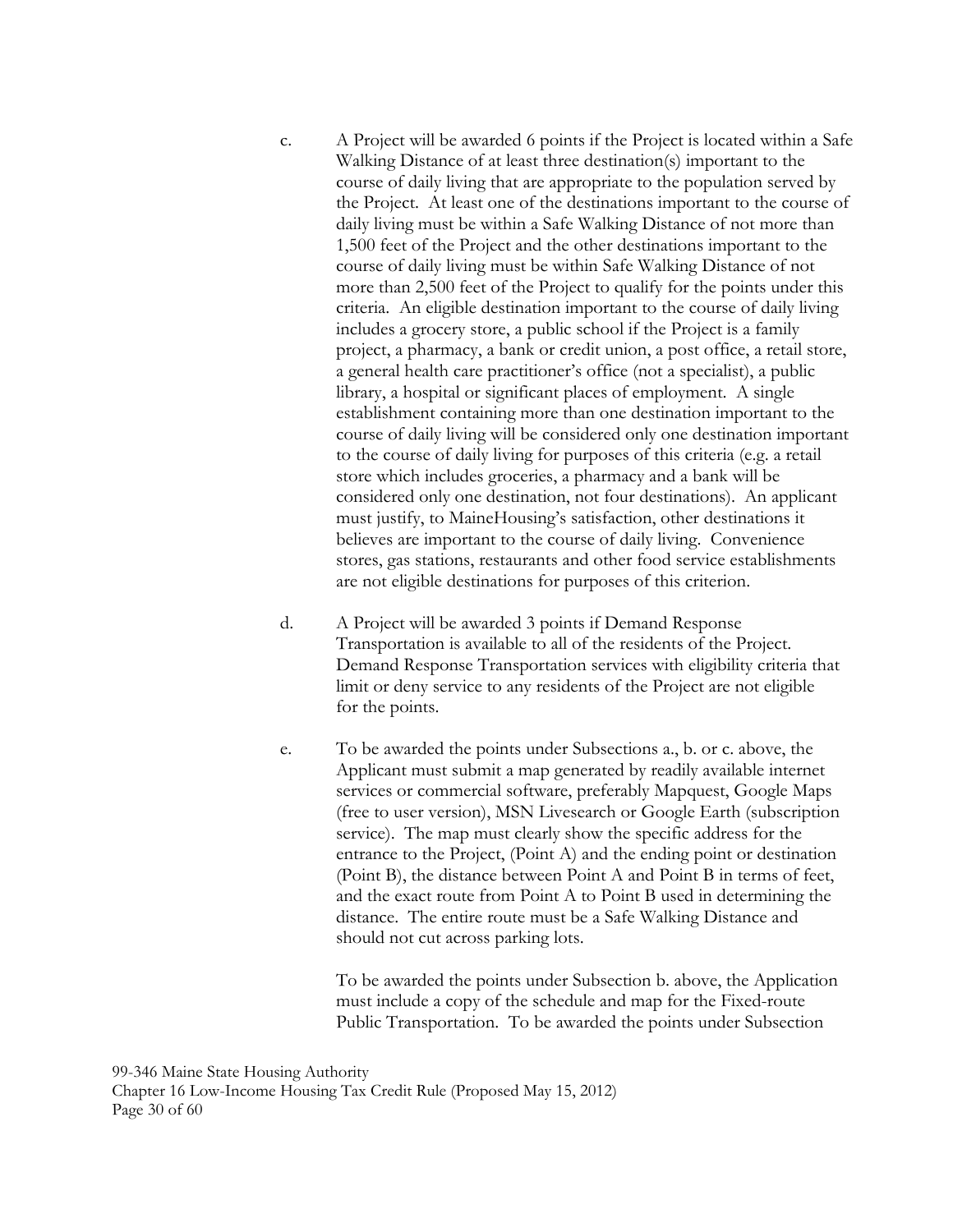c. A Project will be awarded 6 points if the Project is located within a Safe Walking Distance of at least three destination(s) important to the course of daily living that are appropriate to the population served by the Project. At least one of the destinations important to the course of daily living must be within a Safe Walking Distance of not more than 1,500 feet of the Project and the other destinations important to the course of daily living must be within Safe Walking Distance of not more than 2,500 feet of the Project to qualify for the points under this criteria. An eligible destination important to the course of daily living includes a grocery store, a public school if the Project is a family project, a pharmacy, a bank or credit union, a post office, a retail store, a general health care practitioner's office (not a specialist), a public library, a hospital or significant places of employment. A single establishment containing more than one destination important to the course of daily living will be considered only one destination important to the course of daily living for purposes of this criteria (e.g. a retail store which includes groceries, a pharmacy and a bank will be considered only one destination, not four destinations). An applicant must justify, to MaineHousing's satisfaction, other destinations it believes are important to the course of daily living. Convenience stores, gas stations, restaurants and other food service establishments are not eligible destinations for purposes of this criterion.

d. A Project will be awarded 3 points if Demand Response Transportation is available to all of the residents of the Project. Demand Response Transportation services with eligibility criteria that limit or deny service to any residents of the Project are not eligible for the points.

e. To be awarded the points under Subsections a., b. or c. above, the Applicant must submit a map generated by readily available internet services or commercial software, preferably Mapquest, Google Maps (free to user version), MSN Livesearch or Google Earth (subscription service). The map must clearly show the specific address for the entrance to the Project, (Point A) and the ending point or destination (Point B), the distance between Point A and Point B in terms of feet, and the exact route from Point A to Point B used in determining the distance. The entire route must be a Safe Walking Distance and should not cut across parking lots.

   To be awarded the points under Subsection b. above, the Application must include a copy of the schedule and map for the Fixed-route Public Transportation. To be awarded the points under Subsection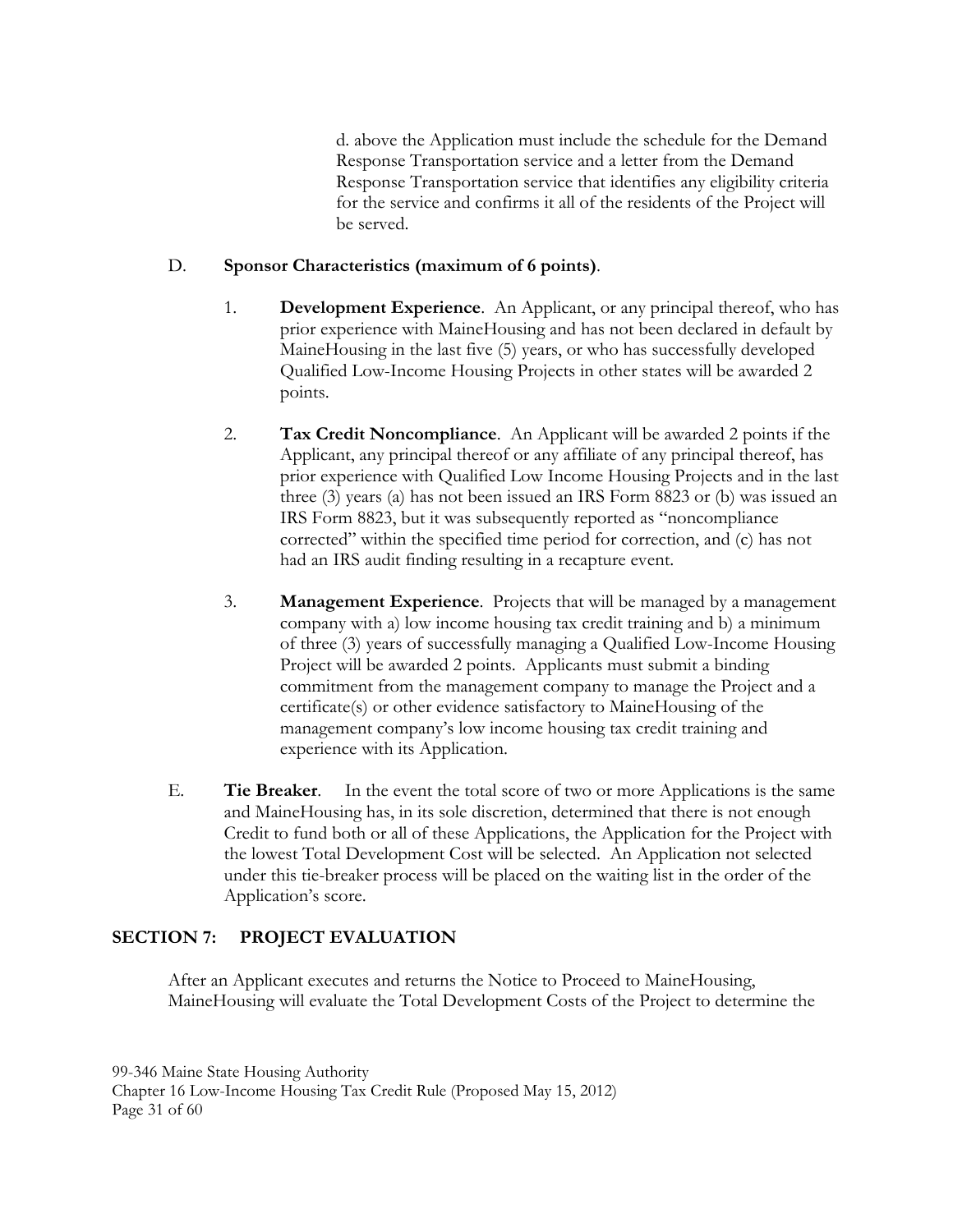d. above the Application must include the schedule for the Demand Response Transportation service and a letter from the Demand Response Transportation service that identifies any eligibility criteria for the service and confirms it all of the residents of the Project will be served.

D. **Sponsor Characteristics (maximum of 6 points)**.

1. **Development Experience**. An Applicant, or any principal thereof, who has prior experience with MaineHousing and has not been declared in default by MaineHousing in the last five (5) years, or who has successfully developed Qualified Low-Income Housing Projects in other states will be awarded 2 points.

2. **Tax Credit Noncompliance**. An Applicant will be awarded 2 points if the Applicant, any principal thereof or any affiliate of any principal thereof, has prior experience with Qualified Low Income Housing Projects and in the last three (3) years (a) has not been issued an IRS Form 8823 or (b) was issued an IRS Form 8823, but it was subsequently reported as "noncompliance corrected" within the specified time period for correction, and (c) has not had an IRS audit finding resulting in a recapture event.

3. **Management Experience**. Projects that will be managed by a management company with a) low income housing tax credit training and b) a minimum of three (3) years of successfully managing a Qualified Low-Income Housing Project will be awarded 2 points. Applicants must submit a binding commitment from the management company to manage the Project and a certificate(s) or other evidence satisfactory to MaineHousing of the management company's low income housing tax credit training and experience with its Application.

E. **Tie Breaker**. In the event the total score of two or more Applications is the same and MaineHousing has, in its sole discretion, determined that there is not enough Credit to fund both or all of these Applications, the Application for the Project with the lowest Total Development Cost will be selected. An Application not selected under this tie-breaker process will be placed on the waiting list in the order of the Application's score.

## SECTION 7: PROJECT EVALUATION

After an Applicant executes and returns the Notice to Proceed to MaineHousing, MaineHousing will evaluate the Total Development Costs of the Project to determine the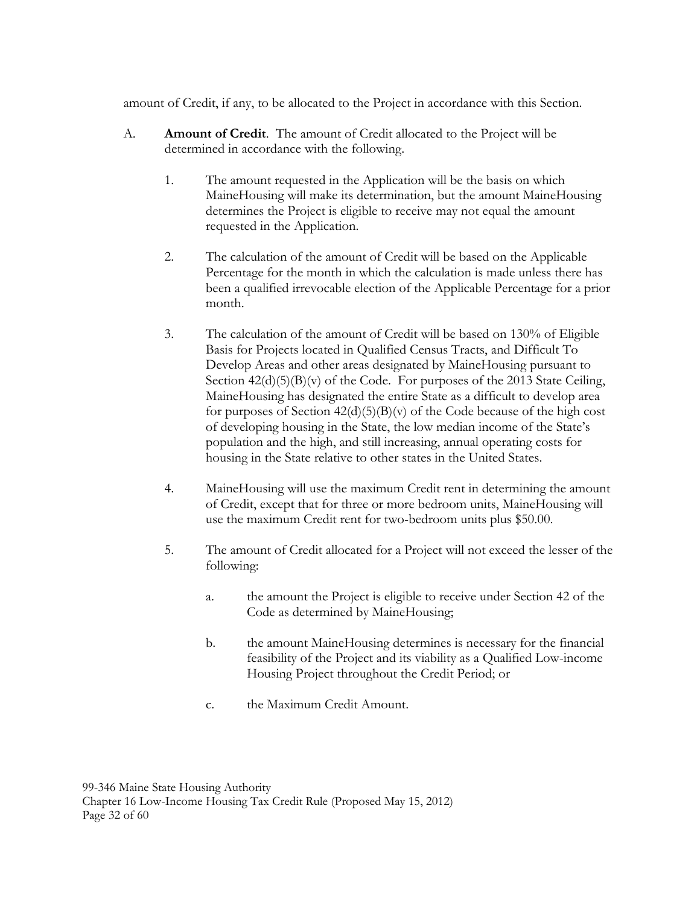amount of Credit, if any, to be allocated to the Project in accordance with this Section.

A. **Amount of Credit**. The amount of Credit allocated to the Project will be determined in accordance with the following.

1. The amount requested in the Application will be the basis on which MaineHousing will make its determination, but the amount MaineHousing determines the Project is eligible to receive may not equal the amount requested in the Application.

2. The calculation of the amount of Credit will be based on the Applicable Percentage for the month in which the calculation is made unless there has been a qualified irrevocable election of the Applicable Percentage for a prior month.

3. The calculation of the amount of Credit will be based on 130% of Eligible Basis for Projects located in Qualified Census Tracts, and Difficult To Develop Areas and other areas designated by MaineHousing pursuant to Section 42(d)(5)(B)(v) of the Code. For purposes of the 2013 State Ceiling, MaineHousing has designated the entire State as a difficult to develop area for purposes of Section 42(d)(5)(B)(v) of the Code because of the high cost of developing housing in the State, the low median income of the State's population and the high, and still increasing, annual operating costs for housing in the State relative to other states in the United States.

4. MaineHousing will use the maximum Credit rent in determining the amount of Credit, except that for three or more bedroom units, MaineHousing will use the maximum Credit rent for two-bedroom units plus $50.00.

5. The amount of Credit allocated for a Project will not exceed the lesser of the following:

   a. the amount the Project is eligible to receive under Section 42 of the Code as determined by MaineHousing;

   b. the amount MaineHousing determines is necessary for the financial feasibility of the Project and its viability as a Qualified Low-income Housing Project throughout the Credit Period; or

   c. the Maximum Credit Amount.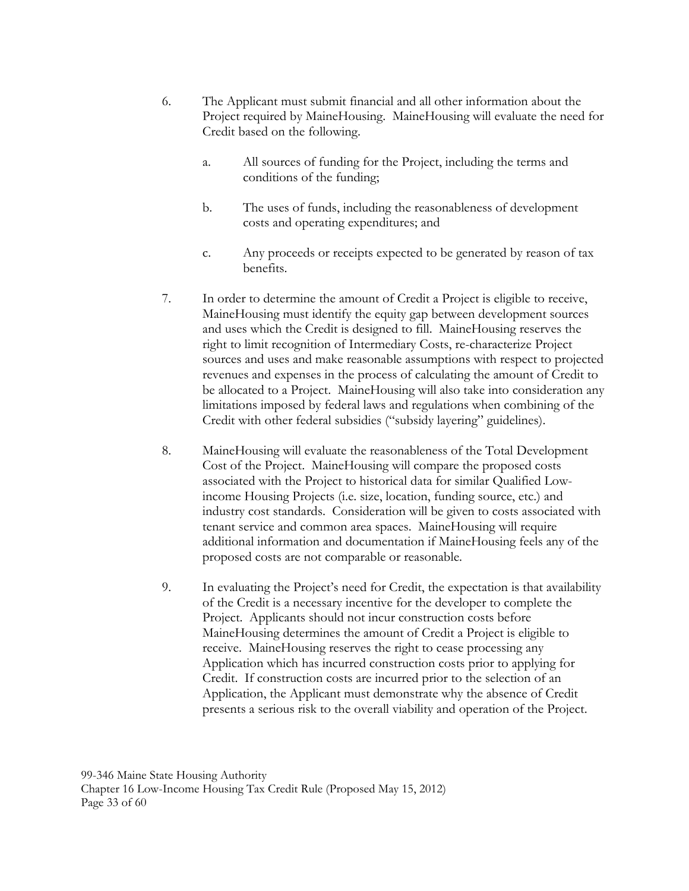6. The Applicant must submit financial and all other information about the Project required by MaineHousing. MaineHousing will evaluate the need for Credit based on the following.

   a. All sources of funding for the Project, including the terms and conditions of the funding;

   b. The uses of funds, including the reasonableness of development costs and operating expenditures; and

   c. Any proceeds or receipts expected to be generated by reason of tax benefits.

7. In order to determine the amount of Credit a Project is eligible to receive, MaineHousing must identify the equity gap between development sources and uses which the Credit is designed to fill. MaineHousing reserves the right to limit recognition of Intermediary Costs, re-characterize Project sources and uses and make reasonable assumptions with respect to projected revenues and expenses in the process of calculating the amount of Credit to be allocated to a Project. MaineHousing will also take into consideration any limitations imposed by federal laws and regulations when combining of the Credit with other federal subsidies ("subsidy layering" guidelines).

8. MaineHousing will evaluate the reasonableness of the Total Development Cost of the Project. MaineHousing will compare the proposed costs associated with the Project to historical data for similar Qualified Low-income Housing Projects (i.e. size, location, funding source, etc.) and industry cost standards. Consideration will be given to costs associated with tenant service and common area spaces. MaineHousing will require additional information and documentation if MaineHousing feels any of the proposed costs are not comparable or reasonable.

9. In evaluating the Project's need for Credit, the expectation is that availability of the Credit is a necessary incentive for the developer to complete the Project. Applicants should not incur construction costs before MaineHousing determines the amount of Credit a Project is eligible to receive. MaineHousing reserves the right to cease processing any Application which has incurred construction costs prior to applying for Credit. If construction costs are incurred prior to the selection of an Application, the Applicant must demonstrate why the absence of Credit presents a serious risk to the overall viability and operation of the Project.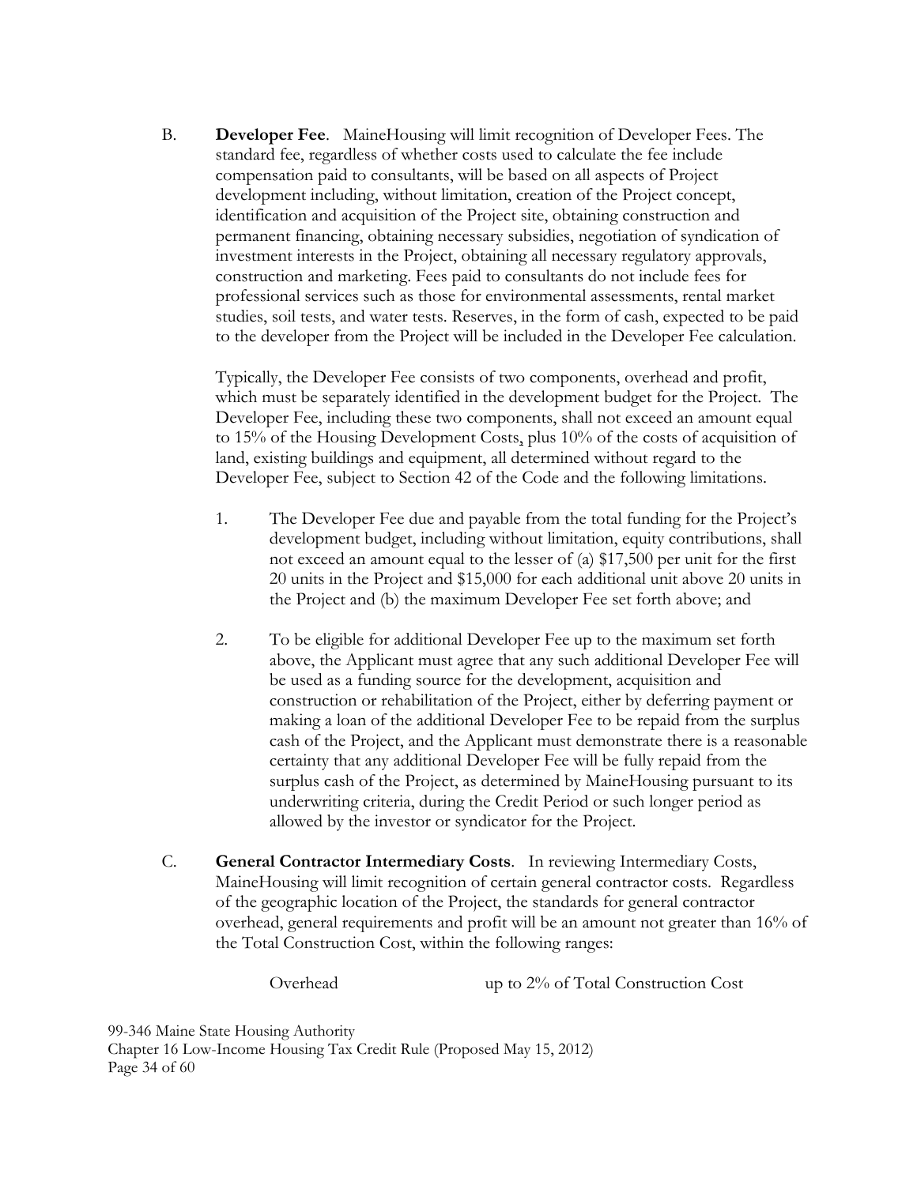B. **Developer Fee**. MaineHousing will limit recognition of Developer Fees. The standard fee, regardless of whether costs used to calculate the fee include compensation paid to consultants, will be based on all aspects of Project development including, without limitation, creation of the Project concept, identification and acquisition of the Project site, obtaining construction and permanent financing, obtaining necessary subsidies, negotiation of syndication of investment interests in the Project, obtaining all necessary regulatory approvals, construction and marketing. Fees paid to consultants do not include fees for professional services such as those for environmental assessments, rental market studies, soil tests, and water tests. Reserves, in the form of cash, expected to be paid to the developer from the Project will be included in the Developer Fee calculation.

Typically, the Developer Fee consists of two components, overhead and profit, which must be separately identified in the development budget for the Project. The Developer Fee, including these two components, shall not exceed an amount equal to 15% of the Housing Development Costs, plus 10% of the costs of acquisition of land, existing buildings and equipment, all determined without regard to the Developer Fee, subject to Section 42 of the Code and the following limitations.

1. The Developer Fee due and payable from the total funding for the Project's development budget, including without limitation, equity contributions, shall not exceed an amount equal to the lesser of (a) $17,500 per unit for the first 20 units in the Project and $15,000 for each additional unit above 20 units in the Project and (b) the maximum Developer Fee set forth above; and

2. To be eligible for additional Developer Fee up to the maximum set forth above, the Applicant must agree that any such additional Developer Fee will be used as a funding source for the development, acquisition and construction or rehabilitation of the Project, either by deferring payment or making a loan of the additional Developer Fee to be repaid from the surplus cash of the Project, and the Applicant must demonstrate there is a reasonable certainty that any additional Developer Fee will be fully repaid from the surplus cash of the Project, as determined by MaineHousing pursuant to its underwriting criteria, during the Credit Period or such longer period as allowed by the investor or syndicator for the Project.

C. **General Contractor Intermediary Costs**. In reviewing Intermediary Costs, MaineHousing will limit recognition of certain general contractor costs. Regardless of the geographic location of the Project, the standards for general contractor overhead, general requirements and profit will be an amount not greater than 16% of the Total Construction Cost, within the following ranges:

| | |
|---|---|
| Overhead | up to 2% of Total Construction Cost |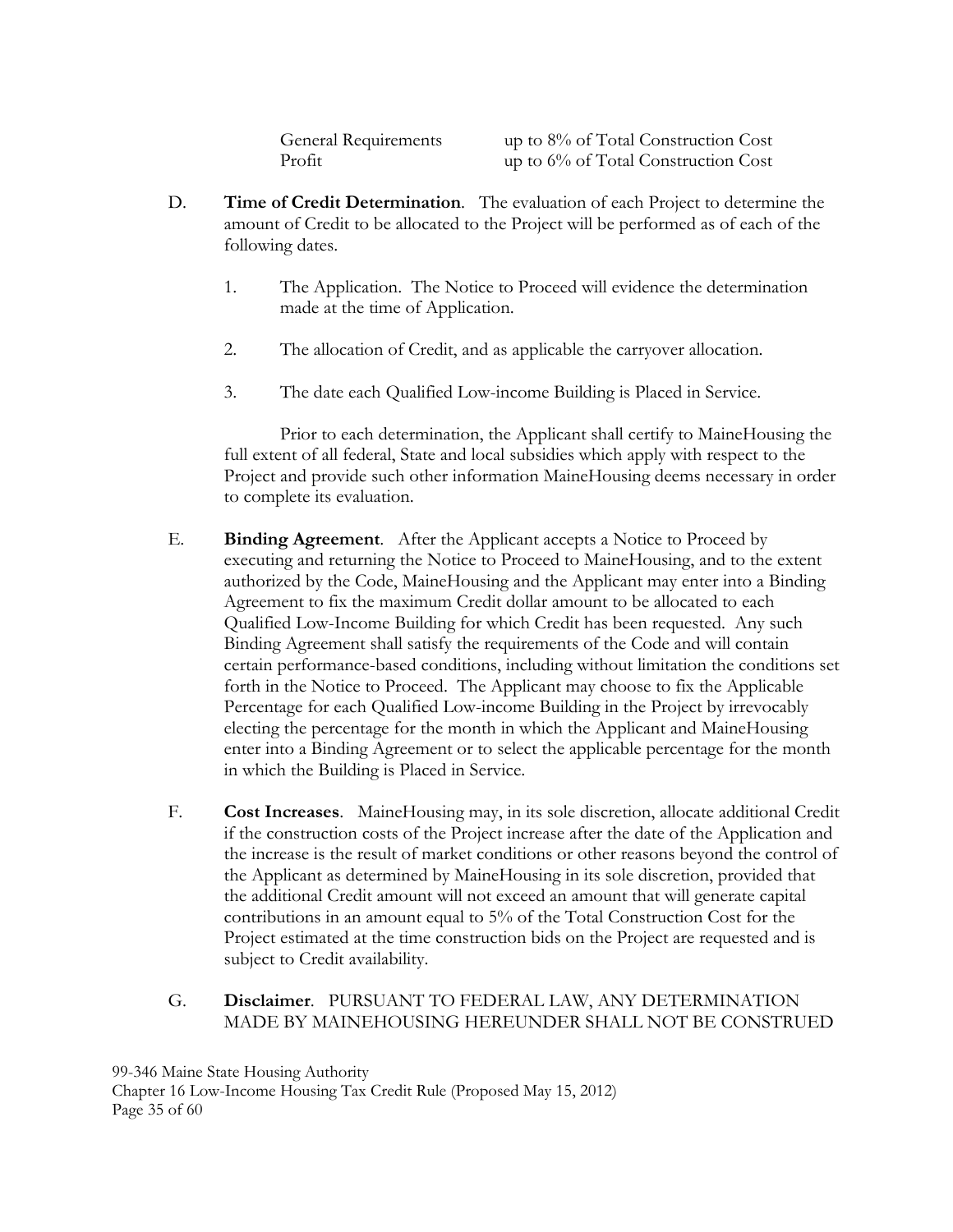| | |
|---|---|
| General Requirements | up to 8% of Total Construction Cost |
| Profit | up to 6% of Total Construction Cost |

D. **Time of Credit Determination**. The evaluation of each Project to determine the amount of Credit to be allocated to the Project will be performed as of each of the following dates.

1. The Application. The Notice to Proceed will evidence the determination made at the time of Application.

2. The allocation of Credit, and as applicable the carryover allocation.

3. The date each Qualified Low-income Building is Placed in Service.

Prior to each determination, the Applicant shall certify to MaineHousing the full extent of all federal, State and local subsidies which apply with respect to the Project and provide such other information MaineHousing deems necessary in order to complete its evaluation.

E. **Binding Agreement**. After the Applicant accepts a Notice to Proceed by executing and returning the Notice to Proceed to MaineHousing, and to the extent authorized by the Code, MaineHousing and the Applicant may enter into a Binding Agreement to fix the maximum Credit dollar amount to be allocated to each Qualified Low-Income Building for which Credit has been requested. Any such Binding Agreement shall satisfy the requirements of the Code and will contain certain performance-based conditions, including without limitation the conditions set forth in the Notice to Proceed. The Applicant may choose to fix the Applicable Percentage for each Qualified Low-income Building in the Project by irrevocably electing the percentage for the month in which the Applicant and MaineHousing enter into a Binding Agreement or to select the applicable percentage for the month in which the Building is Placed in Service.

F. **Cost Increases**. MaineHousing may, in its sole discretion, allocate additional Credit if the construction costs of the Project increase after the date of the Application and the increase is the result of market conditions or other reasons beyond the control of the Applicant as determined by MaineHousing in its sole discretion, provided that the additional Credit amount will not exceed an amount that will generate capital contributions in an amount equal to 5% of the Total Construction Cost for the Project estimated at the time construction bids on the Project are requested and is subject to Credit availability.

G. **Disclaimer**. PURSUANT TO FEDERAL LAW, ANY DETERMINATION MADE BY MAINEHOUSING HEREUNDER SHALL NOT BE CONSTRUED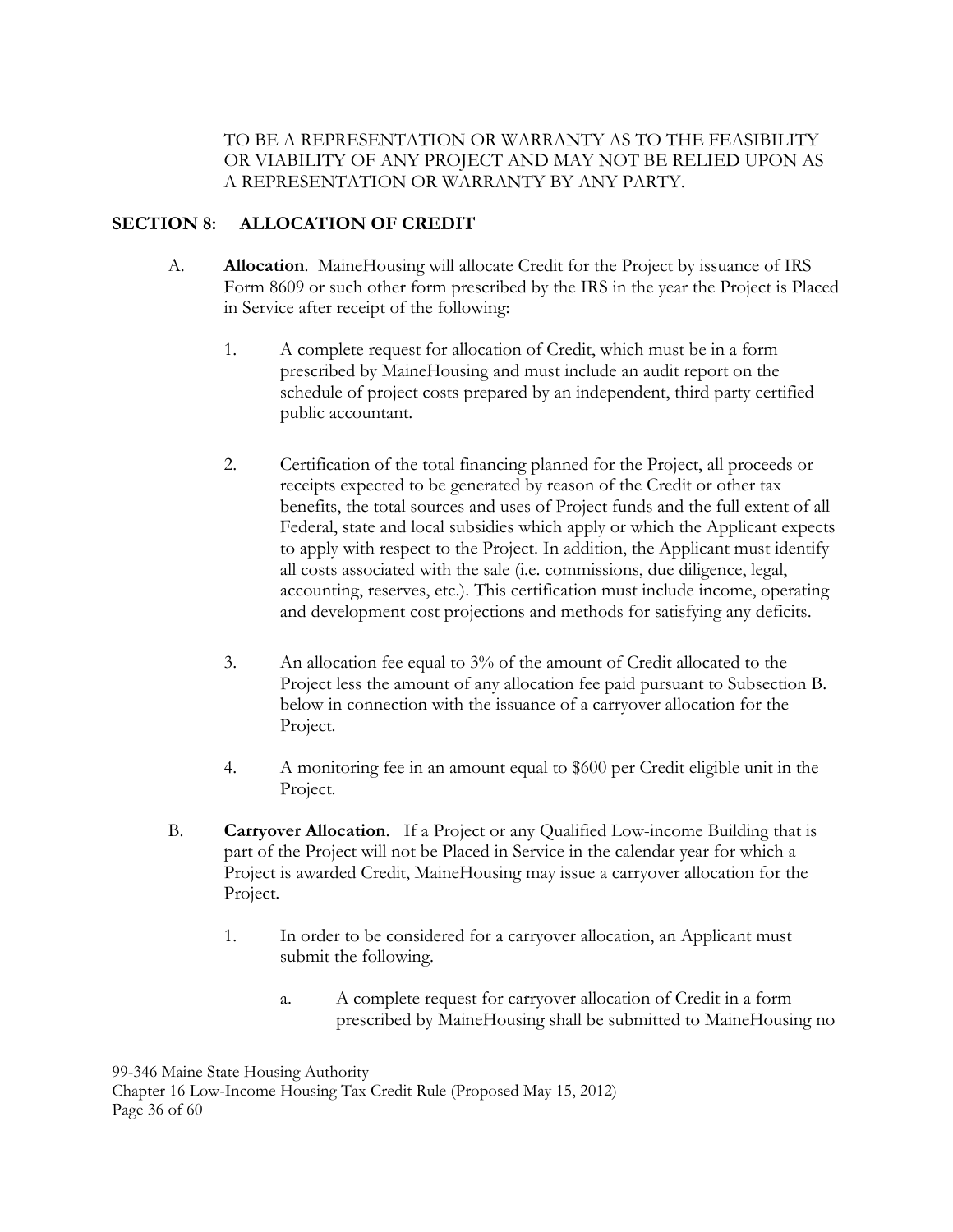TO BE A REPRESENTATION OR WARRANTY AS TO THE FEASIBILITY OR VIABILITY OF ANY PROJECT AND MAY NOT BE RELIED UPON AS A REPRESENTATION OR WARRANTY BY ANY PARTY.

## SECTION 8: ALLOCATION OF CREDIT

A. **Allocation**. MaineHousing will allocate Credit for the Project by issuance of IRS Form 8609 or such other form prescribed by the IRS in the year the Project is Placed in Service after receipt of the following:

1. A complete request for allocation of Credit, which must be in a form prescribed by MaineHousing and must include an audit report on the schedule of project costs prepared by an independent, third party certified public accountant.

2. Certification of the total financing planned for the Project, all proceeds or receipts expected to be generated by reason of the Credit or other tax benefits, the total sources and uses of Project funds and the full extent of all Federal, state and local subsidies which apply or which the Applicant expects to apply with respect to the Project. In addition, the Applicant must identify all costs associated with the sale (i.e. commissions, due diligence, legal, accounting, reserves, etc.). This certification must include income, operating and development cost projections and methods for satisfying any deficits.

3. An allocation fee equal to 3% of the amount of Credit allocated to the Project less the amount of any allocation fee paid pursuant to Subsection B. below in connection with the issuance of a carryover allocation for the Project.

4. A monitoring fee in an amount equal to $600 per Credit eligible unit in the Project.

B. **Carryover Allocation**. If a Project or any Qualified Low-income Building that is part of the Project will not be Placed in Service in the calendar year for which a Project is awarded Credit, MaineHousing may issue a carryover allocation for the Project.

1. In order to be considered for a carryover allocation, an Applicant must submit the following.

    a. A complete request for carryover allocation of Credit in a form prescribed by MaineHousing shall be submitted to MaineHousing no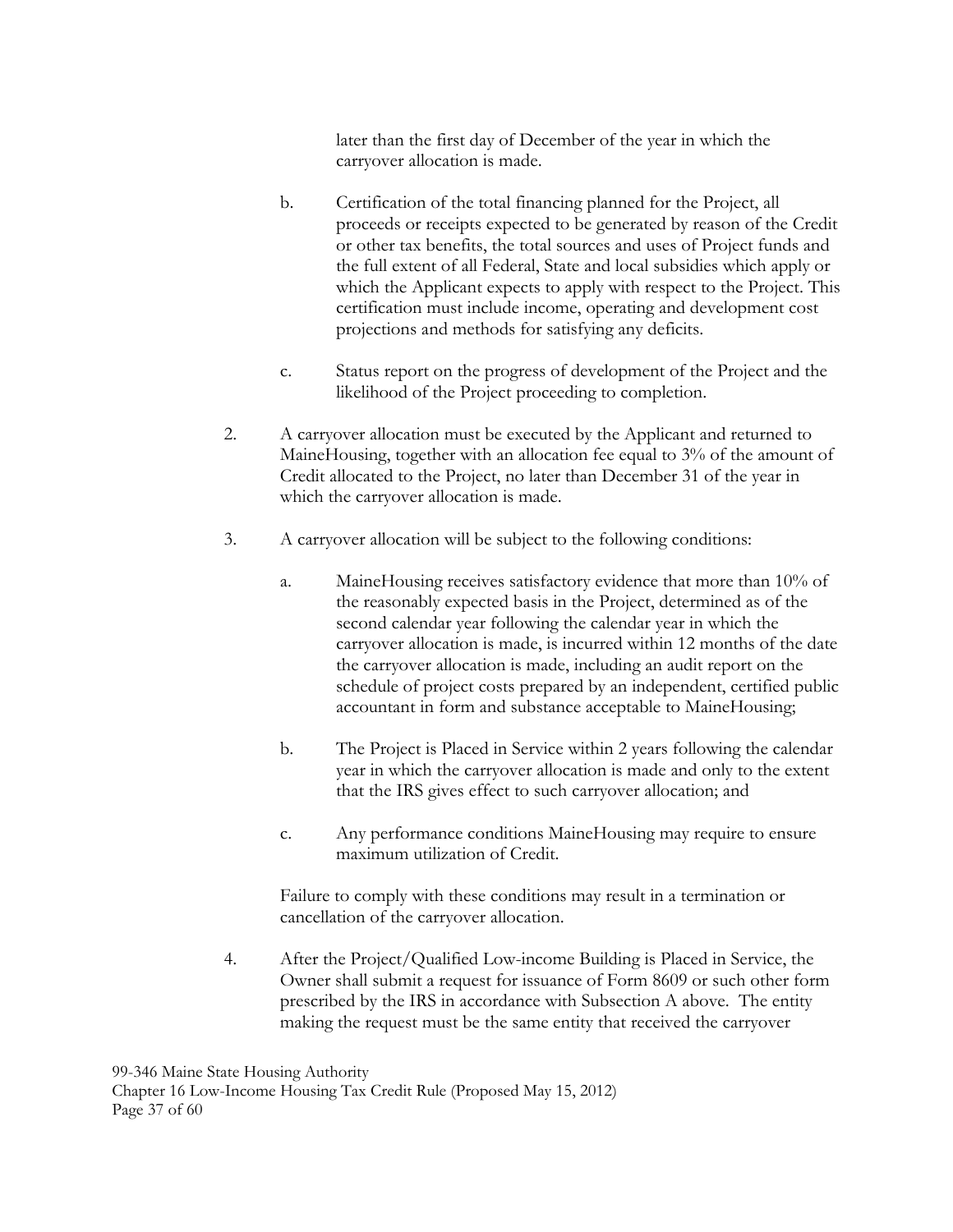later than the first day of December of the year in which the carryover allocation is made.

b. Certification of the total financing planned for the Project, all proceeds or receipts expected to be generated by reason of the Credit or other tax benefits, the total sources and uses of Project funds and the full extent of all Federal, State and local subsidies which apply or which the Applicant expects to apply with respect to the Project. This certification must include income, operating and development cost projections and methods for satisfying any deficits.

c. Status report on the progress of development of the Project and the likelihood of the Project proceeding to completion.

2. A carryover allocation must be executed by the Applicant and returned to MaineHousing, together with an allocation fee equal to 3% of the amount of Credit allocated to the Project, no later than December 31 of the year in which the carryover allocation is made.

3. A carryover allocation will be subject to the following conditions:

   a. MaineHousing receives satisfactory evidence that more than 10% of the reasonably expected basis in the Project, determined as of the second calendar year following the calendar year in which the carryover allocation is made, is incurred within 12 months of the date the carryover allocation is made, including an audit report on the schedule of project costs prepared by an independent, certified public accountant in form and substance acceptable to MaineHousing;

   b. The Project is Placed in Service within 2 years following the calendar year in which the carryover allocation is made and only to the extent that the IRS gives effect to such carryover allocation; and

   c. Any performance conditions MaineHousing may require to ensure maximum utilization of Credit.

   Failure to comply with these conditions may result in a termination or cancellation of the carryover allocation.

4. After the Project/Qualified Low-income Building is Placed in Service, the Owner shall submit a request for issuance of Form 8609 or such other form prescribed by the IRS in accordance with Subsection A above. The entity making the request must be the same entity that received the carryover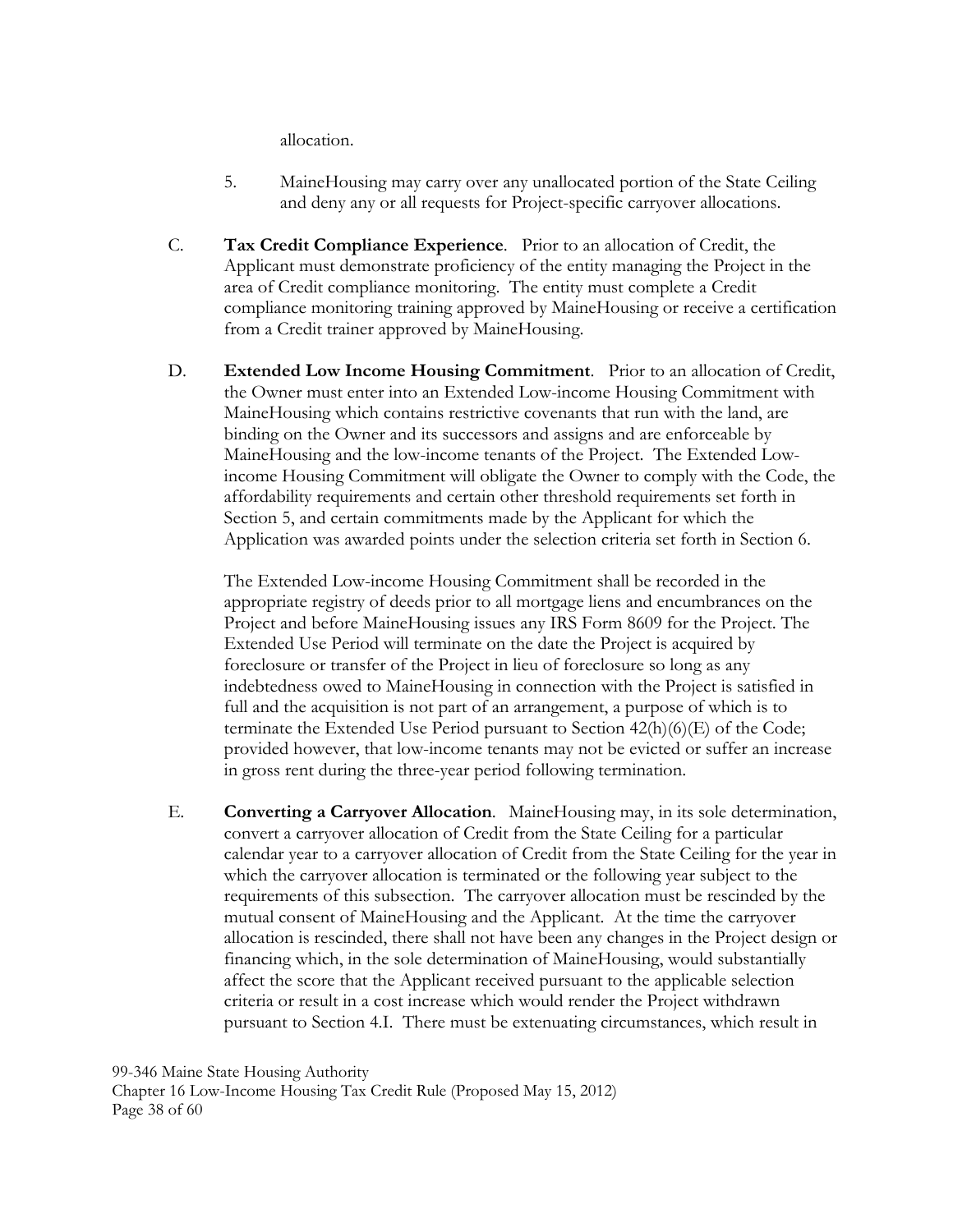allocation.

5. MaineHousing may carry over any unallocated portion of the State Ceiling and deny any or all requests for Project-specific carryover allocations.

C. **Tax Credit Compliance Experience**. Prior to an allocation of Credit, the Applicant must demonstrate proficiency of the entity managing the Project in the area of Credit compliance monitoring. The entity must complete a Credit compliance monitoring training approved by MaineHousing or receive a certification from a Credit trainer approved by MaineHousing.

D. **Extended Low Income Housing Commitment**. Prior to an allocation of Credit, the Owner must enter into an Extended Low-income Housing Commitment with MaineHousing which contains restrictive covenants that run with the land, are binding on the Owner and its successors and assigns and are enforceable by MaineHousing and the low-income tenants of the Project. The Extended Low-income Housing Commitment will obligate the Owner to comply with the Code, the affordability requirements and certain other threshold requirements set forth in Section 5, and certain commitments made by the Applicant for which the Application was awarded points under the selection criteria set forth in Section 6.

The Extended Low-income Housing Commitment shall be recorded in the appropriate registry of deeds prior to all mortgage liens and encumbrances on the Project and before MaineHousing issues any IRS Form 8609 for the Project. The Extended Use Period will terminate on the date the Project is acquired by foreclosure or transfer of the Project in lieu of foreclosure so long as any indebtedness owed to MaineHousing in connection with the Project is satisfied in full and the acquisition is not part of an arrangement, a purpose of which is to terminate the Extended Use Period pursuant to Section 42(h)(6)(E) of the Code; provided however, that low-income tenants may not be evicted or suffer an increase in gross rent during the three-year period following termination.

E. **Converting a Carryover Allocation**. MaineHousing may, in its sole determination, convert a carryover allocation of Credit from the State Ceiling for a particular calendar year to a carryover allocation of Credit from the State Ceiling for the year in which the carryover allocation is terminated or the following year subject to the requirements of this subsection. The carryover allocation must be rescinded by the mutual consent of MaineHousing and the Applicant. At the time the carryover allocation is rescinded, there shall not have been any changes in the Project design or financing which, in the sole determination of MaineHousing, would substantially affect the score that the Applicant received pursuant to the applicable selection criteria or result in a cost increase which would render the Project withdrawn pursuant to Section 4.I. There must be extenuating circumstances, which result in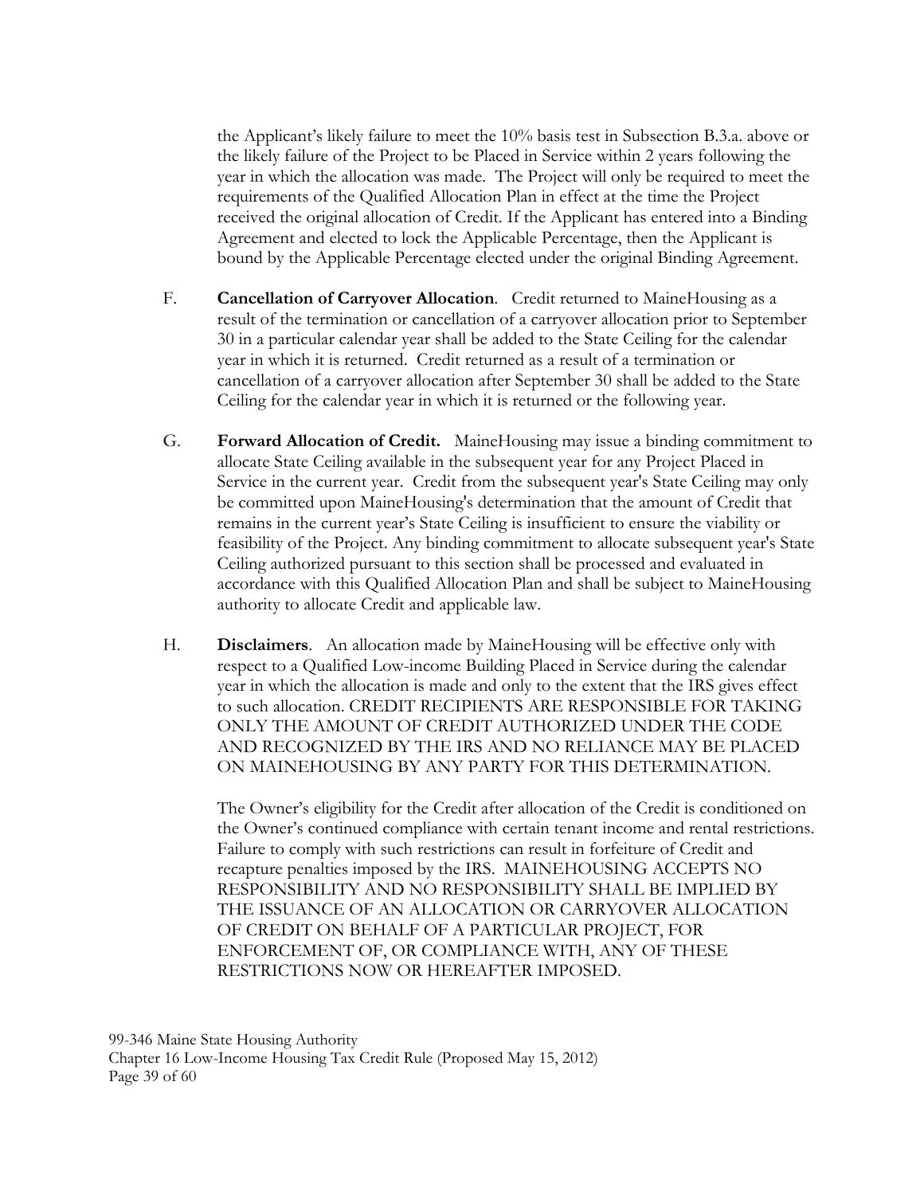the Applicant's likely failure to meet the 10% basis test in Subsection B.3.a. above or the likely failure of the Project to be Placed in Service within 2 years following the year in which the allocation was made. The Project will only be required to meet the requirements of the Qualified Allocation Plan in effect at the time the Project received the original allocation of Credit. If the Applicant has entered into a Binding Agreement and elected to lock the Applicable Percentage, then the Applicant is bound by the Applicable Percentage elected under the original Binding Agreement.

F. **Cancellation of Carryover Allocation**. Credit returned to MaineHousing as a result of the termination or cancellation of a carryover allocation prior to September 30 in a particular calendar year shall be added to the State Ceiling for the calendar year in which it is returned. Credit returned as a result of a termination or cancellation of a carryover allocation after September 30 shall be added to the State Ceiling for the calendar year in which it is returned or the following year.

G. **Forward Allocation of Credit.** MaineHousing may issue a binding commitment to allocate State Ceiling available in the subsequent year for any Project Placed in Service in the current year. Credit from the subsequent year's State Ceiling may only be committed upon MaineHousing's determination that the amount of Credit that remains in the current year's State Ceiling is insufficient to ensure the viability or feasibility of the Project. Any binding commitment to allocate subsequent year's State Ceiling authorized pursuant to this section shall be processed and evaluated in accordance with this Qualified Allocation Plan and shall be subject to MaineHousing authority to allocate Credit and applicable law.

H. **Disclaimers**. An allocation made by MaineHousing will be effective only with respect to a Qualified Low-income Building Placed in Service during the calendar year in which the allocation is made and only to the extent that the IRS gives effect to such allocation. CREDIT RECIPIENTS ARE RESPONSIBLE FOR TAKING ONLY THE AMOUNT OF CREDIT AUTHORIZED UNDER THE CODE AND RECOGNIZED BY THE IRS AND NO RELIANCE MAY BE PLACED ON MAINEHOUSING BY ANY PARTY FOR THIS DETERMINATION.

The Owner's eligibility for the Credit after allocation of the Credit is conditioned on the Owner's continued compliance with certain tenant income and rental restrictions. Failure to comply with such restrictions can result in forfeiture of Credit and recapture penalties imposed by the IRS. MAINEHOUSING ACCEPTS NO RESPONSIBILITY AND NO RESPONSIBILITY SHALL BE IMPLIED BY THE ISSUANCE OF AN ALLOCATION OR CARRYOVER ALLOCATION OF CREDIT ON BEHALF OF A PARTICULAR PROJECT, FOR ENFORCEMENT OF, OR COMPLIANCE WITH, ANY OF THESE RESTRICTIONS NOW OR HEREAFTER IMPOSED.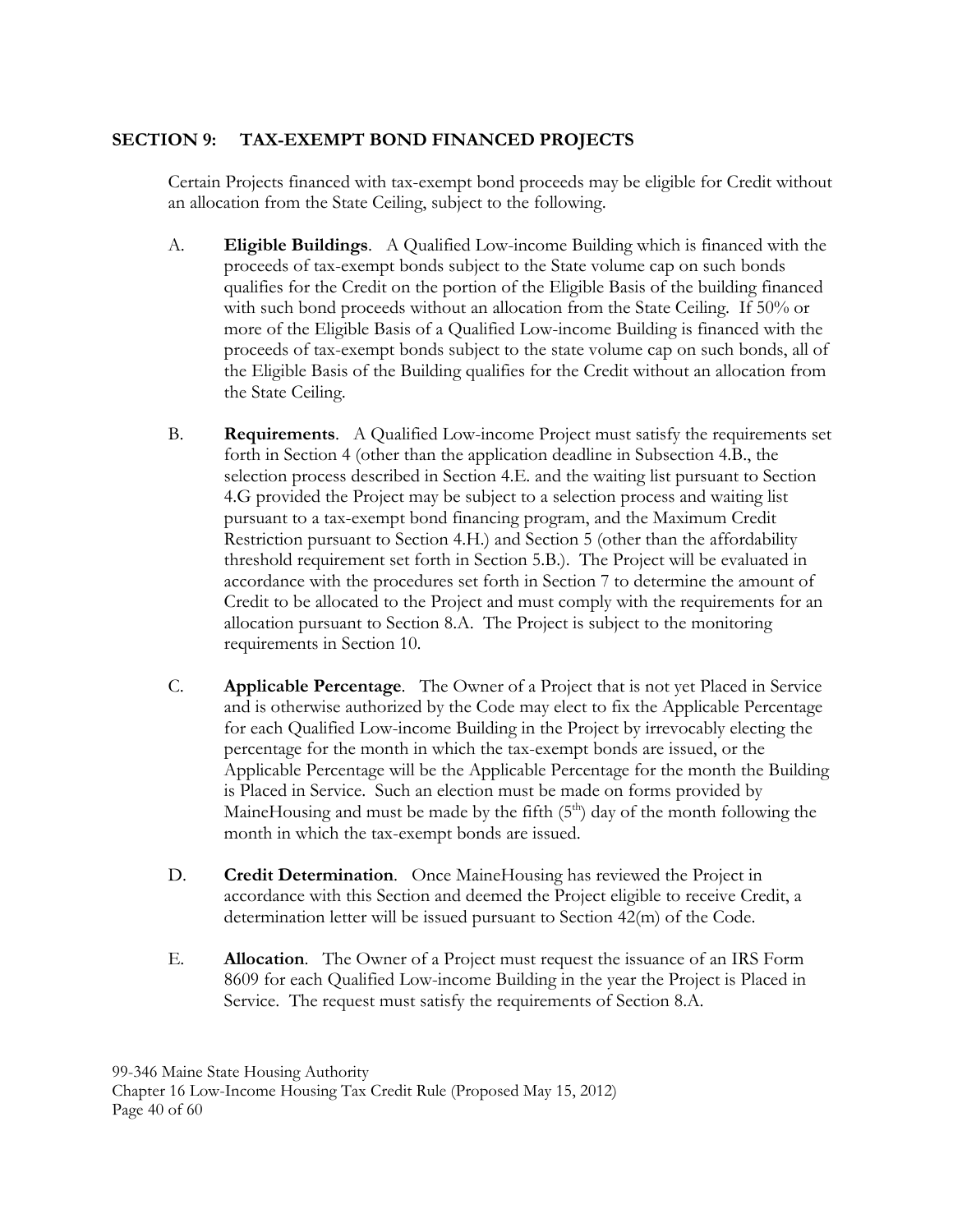## SECTION 9: TAX-EXEMPT BOND FINANCED PROJECTS

Certain Projects financed with tax-exempt bond proceeds may be eligible for Credit without an allocation from the State Ceiling, subject to the following.

A. **Eligible Buildings**. A Qualified Low-income Building which is financed with the proceeds of tax-exempt bonds subject to the State volume cap on such bonds qualifies for the Credit on the portion of the Eligible Basis of the building financed with such bond proceeds without an allocation from the State Ceiling. If 50% or more of the Eligible Basis of a Qualified Low-income Building is financed with the proceeds of tax-exempt bonds subject to the state volume cap on such bonds, all of the Eligible Basis of the Building qualifies for the Credit without an allocation from the State Ceiling.

B. **Requirements**. A Qualified Low-income Project must satisfy the requirements set forth in Section 4 (other than the application deadline in Subsection 4.B., the selection process described in Section 4.E. and the waiting list pursuant to Section 4.G provided the Project may be subject to a selection process and waiting list pursuant to a tax-exempt bond financing program, and the Maximum Credit Restriction pursuant to Section 4.H.) and Section 5 (other than the affordability threshold requirement set forth in Section 5.B.). The Project will be evaluated in accordance with the procedures set forth in Section 7 to determine the amount of Credit to be allocated to the Project and must comply with the requirements for an allocation pursuant to Section 8.A. The Project is subject to the monitoring requirements in Section 10.

C. **Applicable Percentage**. The Owner of a Project that is not yet Placed in Service and is otherwise authorized by the Code may elect to fix the Applicable Percentage for each Qualified Low-income Building in the Project by irrevocably electing the percentage for the month in which the tax-exempt bonds are issued, or the Applicable Percentage will be the Applicable Percentage for the month the Building is Placed in Service. Such an election must be made on forms provided by MaineHousing and must be made by the fifth ($5^{th}$) day of the month following the month in which the tax-exempt bonds are issued.

D. **Credit Determination**. Once MaineHousing has reviewed the Project in accordance with this Section and deemed the Project eligible to receive Credit, a determination letter will be issued pursuant to Section 42(m) of the Code.

E. **Allocation**. The Owner of a Project must request the issuance of an IRS Form 8609 for each Qualified Low-income Building in the year the Project is Placed in Service. The request must satisfy the requirements of Section 8.A.

99-346 Maine State Housing Authority
Chapter 16 Low-Income Housing Tax Credit Rule (Proposed May 15, 2012)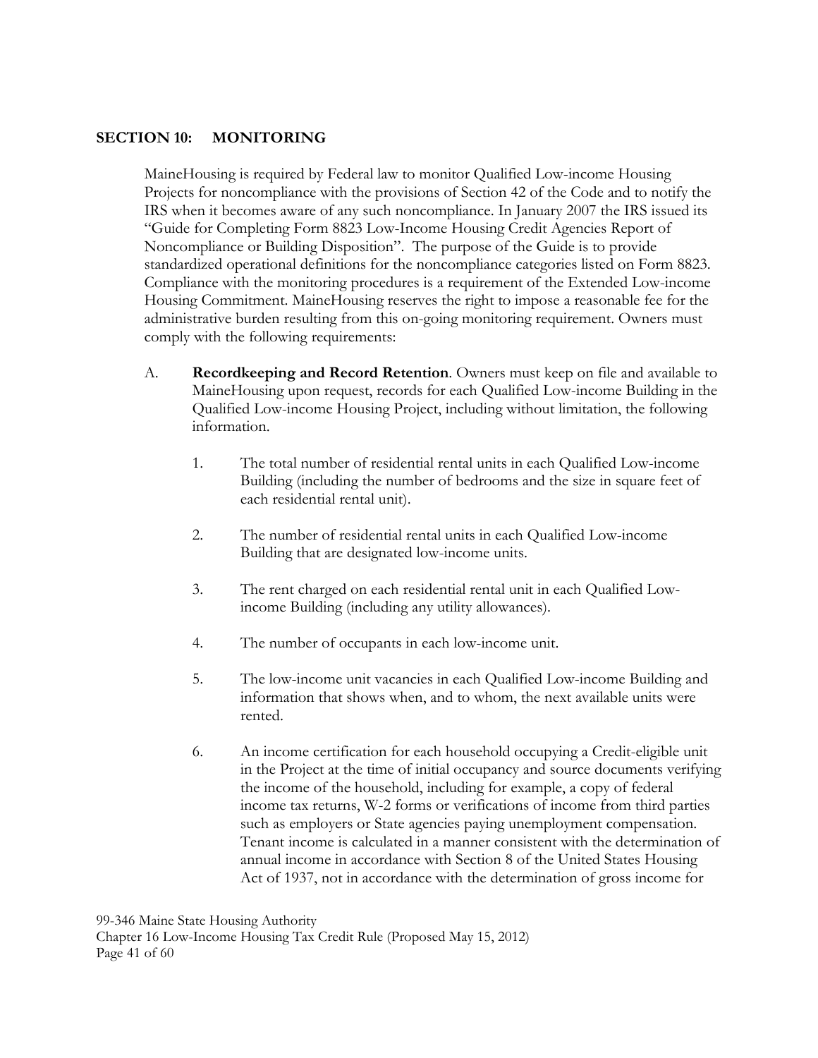## SECTION 10: MONITORING

MaineHousing is required by Federal law to monitor Qualified Low-income Housing Projects for noncompliance with the provisions of Section 42 of the Code and to notify the IRS when it becomes aware of any such noncompliance. In January 2007 the IRS issued its "Guide for Completing Form 8823 Low-Income Housing Credit Agencies Report of Noncompliance or Building Disposition". The purpose of the Guide is to provide standardized operational definitions for the noncompliance categories listed on Form 8823. Compliance with the monitoring procedures is a requirement of the Extended Low-income Housing Commitment. MaineHousing reserves the right to impose a reasonable fee for the administrative burden resulting from this on-going monitoring requirement. Owners must comply with the following requirements:

A. **Recordkeeping and Record Retention**. Owners must keep on file and available to MaineHousing upon request, records for each Qualified Low-income Building in the Qualified Low-income Housing Project, including without limitation, the following information.

1. The total number of residential rental units in each Qualified Low-income Building (including the number of bedrooms and the size in square feet of each residential rental unit).

2. The number of residential rental units in each Qualified Low-income Building that are designated low-income units.

3. The rent charged on each residential rental unit in each Qualified Low-income Building (including any utility allowances).

4. The number of occupants in each low-income unit.

5. The low-income unit vacancies in each Qualified Low-income Building and information that shows when, and to whom, the next available units were rented.

6. An income certification for each household occupying a Credit-eligible unit in the Project at the time of initial occupancy and source documents verifying the income of the household, including for example, a copy of federal income tax returns, W-2 forms or verifications of income from third parties such as employers or State agencies paying unemployment compensation. Tenant income is calculated in a manner consistent with the determination of annual income in accordance with Section 8 of the United States Housing Act of 1937, not in accordance with the determination of gross income for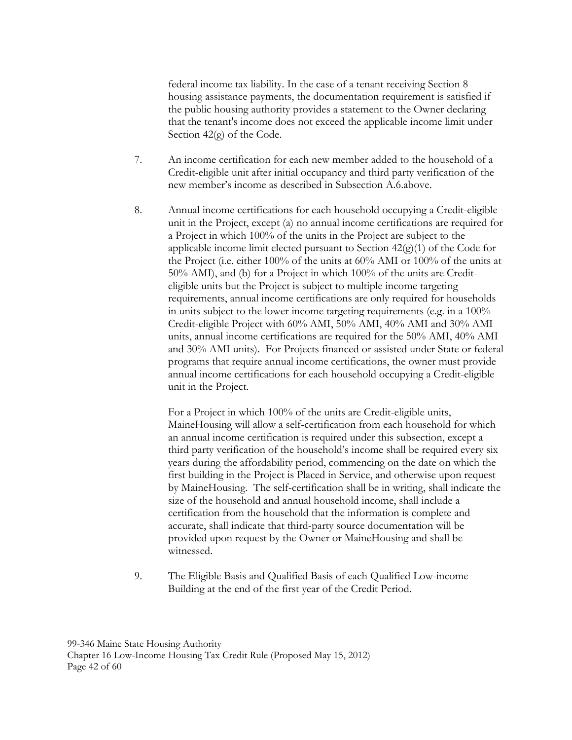federal income tax liability. In the case of a tenant receiving Section 8 housing assistance payments, the documentation requirement is satisfied if the public housing authority provides a statement to the Owner declaring that the tenant's income does not exceed the applicable income limit under Section 42(g) of the Code.

7. An income certification for each new member added to the household of a Credit-eligible unit after initial occupancy and third party verification of the new member's income as described in Subsection A.6.above.

8. Annual income certifications for each household occupying a Credit-eligible unit in the Project, except (a) no annual income certifications are required for a Project in which 100% of the units in the Project are subject to the applicable income limit elected pursuant to Section 42(g)(1) of the Code for the Project (i.e. either 100% of the units at 60% AMI or 100% of the units at 50% AMI), and (b) for a Project in which 100% of the units are Credit-eligible units but the Project is subject to multiple income targeting requirements, annual income certifications are only required for households in units subject to the lower income targeting requirements (e.g. in a 100% Credit-eligible Project with 60% AMI, 50% AMI, 40% AMI and 30% AMI units, annual income certifications are required for the 50% AMI, 40% AMI and 30% AMI units). For Projects financed or assisted under State or federal programs that require annual income certifications, the owner must provide annual income certifications for each household occupying a Credit-eligible unit in the Project.

   For a Project in which 100% of the units are Credit-eligible units, MaineHousing will allow a self-certification from each household for which an annual income certification is required under this subsection, except a third party verification of the household's income shall be required every six years during the affordability period, commencing on the date on which the first building in the Project is Placed in Service, and otherwise upon request by MaineHousing. The self-certification shall be in writing, shall indicate the size of the household and annual household income, shall include a certification from the household that the information is complete and accurate, shall indicate that third-party source documentation will be provided upon request by the Owner or MaineHousing and shall be witnessed.

9. The Eligible Basis and Qualified Basis of each Qualified Low-income Building at the end of the first year of the Credit Period.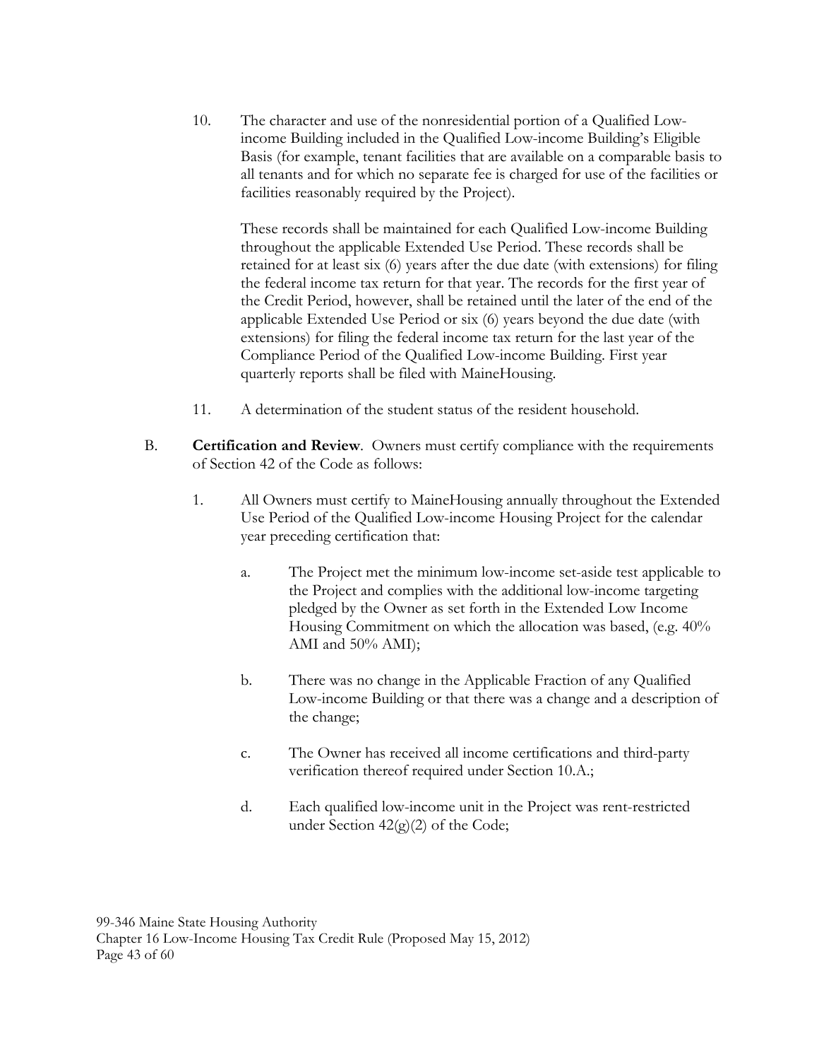10. The character and use of the nonresidential portion of a Qualified Low-income Building included in the Qualified Low-income Building's Eligible Basis (for example, tenant facilities that are available on a comparable basis to all tenants and for which no separate fee is charged for use of the facilities or facilities reasonably required by the Project).

    These records shall be maintained for each Qualified Low-income Building throughout the applicable Extended Use Period. These records shall be retained for at least six (6) years after the due date (with extensions) for filing the federal income tax return for that year. The records for the first year of the Credit Period, however, shall be retained until the later of the end of the applicable Extended Use Period or six (6) years beyond the due date (with extensions) for filing the federal income tax return for the last year of the Compliance Period of the Qualified Low-income Building. First year quarterly reports shall be filed with MaineHousing.

11. A determination of the student status of the resident household.

B. **Certification and Review**. Owners must certify compliance with the requirements of Section 42 of the Code as follows:

1. All Owners must certify to MaineHousing annually throughout the Extended Use Period of the Qualified Low-income Housing Project for the calendar year preceding certification that:

    a. The Project met the minimum low-income set-aside test applicable to the Project and complies with the additional low-income targeting pledged by the Owner as set forth in the Extended Low Income Housing Commitment on which the allocation was based, (e.g. 40% AMI and 50% AMI);

    b. There was no change in the Applicable Fraction of any Qualified Low-income Building or that there was a change and a description of the change;

    c. The Owner has received all income certifications and third-party verification thereof required under Section 10.A.;

    d. Each qualified low-income unit in the Project was rent-restricted under Section 42(g)(2) of the Code;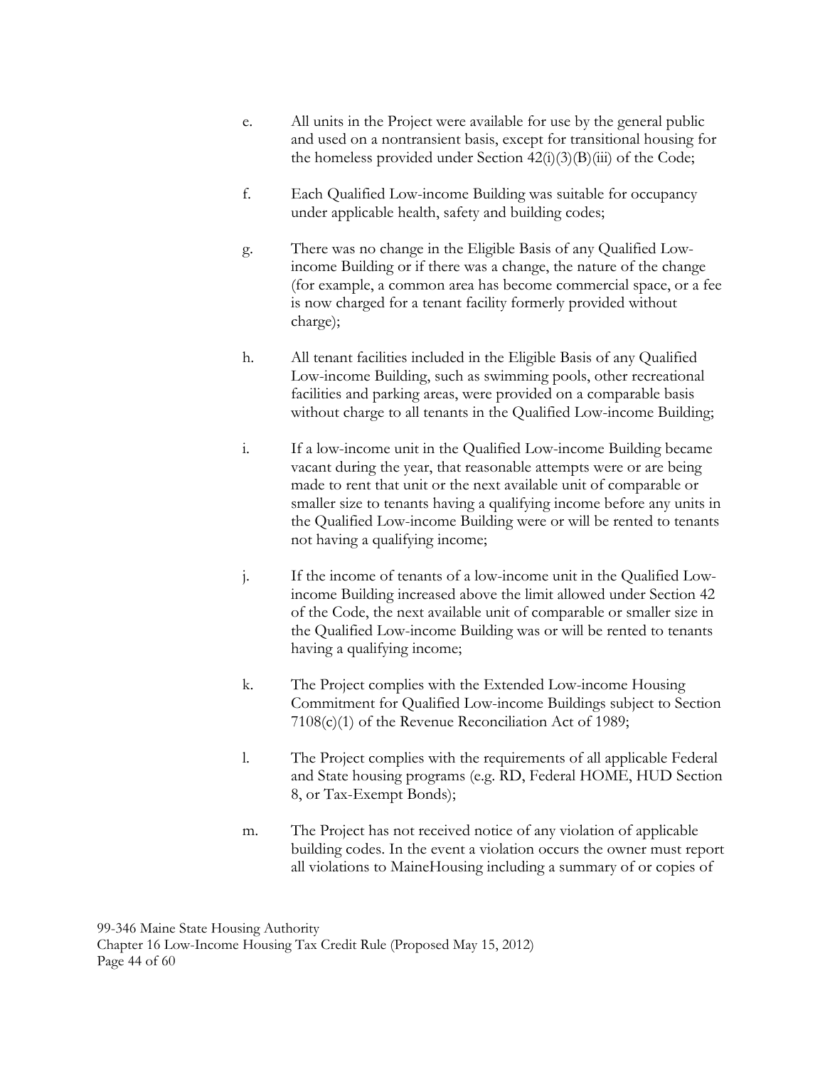e. All units in the Project were available for use by the general public and used on a nontransient basis, except for transitional housing for the homeless provided under Section 42(i)(3)(B)(iii) of the Code;

f. Each Qualified Low-income Building was suitable for occupancy under applicable health, safety and building codes;

g. There was no change in the Eligible Basis of any Qualified Low-income Building or if there was a change, the nature of the change (for example, a common area has become commercial space, or a fee is now charged for a tenant facility formerly provided without charge);

h. All tenant facilities included in the Eligible Basis of any Qualified Low-income Building, such as swimming pools, other recreational facilities and parking areas, were provided on a comparable basis without charge to all tenants in the Qualified Low-income Building;

i. If a low-income unit in the Qualified Low-income Building became vacant during the year, that reasonable attempts were or are being made to rent that unit or the next available unit of comparable or smaller size to tenants having a qualifying income before any units in the Qualified Low-income Building were or will be rented to tenants not having a qualifying income;

j. If the income of tenants of a low-income unit in the Qualified Low-income Building increased above the limit allowed under Section 42 of the Code, the next available unit of comparable or smaller size in the Qualified Low-income Building was or will be rented to tenants having a qualifying income;

k. The Project complies with the Extended Low-income Housing Commitment for Qualified Low-income Buildings subject to Section 7108(c)(1) of the Revenue Reconciliation Act of 1989;

l. The Project complies with the requirements of all applicable Federal and State housing programs (e.g. RD, Federal HOME, HUD Section 8, or Tax-Exempt Bonds);

m. The Project has not received notice of any violation of applicable building codes. In the event a violation occurs the owner must report all violations to MaineHousing including a summary of or copies of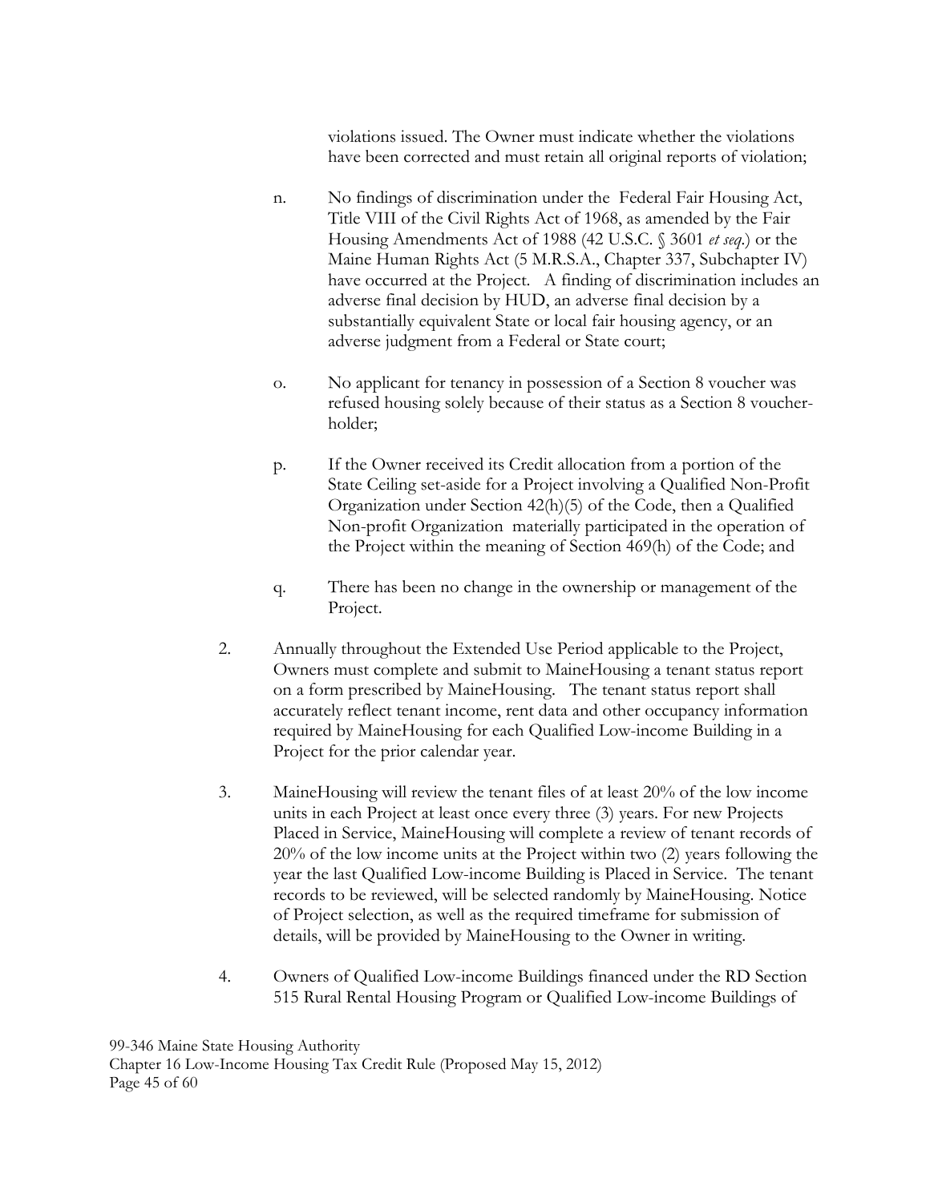violations issued. The Owner must indicate whether the violations have been corrected and must retain all original reports of violation;

n. No findings of discrimination under the Federal Fair Housing Act, Title VIII of the Civil Rights Act of 1968, as amended by the Fair Housing Amendments Act of 1988 (42 U.S.C. § 3601 *et seq*.) or the Maine Human Rights Act (5 M.R.S.A., Chapter 337, Subchapter IV) have occurred at the Project. A finding of discrimination includes an adverse final decision by HUD, an adverse final decision by a substantially equivalent State or local fair housing agency, or an adverse judgment from a Federal or State court;

o. No applicant for tenancy in possession of a Section 8 voucher was refused housing solely because of their status as a Section 8 voucher-holder;

p. If the Owner received its Credit allocation from a portion of the State Ceiling set-aside for a Project involving a Qualified Non-Profit Organization under Section 42(h)(5) of the Code, then a Qualified Non-profit Organization materially participated in the operation of the Project within the meaning of Section 469(h) of the Code; and

q. There has been no change in the ownership or management of the Project.

2. Annually throughout the Extended Use Period applicable to the Project, Owners must complete and submit to MaineHousing a tenant status report on a form prescribed by MaineHousing. The tenant status report shall accurately reflect tenant income, rent data and other occupancy information required by MaineHousing for each Qualified Low-income Building in a Project for the prior calendar year.

3. MaineHousing will review the tenant files of at least 20% of the low income units in each Project at least once every three (3) years. For new Projects Placed in Service, MaineHousing will complete a review of tenant records of 20% of the low income units at the Project within two (2) years following the year the last Qualified Low-income Building is Placed in Service. The tenant records to be reviewed, will be selected randomly by MaineHousing. Notice of Project selection, as well as the required timeframe for submission of details, will be provided by MaineHousing to the Owner in writing.

4. Owners of Qualified Low-income Buildings financed under the RD Section 515 Rural Rental Housing Program or Qualified Low-income Buildings of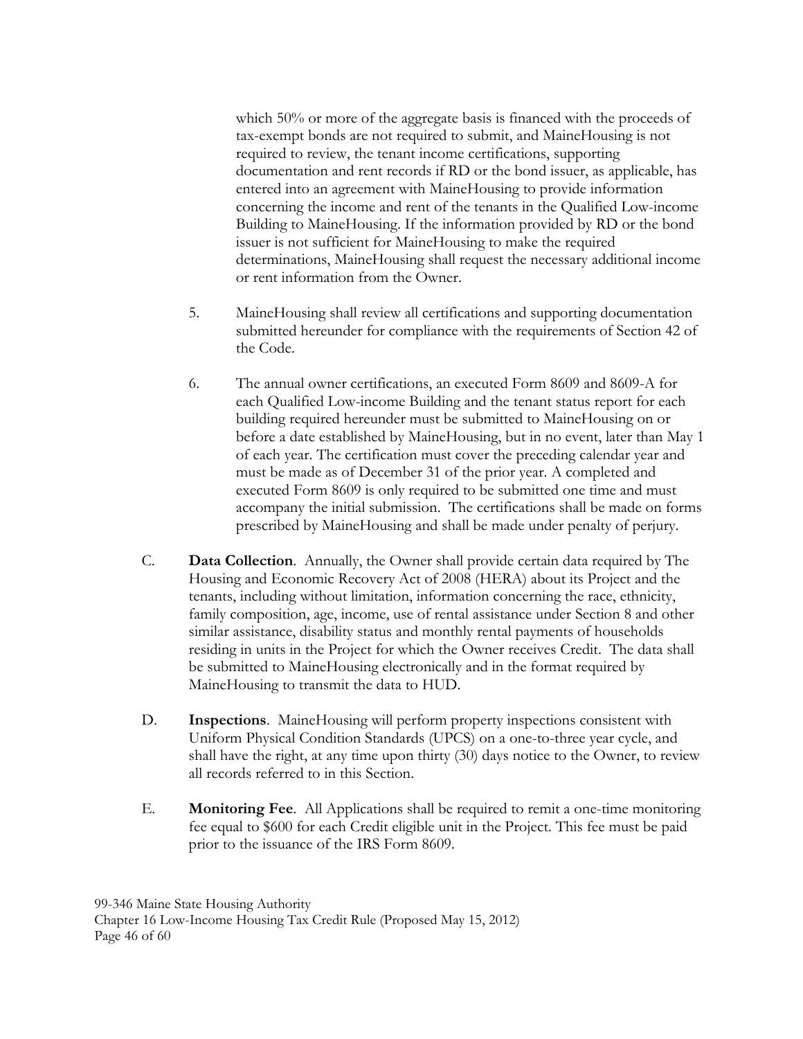which 50% or more of the aggregate basis is financed with the proceeds of tax-exempt bonds are not required to submit, and MaineHousing is not required to review, the tenant income certifications, supporting documentation and rent records if RD or the bond issuer, as applicable, has entered into an agreement with MaineHousing to provide information concerning the income and rent of the tenants in the Qualified Low-income Building to MaineHousing. If the information provided by RD or the bond issuer is not sufficient for MaineHousing to make the required determinations, MaineHousing shall request the necessary additional income or rent information from the Owner.

5. MaineHousing shall review all certifications and supporting documentation submitted hereunder for compliance with the requirements of Section 42 of the Code.

6. The annual owner certifications, an executed Form 8609 and 8609-A for each Qualified Low-income Building and the tenant status report for each building required hereunder must be submitted to MaineHousing on or before a date established by MaineHousing, but in no event, later than May 1 of each year. The certification must cover the preceding calendar year and must be made as of December 31 of the prior year. A completed and executed Form 8609 is only required to be submitted one time and must accompany the initial submission. The certifications shall be made on forms prescribed by MaineHousing and shall be made under penalty of perjury.

C. **Data Collection**. Annually, the Owner shall provide certain data required by The Housing and Economic Recovery Act of 2008 (HERA) about its Project and the tenants, including without limitation, information concerning the race, ethnicity, family composition, age, income, use of rental assistance under Section 8 and other similar assistance, disability status and monthly rental payments of households residing in units in the Project for which the Owner receives Credit. The data shall be submitted to MaineHousing electronically and in the format required by MaineHousing to transmit the data to HUD.

D. **Inspections**. MaineHousing will perform property inspections consistent with Uniform Physical Condition Standards (UPCS) on a one-to-three year cycle, and shall have the right, at any time upon thirty (30) days notice to the Owner, to review all records referred to in this Section.

E. **Monitoring Fee**. All Applications shall be required to remit a one-time monitoring fee equal to $600 for each Credit eligible unit in the Project. This fee must be paid prior to the issuance of the IRS Form 8609.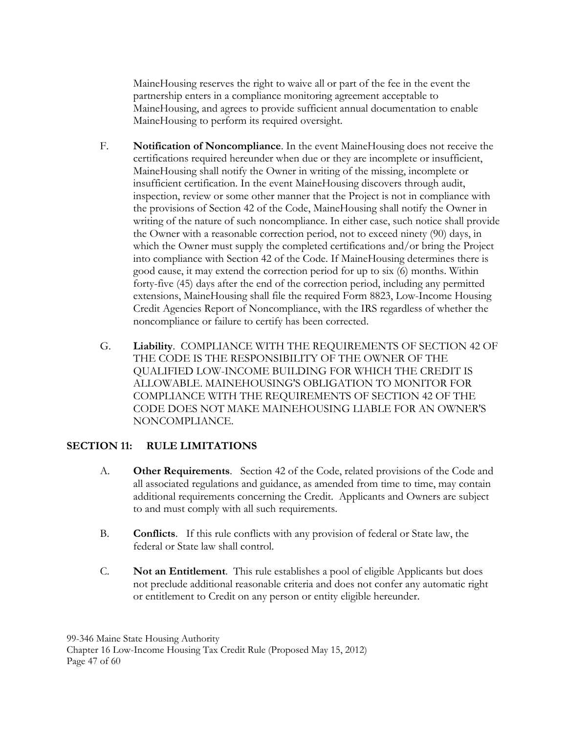MaineHousing reserves the right to waive all or part of the fee in the event the partnership enters in a compliance monitoring agreement acceptable to MaineHousing, and agrees to provide sufficient annual documentation to enable MaineHousing to perform its required oversight.

F. **Notification of Noncompliance**. In the event MaineHousing does not receive the certifications required hereunder when due or they are incomplete or insufficient, MaineHousing shall notify the Owner in writing of the missing, incomplete or insufficient certification. In the event MaineHousing discovers through audit, inspection, review or some other manner that the Project is not in compliance with the provisions of Section 42 of the Code, MaineHousing shall notify the Owner in writing of the nature of such noncompliance. In either case, such notice shall provide the Owner with a reasonable correction period, not to exceed ninety (90) days, in which the Owner must supply the completed certifications and/or bring the Project into compliance with Section 42 of the Code. If MaineHousing determines there is good cause, it may extend the correction period for up to six (6) months. Within forty-five (45) days after the end of the correction period, including any permitted extensions, MaineHousing shall file the required Form 8823, Low-Income Housing Credit Agencies Report of Noncompliance, with the IRS regardless of whether the noncompliance or failure to certify has been corrected.

G. **Liability**. COMPLIANCE WITH THE REQUIREMENTS OF SECTION 42 OF THE CODE IS THE RESPONSIBILITY OF THE OWNER OF THE QUALIFIED LOW-INCOME BUILDING FOR WHICH THE CREDIT IS ALLOWABLE. MAINEHOUSING'S OBLIGATION TO MONITOR FOR COMPLIANCE WITH THE REQUIREMENTS OF SECTION 42 OF THE CODE DOES NOT MAKE MAINEHOUSING LIABLE FOR AN OWNER'S NONCOMPLIANCE.

## SECTION 11: RULE LIMITATIONS

A. **Other Requirements**. Section 42 of the Code, related provisions of the Code and all associated regulations and guidance, as amended from time to time, may contain additional requirements concerning the Credit. Applicants and Owners are subject to and must comply with all such requirements.

B. **Conflicts**. If this rule conflicts with any provision of federal or State law, the federal or State law shall control.

C. **Not an Entitlement**. This rule establishes a pool of eligible Applicants but does not preclude additional reasonable criteria and does not confer any automatic right or entitlement to Credit on any person or entity eligible hereunder.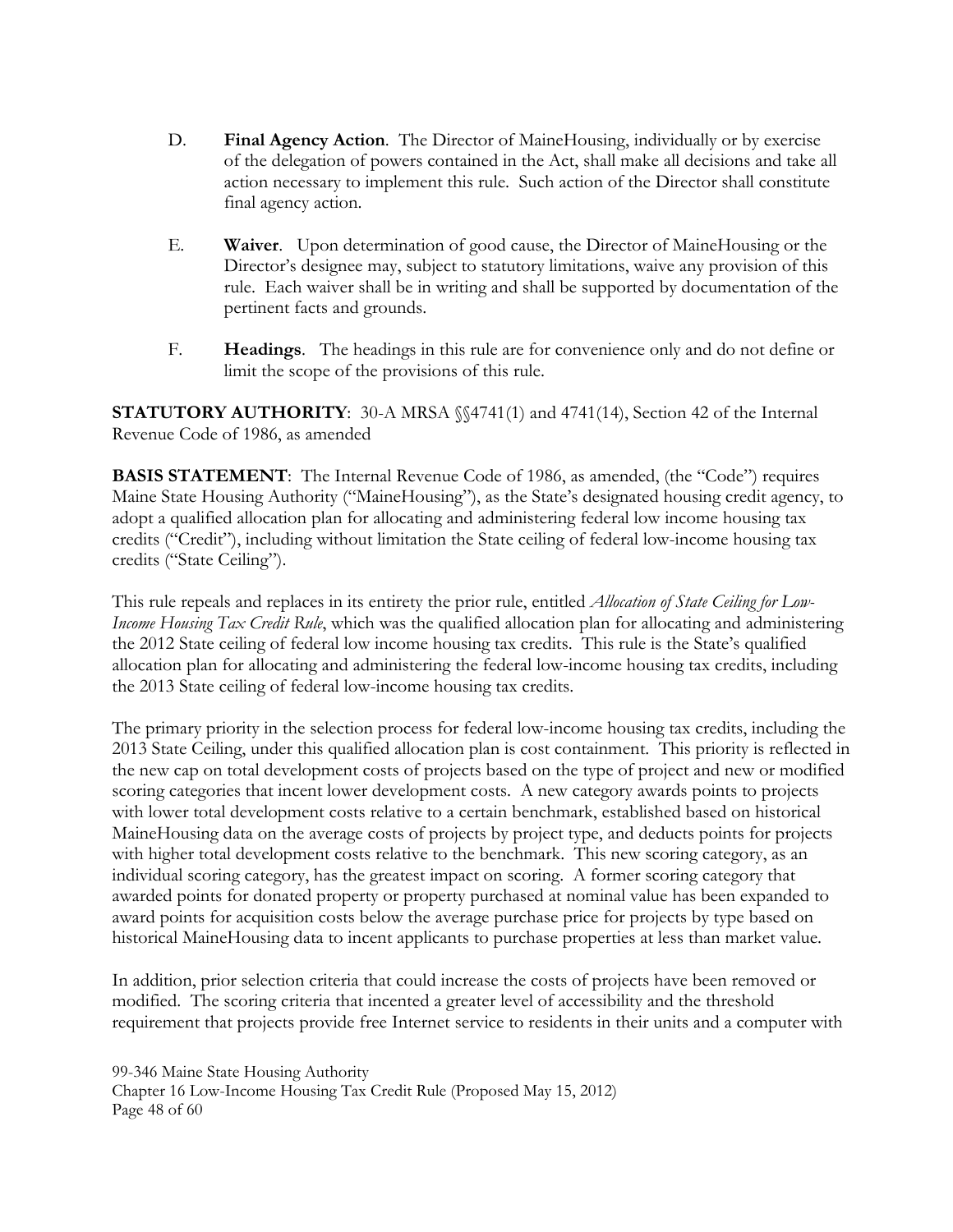D. **Final Agency Action**. The Director of MaineHousing, individually or by exercise of the delegation of powers contained in the Act, shall make all decisions and take all action necessary to implement this rule. Such action of the Director shall constitute final agency action.

E. **Waiver**. Upon determination of good cause, the Director of MaineHousing or the Director's designee may, subject to statutory limitations, waive any provision of this rule. Each waiver shall be in writing and shall be supported by documentation of the pertinent facts and grounds.

F. **Headings**. The headings in this rule are for convenience only and do not define or limit the scope of the provisions of this rule.

**STATUTORY AUTHORITY**: 30-A MRSA §§4741(1) and 4741(14), Section 42 of the Internal Revenue Code of 1986, as amended

**BASIS STATEMENT**: The Internal Revenue Code of 1986, as amended, (the "Code") requires Maine State Housing Authority ("MaineHousing"), as the State's designated housing credit agency, to adopt a qualified allocation plan for allocating and administering federal low income housing tax credits ("Credit"), including without limitation the State ceiling of federal low-income housing tax credits ("State Ceiling").

This rule repeals and replaces in its entirety the prior rule, entitled *Allocation of State Ceiling for Low-Income Housing Tax Credit Rule*, which was the qualified allocation plan for allocating and administering the 2012 State ceiling of federal low income housing tax credits. This rule is the State's qualified allocation plan for allocating and administering the federal low-income housing tax credits, including the 2013 State ceiling of federal low-income housing tax credits.

The primary priority in the selection process for federal low-income housing tax credits, including the 2013 State Ceiling, under this qualified allocation plan is cost containment. This priority is reflected in the new cap on total development costs of projects based on the type of project and new or modified scoring categories that incent lower development costs. A new category awards points to projects with lower total development costs relative to a certain benchmark, established based on historical MaineHousing data on the average costs of projects by project type, and deducts points for projects with higher total development costs relative to the benchmark. This new scoring category, as an individual scoring category, has the greatest impact on scoring. A former scoring category that awarded points for donated property or property purchased at nominal value has been expanded to award points for acquisition costs below the average purchase price for projects by type based on historical MaineHousing data to incent applicants to purchase properties at less than market value.

In addition, prior selection criteria that could increase the costs of projects have been removed or modified. The scoring criteria that incented a greater level of accessibility and the threshold requirement that projects provide free Internet service to residents in their units and a computer with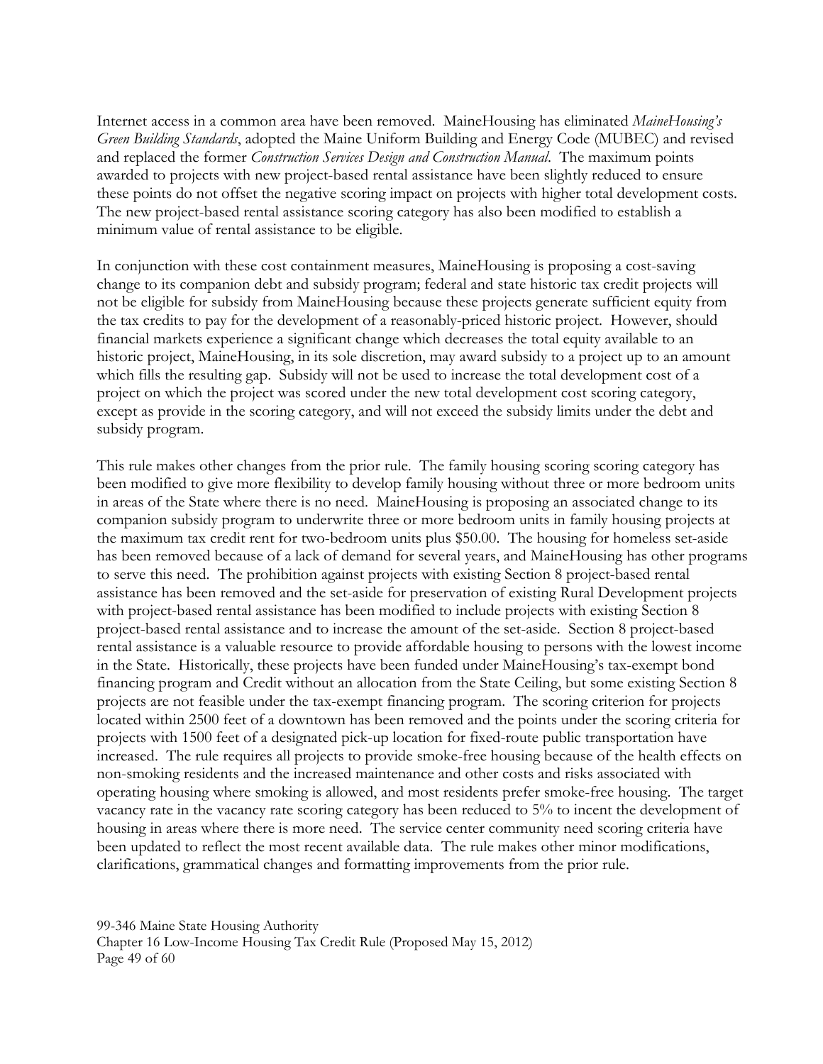Internet access in a common area have been removed. MaineHousing has eliminated *MaineHousing's Green Building Standards*, adopted the Maine Uniform Building and Energy Code (MUBEC) and revised and replaced the former *Construction Services Design and Construction Manual*. The maximum points awarded to projects with new project-based rental assistance have been slightly reduced to ensure these points do not offset the negative scoring impact on projects with higher total development costs. The new project-based rental assistance scoring category has also been modified to establish a minimum value of rental assistance to be eligible.

In conjunction with these cost containment measures, MaineHousing is proposing a cost-saving change to its companion debt and subsidy program; federal and state historic tax credit projects will not be eligible for subsidy from MaineHousing because these projects generate sufficient equity from the tax credits to pay for the development of a reasonably-priced historic project. However, should financial markets experience a significant change which decreases the total equity available to an historic project, MaineHousing, in its sole discretion, may award subsidy to a project up to an amount which fills the resulting gap. Subsidy will not be used to increase the total development cost of a project on which the project was scored under the new total development cost scoring category, except as provide in the scoring category, and will not exceed the subsidy limits under the debt and subsidy program.

This rule makes other changes from the prior rule. The family housing scoring scoring category has been modified to give more flexibility to develop family housing without three or more bedroom units in areas of the State where there is no need. MaineHousing is proposing an associated change to its companion subsidy program to underwrite three or more bedroom units in family housing projects at the maximum tax credit rent for two-bedroom units plus $50.00. The housing for homeless set-aside has been removed because of a lack of demand for several years, and MaineHousing has other programs to serve this need. The prohibition against projects with existing Section 8 project-based rental assistance has been removed and the set-aside for preservation of existing Rural Development projects with project-based rental assistance has been modified to include projects with existing Section 8 project-based rental assistance and to increase the amount of the set-aside. Section 8 project-based rental assistance is a valuable resource to provide affordable housing to persons with the lowest income in the State. Historically, these projects have been funded under MaineHousing's tax-exempt bond financing program and Credit without an allocation from the State Ceiling, but some existing Section 8 projects are not feasible under the tax-exempt financing program. The scoring criterion for projects located within 2500 feet of a downtown has been removed and the points under the scoring criteria for projects with 1500 feet of a designated pick-up location for fixed-route public transportation have increased. The rule requires all projects to provide smoke-free housing because of the health effects on non-smoking residents and the increased maintenance and other costs and risks associated with operating housing where smoking is allowed, and most residents prefer smoke-free housing. The target vacancy rate in the vacancy rate scoring category has been reduced to 5% to incent the development of housing in areas where there is more need. The service center community need scoring criteria have been updated to reflect the most recent available data. The rule makes other minor modifications, clarifications, grammatical changes and formatting improvements from the prior rule.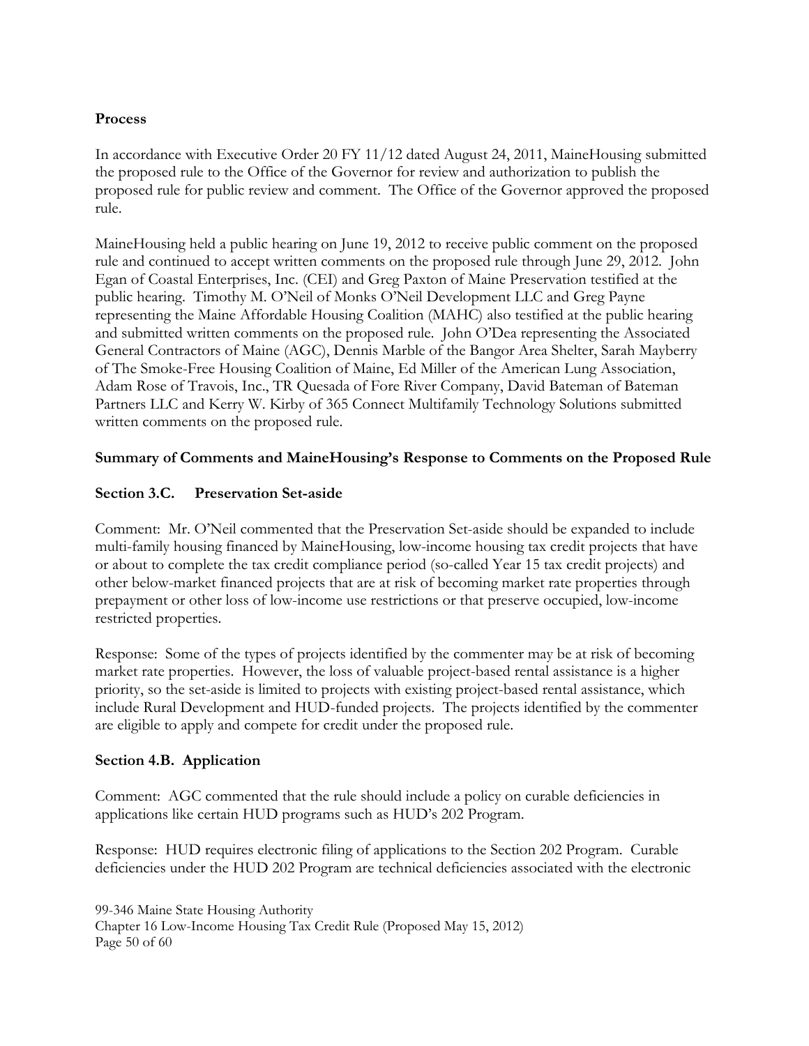**Process**

In accordance with Executive Order 20 FY 11/12 dated August 24, 2011, MaineHousing submitted the proposed rule to the Office of the Governor for review and authorization to publish the proposed rule for public review and comment. The Office of the Governor approved the proposed rule.

MaineHousing held a public hearing on June 19, 2012 to receive public comment on the proposed rule and continued to accept written comments on the proposed rule through June 29, 2012. John Egan of Coastal Enterprises, Inc. (CEI) and Greg Paxton of Maine Preservation testified at the public hearing. Timothy M. O'Neil of Monks O'Neil Development LLC and Greg Payne representing the Maine Affordable Housing Coalition (MAHC) also testified at the public hearing and submitted written comments on the proposed rule. John O'Dea representing the Associated General Contractors of Maine (AGC), Dennis Marble of the Bangor Area Shelter, Sarah Mayberry of The Smoke-Free Housing Coalition of Maine, Ed Miller of the American Lung Association, Adam Rose of Travois, Inc., TR Quesada of Fore River Company, David Bateman of Bateman Partners LLC and Kerry W. Kirby of 365 Connect Multifamily Technology Solutions submitted written comments on the proposed rule.

**Summary of Comments and MaineHousing's Response to Comments on the Proposed Rule**

**Section 3.C. Preservation Set-aside**

Comment: Mr. O'Neil commented that the Preservation Set-aside should be expanded to include multi-family housing financed by MaineHousing, low-income housing tax credit projects that have or about to complete the tax credit compliance period (so-called Year 15 tax credit projects) and other below-market financed projects that are at risk of becoming market rate properties through prepayment or other loss of low-income use restrictions or that preserve occupied, low-income restricted properties.

Response: Some of the types of projects identified by the commenter may be at risk of becoming market rate properties. However, the loss of valuable project-based rental assistance is a higher priority, so the set-aside is limited to projects with existing project-based rental assistance, which include Rural Development and HUD-funded projects. The projects identified by the commenter are eligible to apply and compete for credit under the proposed rule.

**Section 4.B. Application**

Comment: AGC commented that the rule should include a policy on curable deficiencies in applications like certain HUD programs such as HUD's 202 Program.

Response: HUD requires electronic filing of applications to the Section 202 Program. Curable deficiencies under the HUD 202 Program are technical deficiencies associated with the electronic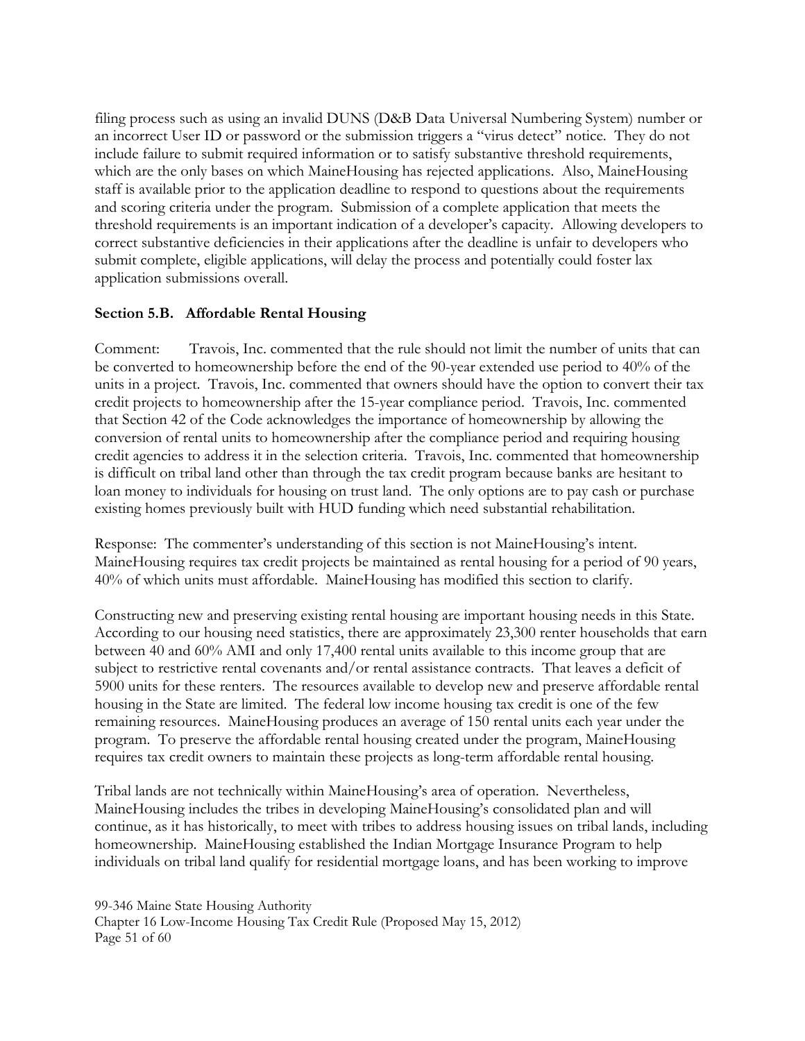filing process such as using an invalid DUNS (D&B Data Universal Numbering System) number or an incorrect User ID or password or the submission triggers a "virus detect" notice. They do not include failure to submit required information or to satisfy substantive threshold requirements, which are the only bases on which MaineHousing has rejected applications. Also, MaineHousing staff is available prior to the application deadline to respond to questions about the requirements and scoring criteria under the program. Submission of a complete application that meets the threshold requirements is an important indication of a developer's capacity. Allowing developers to correct substantive deficiencies in their applications after the deadline is unfair to developers who submit complete, eligible applications, will delay the process and potentially could foster lax application submissions overall.

**Section 5.B. Affordable Rental Housing**

Comment: Travois, Inc. commented that the rule should not limit the number of units that can be converted to homeownership before the end of the 90-year extended use period to 40% of the units in a project. Travois, Inc. commented that owners should have the option to convert their tax credit projects to homeownership after the 15-year compliance period. Travois, Inc. commented that Section 42 of the Code acknowledges the importance of homeownership by allowing the conversion of rental units to homeownership after the compliance period and requiring housing credit agencies to address it in the selection criteria. Travois, Inc. commented that homeownership is difficult on tribal land other than through the tax credit program because banks are hesitant to loan money to individuals for housing on trust land. The only options are to pay cash or purchase existing homes previously built with HUD funding which need substantial rehabilitation.

Response: The commenter's understanding of this section is not MaineHousing's intent. MaineHousing requires tax credit projects be maintained as rental housing for a period of 90 years, 40% of which units must affordable. MaineHousing has modified this section to clarify.

Constructing new and preserving existing rental housing are important housing needs in this State. According to our housing need statistics, there are approximately 23,300 renter households that earn between 40 and 60% AMI and only 17,400 rental units available to this income group that are subject to restrictive rental covenants and/or rental assistance contracts. That leaves a deficit of 5900 units for these renters. The resources available to develop new and preserve affordable rental housing in the State are limited. The federal low income housing tax credit is one of the few remaining resources. MaineHousing produces an average of 150 rental units each year under the program. To preserve the affordable rental housing created under the program, MaineHousing requires tax credit owners to maintain these projects as long-term affordable rental housing.

Tribal lands are not technically within MaineHousing's area of operation. Nevertheless, MaineHousing includes the tribes in developing MaineHousing's consolidated plan and will continue, as it has historically, to meet with tribes to address housing issues on tribal lands, including homeownership. MaineHousing established the Indian Mortgage Insurance Program to help individuals on tribal land qualify for residential mortgage loans, and has been working to improve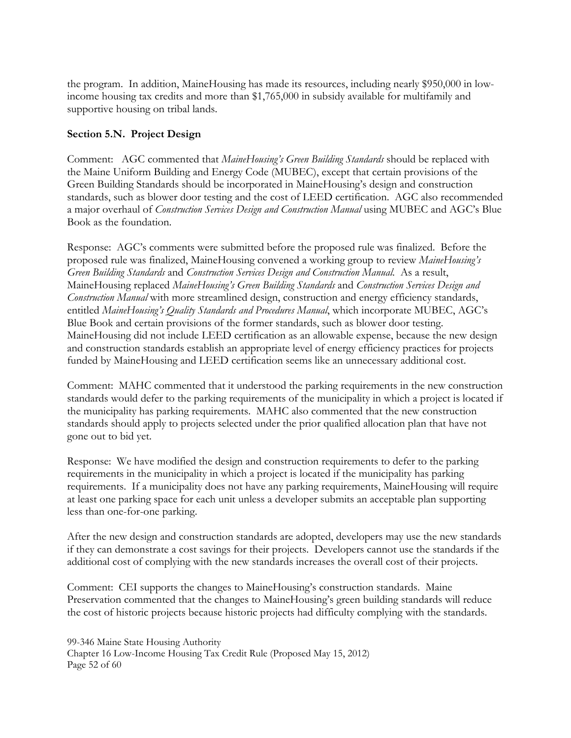the program. In addition, MaineHousing has made its resources, including nearly $950,000 in low-income housing tax credits and more than $1,765,000 in subsidy available for multifamily and supportive housing on tribal lands.

**Section 5.N. Project Design**

Comment: AGC commented that *MaineHousing's Green Building Standards* should be replaced with the Maine Uniform Building and Energy Code (MUBEC), except that certain provisions of the Green Building Standards should be incorporated in MaineHousing's design and construction standards, such as blower door testing and the cost of LEED certification. AGC also recommended a major overhaul of *Construction Services Design and Construction Manual* using MUBEC and AGC's Blue Book as the foundation.

Response: AGC's comments were submitted before the proposed rule was finalized. Before the proposed rule was finalized, MaineHousing convened a working group to review *MaineHousing's Green Building Standards* and *Construction Services Design and Construction Manual*. As a result, MaineHousing replaced *MaineHousing's Green Building Standards* and *Construction Services Design and Construction Manual* with more streamlined design, construction and energy efficiency standards, entitled *MaineHousing's Quality Standards and Procedures Manual*, which incorporate MUBEC, AGC's Blue Book and certain provisions of the former standards, such as blower door testing. MaineHousing did not include LEED certification as an allowable expense, because the new design and construction standards establish an appropriate level of energy efficiency practices for projects funded by MaineHousing and LEED certification seems like an unnecessary additional cost.

Comment: MAHC commented that it understood the parking requirements in the new construction standards would defer to the parking requirements of the municipality in which a project is located if the municipality has parking requirements. MAHC also commented that the new construction standards should apply to projects selected under the prior qualified allocation plan that have not gone out to bid yet.

Response: We have modified the design and construction requirements to defer to the parking requirements in the municipality in which a project is located if the municipality has parking requirements. If a municipality does not have any parking requirements, MaineHousing will require at least one parking space for each unit unless a developer submits an acceptable plan supporting less than one-for-one parking.

After the new design and construction standards are adopted, developers may use the new standards if they can demonstrate a cost savings for their projects. Developers cannot use the standards if the additional cost of complying with the new standards increases the overall cost of their projects.

Comment: CEI supports the changes to MaineHousing's construction standards. Maine Preservation commented that the changes to MaineHousing's green building standards will reduce the cost of historic projects because historic projects had difficulty complying with the standards.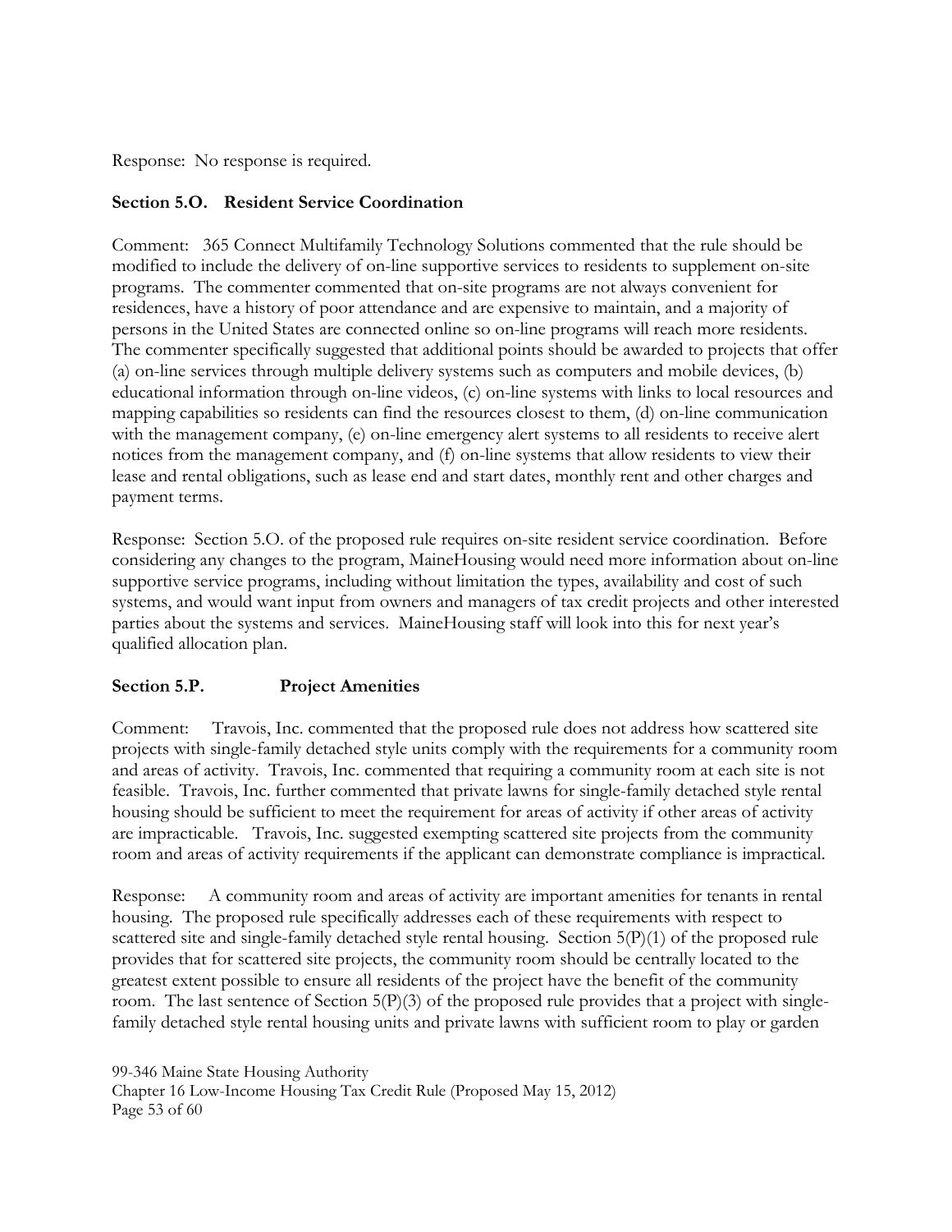Response: No response is required.

**Section 5.O. Resident Service Coordination**

Comment: 365 Connect Multifamily Technology Solutions commented that the rule should be modified to include the delivery of on-line supportive services to residents to supplement on-site programs. The commenter commented that on-site programs are not always convenient for residences, have a history of poor attendance and are expensive to maintain, and a majority of persons in the United States are connected online so on-line programs will reach more residents. The commenter specifically suggested that additional points should be awarded to projects that offer (a) on-line services through multiple delivery systems such as computers and mobile devices, (b) educational information through on-line videos, (c) on-line systems with links to local resources and mapping capabilities so residents can find the resources closest to them, (d) on-line communication with the management company, (e) on-line emergency alert systems to all residents to receive alert notices from the management company, and (f) on-line systems that allow residents to view their lease and rental obligations, such as lease end and start dates, monthly rent and other charges and payment terms.

Response: Section 5.O. of the proposed rule requires on-site resident service coordination. Before considering any changes to the program, MaineHousing would need more information about on-line supportive service programs, including without limitation the types, availability and cost of such systems, and would want input from owners and managers of tax credit projects and other interested parties about the systems and services. MaineHousing staff will look into this for next year's qualified allocation plan.

**Section 5.P. Project Amenities**

Comment: Travois, Inc. commented that the proposed rule does not address how scattered site projects with single-family detached style units comply with the requirements for a community room and areas of activity. Travois, Inc. commented that requiring a community room at each site is not feasible. Travois, Inc. further commented that private lawns for single-family detached style rental housing should be sufficient to meet the requirement for areas of activity if other areas of activity are impracticable. Travois, Inc. suggested exempting scattered site projects from the community room and areas of activity requirements if the applicant can demonstrate compliance is impractical.

Response: A community room and areas of activity are important amenities for tenants in rental housing. The proposed rule specifically addresses each of these requirements with respect to scattered site and single-family detached style rental housing. Section 5(P)(1) of the proposed rule provides that for scattered site projects, the community room should be centrally located to the greatest extent possible to ensure all residents of the project have the benefit of the community room. The last sentence of Section 5(P)(3) of the proposed rule provides that a project with single-family detached style rental housing units and private lawns with sufficient room to play or garden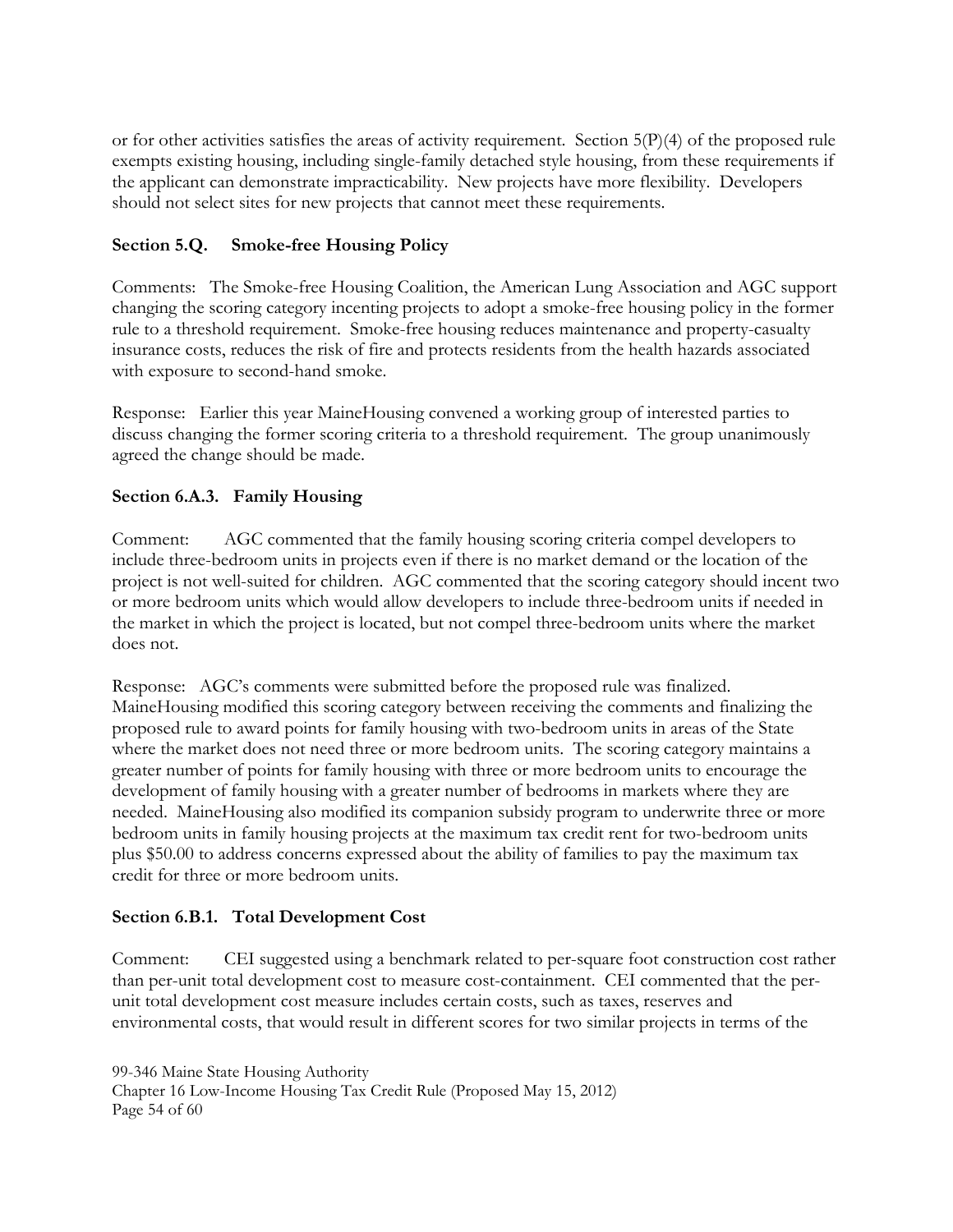or for other activities satisfies the areas of activity requirement. Section 5(P)(4) of the proposed rule exempts existing housing, including single-family detached style housing, from these requirements if the applicant can demonstrate impracticability. New projects have more flexibility. Developers should not select sites for new projects that cannot meet these requirements.

### Section 5.Q. Smoke-free Housing Policy

Comments: The Smoke-free Housing Coalition, the American Lung Association and AGC support changing the scoring category incenting projects to adopt a smoke-free housing policy in the former rule to a threshold requirement. Smoke-free housing reduces maintenance and property-casualty insurance costs, reduces the risk of fire and protects residents from the health hazards associated with exposure to second-hand smoke.

Response: Earlier this year MaineHousing convened a working group of interested parties to discuss changing the former scoring criteria to a threshold requirement. The group unanimously agreed the change should be made.

### Section 6.A.3. Family Housing

Comment: AGC commented that the family housing scoring criteria compel developers to include three-bedroom units in projects even if there is no market demand or the location of the project is not well-suited for children. AGC commented that the scoring category should incent two or more bedroom units which would allow developers to include three-bedroom units if needed in the market in which the project is located, but not compel three-bedroom units where the market does not.

Response: AGC's comments were submitted before the proposed rule was finalized. MaineHousing modified this scoring category between receiving the comments and finalizing the proposed rule to award points for family housing with two-bedroom units in areas of the State where the market does not need three or more bedroom units. The scoring category maintains a greater number of points for family housing with three or more bedroom units to encourage the development of family housing with a greater number of bedrooms in markets where they are needed. MaineHousing also modified its companion subsidy program to underwrite three or more bedroom units in family housing projects at the maximum tax credit rent for two-bedroom units plus $50.00 to address concerns expressed about the ability of families to pay the maximum tax credit for three or more bedroom units.

### Section 6.B.1. Total Development Cost

Comment: CEI suggested using a benchmark related to per-square foot construction cost rather than per-unit total development cost to measure cost-containment. CEI commented that the per-unit total development cost measure includes certain costs, such as taxes, reserves and environmental costs, that would result in different scores for two similar projects in terms of the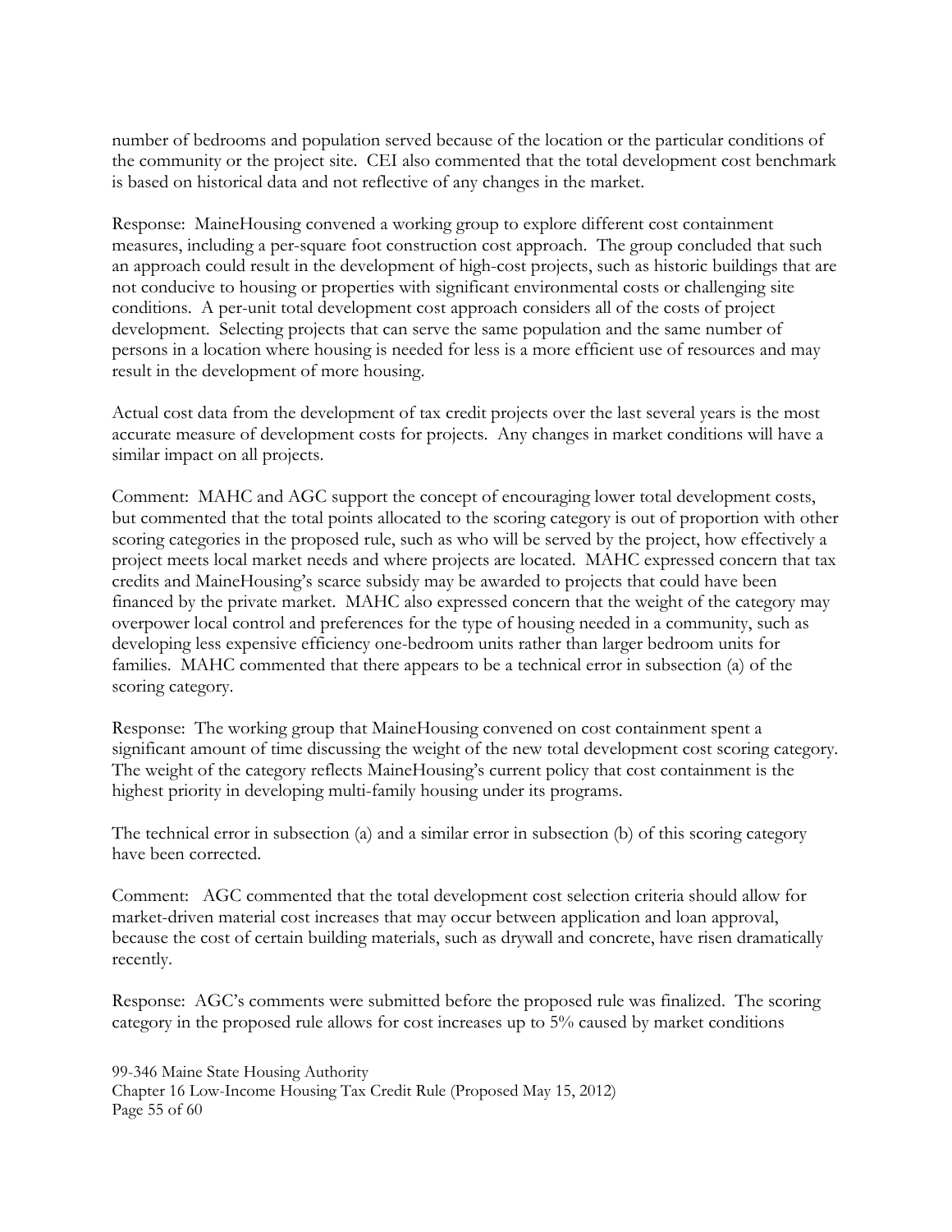number of bedrooms and population served because of the location or the particular conditions of the community or the project site. CEI also commented that the total development cost benchmark is based on historical data and not reflective of any changes in the market.

Response: MaineHousing convened a working group to explore different cost containment measures, including a per-square foot construction cost approach. The group concluded that such an approach could result in the development of high-cost projects, such as historic buildings that are not conducive to housing or properties with significant environmental costs or challenging site conditions. A per-unit total development cost approach considers all of the costs of project development. Selecting projects that can serve the same population and the same number of persons in a location where housing is needed for less is a more efficient use of resources and may result in the development of more housing.

Actual cost data from the development of tax credit projects over the last several years is the most accurate measure of development costs for projects. Any changes in market conditions will have a similar impact on all projects.

Comment: MAHC and AGC support the concept of encouraging lower total development costs, but commented that the total points allocated to the scoring category is out of proportion with other scoring categories in the proposed rule, such as who will be served by the project, how effectively a project meets local market needs and where projects are located. MAHC expressed concern that tax credits and MaineHousing's scarce subsidy may be awarded to projects that could have been financed by the private market. MAHC also expressed concern that the weight of the category may overpower local control and preferences for the type of housing needed in a community, such as developing less expensive efficiency one-bedroom units rather than larger bedroom units for families. MAHC commented that there appears to be a technical error in subsection (a) of the scoring category.

Response: The working group that MaineHousing convened on cost containment spent a significant amount of time discussing the weight of the new total development cost scoring category. The weight of the category reflects MaineHousing's current policy that cost containment is the highest priority in developing multi-family housing under its programs.

The technical error in subsection (a) and a similar error in subsection (b) of this scoring category have been corrected.

Comment: AGC commented that the total development cost selection criteria should allow for market-driven material cost increases that may occur between application and loan approval, because the cost of certain building materials, such as drywall and concrete, have risen dramatically recently.

Response: AGC's comments were submitted before the proposed rule was finalized. The scoring category in the proposed rule allows for cost increases up to 5% caused by market conditions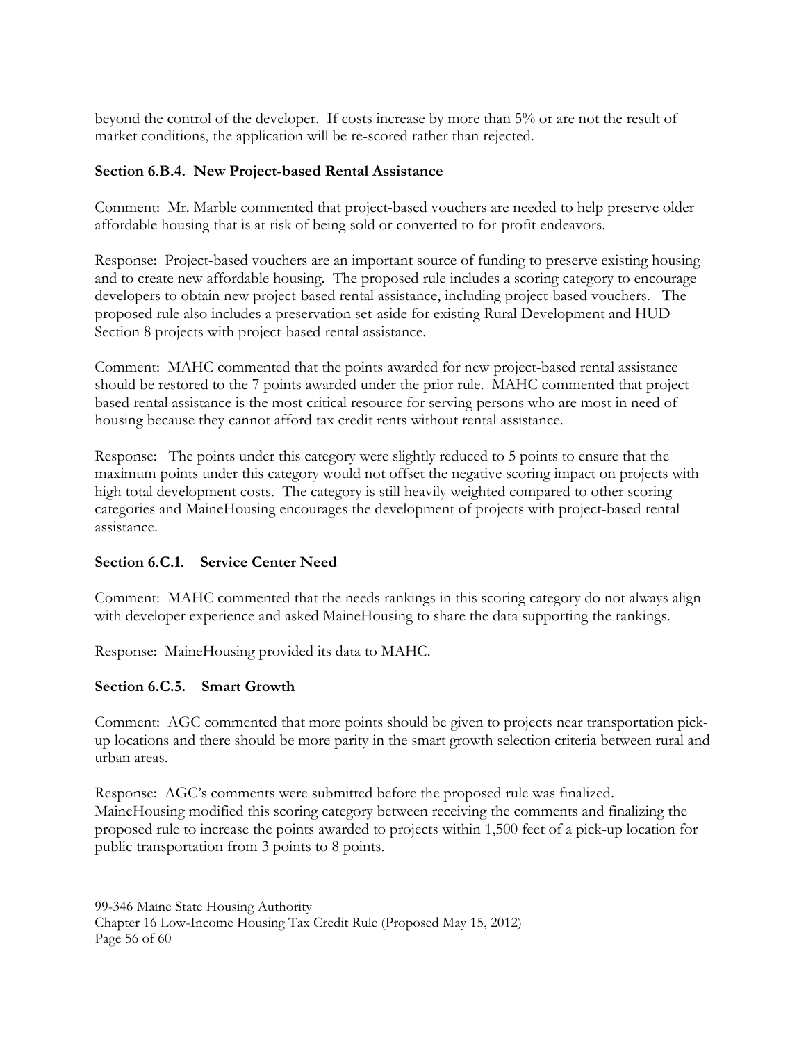beyond the control of the developer. If costs increase by more than 5% or are not the result of market conditions, the application will be re-scored rather than rejected.

**Section 6.B.4. New Project-based Rental Assistance**

Comment: Mr. Marble commented that project-based vouchers are needed to help preserve older affordable housing that is at risk of being sold or converted to for-profit endeavors.

Response: Project-based vouchers are an important source of funding to preserve existing housing and to create new affordable housing. The proposed rule includes a scoring category to encourage developers to obtain new project-based rental assistance, including project-based vouchers. The proposed rule also includes a preservation set-aside for existing Rural Development and HUD Section 8 projects with project-based rental assistance.

Comment: MAHC commented that the points awarded for new project-based rental assistance should be restored to the 7 points awarded under the prior rule. MAHC commented that project-based rental assistance is the most critical resource for serving persons who are most in need of housing because they cannot afford tax credit rents without rental assistance.

Response: The points under this category were slightly reduced to 5 points to ensure that the maximum points under this category would not offset the negative scoring impact on projects with high total development costs. The category is still heavily weighted compared to other scoring categories and MaineHousing encourages the development of projects with project-based rental assistance.

**Section 6.C.1. Service Center Need**

Comment: MAHC commented that the needs rankings in this scoring category do not always align with developer experience and asked MaineHousing to share the data supporting the rankings.

Response: MaineHousing provided its data to MAHC.

**Section 6.C.5. Smart Growth**

Comment: AGC commented that more points should be given to projects near transportation pick-up locations and there should be more parity in the smart growth selection criteria between rural and urban areas.

Response: AGC's comments were submitted before the proposed rule was finalized. MaineHousing modified this scoring category between receiving the comments and finalizing the proposed rule to increase the points awarded to projects within 1,500 feet of a pick-up location for public transportation from 3 points to 8 points.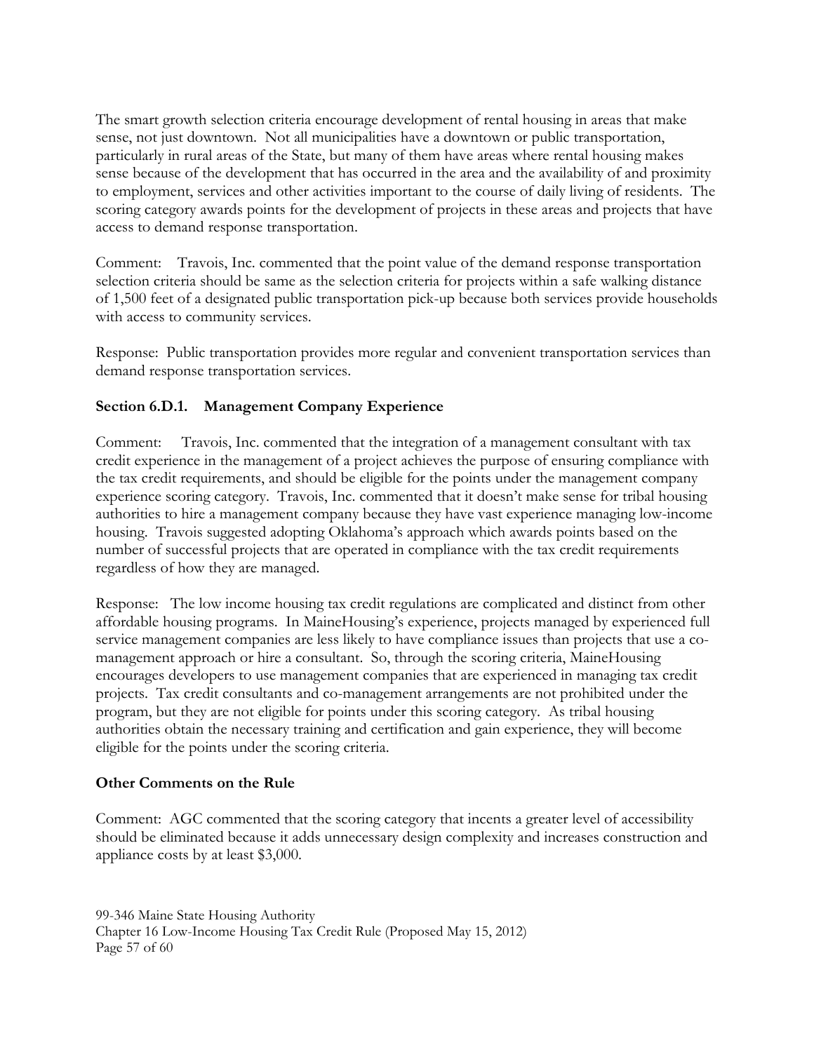The smart growth selection criteria encourage development of rental housing in areas that make sense, not just downtown. Not all municipalities have a downtown or public transportation, particularly in rural areas of the State, but many of them have areas where rental housing makes sense because of the development that has occurred in the area and the availability of and proximity to employment, services and other activities important to the course of daily living of residents. The scoring category awards points for the development of projects in these areas and projects that have access to demand response transportation.

Comment: Travois, Inc. commented that the point value of the demand response transportation selection criteria should be same as the selection criteria for projects within a safe walking distance of 1,500 feet of a designated public transportation pick-up because both services provide households with access to community services.

Response: Public transportation provides more regular and convenient transportation services than demand response transportation services.

### Section 6.D.1. Management Company Experience

Comment: Travois, Inc. commented that the integration of a management consultant with tax credit experience in the management of a project achieves the purpose of ensuring compliance with the tax credit requirements, and should be eligible for the points under the management company experience scoring category. Travois, Inc. commented that it doesn't make sense for tribal housing authorities to hire a management company because they have vast experience managing low-income housing. Travois suggested adopting Oklahoma's approach which awards points based on the number of successful projects that are operated in compliance with the tax credit requirements regardless of how they are managed.

Response: The low income housing tax credit regulations are complicated and distinct from other affordable housing programs. In MaineHousing's experience, projects managed by experienced full service management companies are less likely to have compliance issues than projects that use a co-management approach or hire a consultant. So, through the scoring criteria, MaineHousing encourages developers to use management companies that are experienced in managing tax credit projects. Tax credit consultants and co-management arrangements are not prohibited under the program, but they are not eligible for points under this scoring category. As tribal housing authorities obtain the necessary training and certification and gain experience, they will become eligible for the points under the scoring criteria.

### Other Comments on the Rule

Comment: AGC commented that the scoring category that incents a greater level of accessibility should be eliminated because it adds unnecessary design complexity and increases construction and appliance costs by at least $3,000.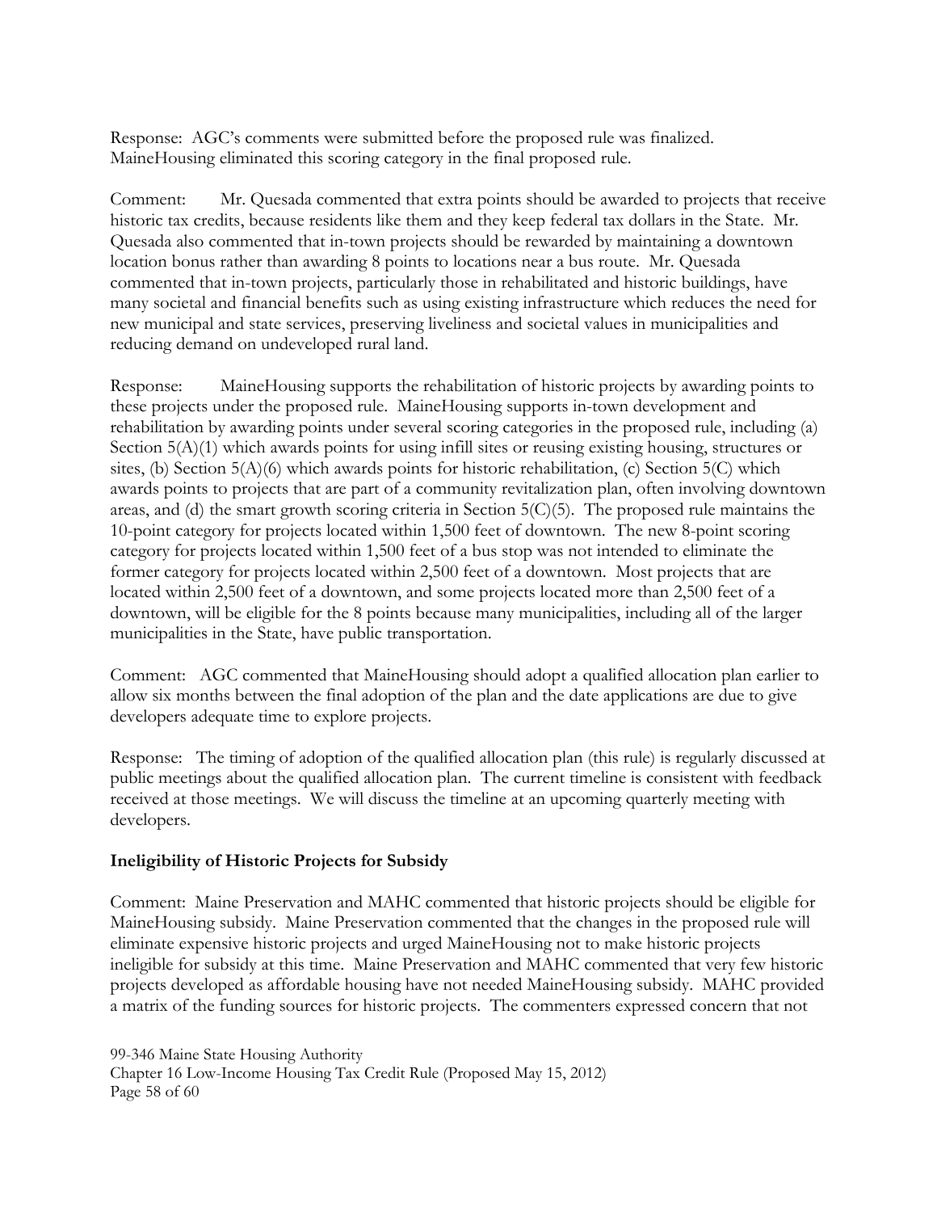Response: AGC's comments were submitted before the proposed rule was finalized. MaineHousing eliminated this scoring category in the final proposed rule.

Comment: Mr. Quesada commented that extra points should be awarded to projects that receive historic tax credits, because residents like them and they keep federal tax dollars in the State. Mr. Quesada also commented that in-town projects should be rewarded by maintaining a downtown location bonus rather than awarding 8 points to locations near a bus route. Mr. Quesada commented that in-town projects, particularly those in rehabilitated and historic buildings, have many societal and financial benefits such as using existing infrastructure which reduces the need for new municipal and state services, preserving liveliness and societal values in municipalities and reducing demand on undeveloped rural land.

Response: MaineHousing supports the rehabilitation of historic projects by awarding points to these projects under the proposed rule. MaineHousing supports in-town development and rehabilitation by awarding points under several scoring categories in the proposed rule, including (a) Section 5(A)(1) which awards points for using infill sites or reusing existing housing, structures or sites, (b) Section 5(A)(6) which awards points for historic rehabilitation, (c) Section 5(C) which awards points to projects that are part of a community revitalization plan, often involving downtown areas, and (d) the smart growth scoring criteria in Section 5(C)(5). The proposed rule maintains the 10-point category for projects located within 1,500 feet of downtown. The new 8-point scoring category for projects located within 1,500 feet of a bus stop was not intended to eliminate the former category for projects located within 2,500 feet of a downtown. Most projects that are located within 2,500 feet of a downtown, and some projects located more than 2,500 feet of a downtown, will be eligible for the 8 points because many municipalities, including all of the larger municipalities in the State, have public transportation.

Comment: AGC commented that MaineHousing should adopt a qualified allocation plan earlier to allow six months between the final adoption of the plan and the date applications are due to give developers adequate time to explore projects.

Response: The timing of adoption of the qualified allocation plan (this rule) is regularly discussed at public meetings about the qualified allocation plan. The current timeline is consistent with feedback received at those meetings. We will discuss the timeline at an upcoming quarterly meeting with developers.

**Ineligibility of Historic Projects for Subsidy**

Comment: Maine Preservation and MAHC commented that historic projects should be eligible for MaineHousing subsidy. Maine Preservation commented that the changes in the proposed rule will eliminate expensive historic projects and urged MaineHousing not to make historic projects ineligible for subsidy at this time. Maine Preservation and MAHC commented that very few historic projects developed as affordable housing have not needed MaineHousing subsidy. MAHC provided a matrix of the funding sources for historic projects. The commenters expressed concern that not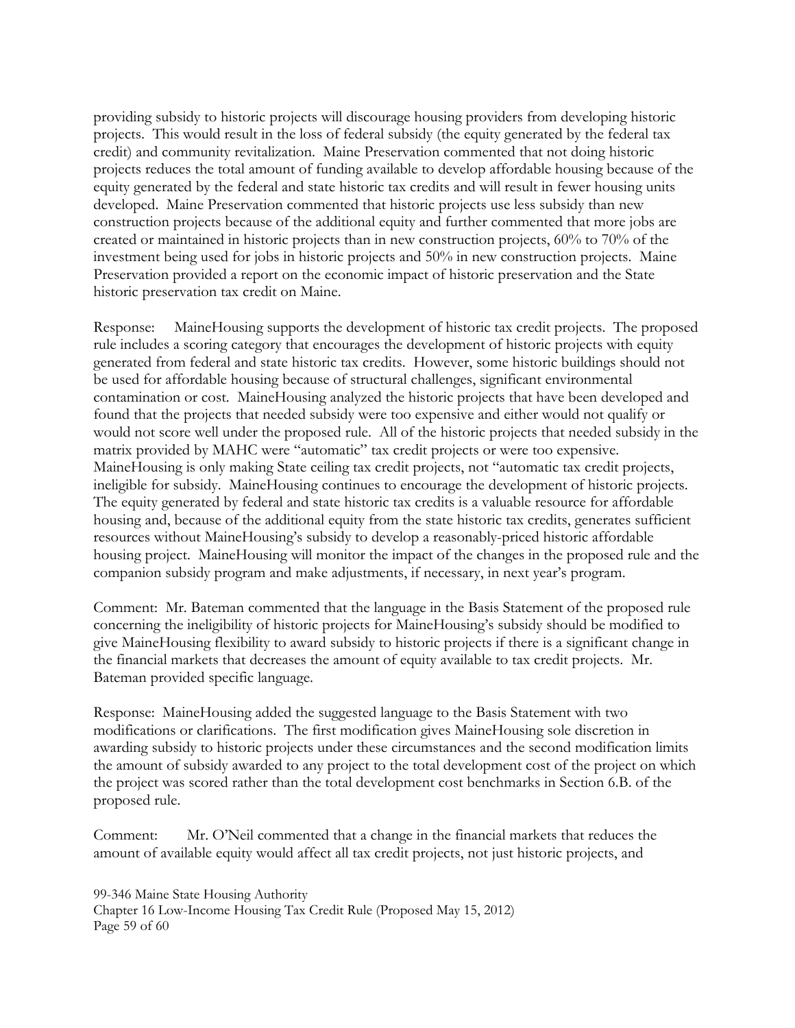providing subsidy to historic projects will discourage housing providers from developing historic projects. This would result in the loss of federal subsidy (the equity generated by the federal tax credit) and community revitalization. Maine Preservation commented that not doing historic projects reduces the total amount of funding available to develop affordable housing because of the equity generated by the federal and state historic tax credits and will result in fewer housing units developed. Maine Preservation commented that historic projects use less subsidy than new construction projects because of the additional equity and further commented that more jobs are created or maintained in historic projects than in new construction projects, 60% to 70% of the investment being used for jobs in historic projects and 50% in new construction projects. Maine Preservation provided a report on the economic impact of historic preservation and the State historic preservation tax credit on Maine.

Response: MaineHousing supports the development of historic tax credit projects. The proposed rule includes a scoring category that encourages the development of historic projects with equity generated from federal and state historic tax credits. However, some historic buildings should not be used for affordable housing because of structural challenges, significant environmental contamination or cost. MaineHousing analyzed the historic projects that have been developed and found that the projects that needed subsidy were too expensive and either would not qualify or would not score well under the proposed rule. All of the historic projects that needed subsidy in the matrix provided by MAHC were "automatic" tax credit projects or were too expensive. MaineHousing is only making State ceiling tax credit projects, not "automatic tax credit projects, ineligible for subsidy. MaineHousing continues to encourage the development of historic projects. The equity generated by federal and state historic tax credits is a valuable resource for affordable housing and, because of the additional equity from the state historic tax credits, generates sufficient resources without MaineHousing's subsidy to develop a reasonably-priced historic affordable housing project. MaineHousing will monitor the impact of the changes in the proposed rule and the companion subsidy program and make adjustments, if necessary, in next year's program.

Comment: Mr. Bateman commented that the language in the Basis Statement of the proposed rule concerning the ineligibility of historic projects for MaineHousing's subsidy should be modified to give MaineHousing flexibility to award subsidy to historic projects if there is a significant change in the financial markets that decreases the amount of equity available to tax credit projects. Mr. Bateman provided specific language.

Response: MaineHousing added the suggested language to the Basis Statement with two modifications or clarifications. The first modification gives MaineHousing sole discretion in awarding subsidy to historic projects under these circumstances and the second modification limits the amount of subsidy awarded to any project to the total development cost of the project on which the project was scored rather than the total development cost benchmarks in Section 6.B. of the proposed rule.

Comment: Mr. O'Neil commented that a change in the financial markets that reduces the amount of available equity would affect all tax credit projects, not just historic projects, and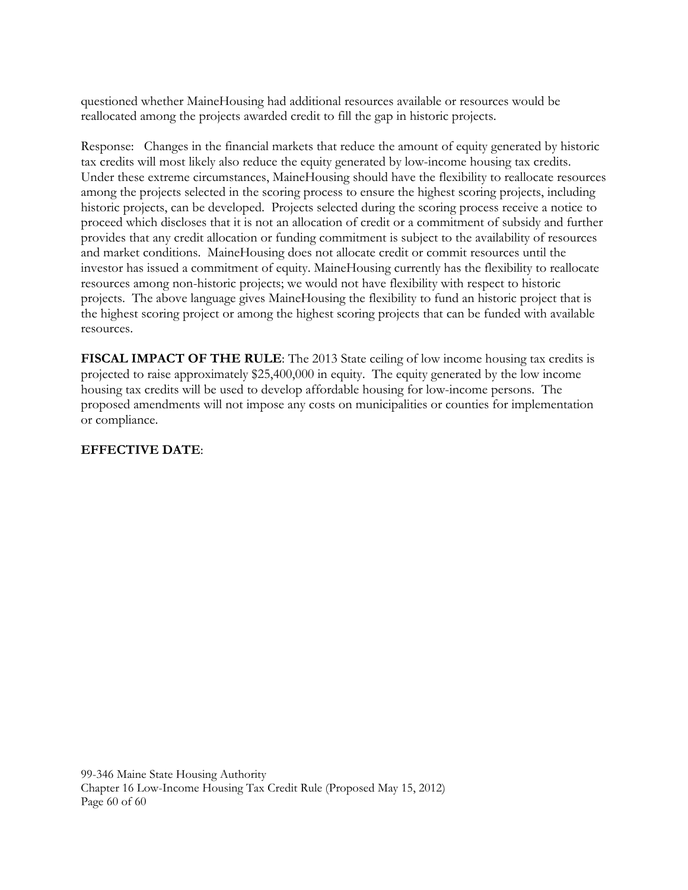questioned whether MaineHousing had additional resources available or resources would be reallocated among the projects awarded credit to fill the gap in historic projects.

Response: Changes in the financial markets that reduce the amount of equity generated by historic tax credits will most likely also reduce the equity generated by low-income housing tax credits. Under these extreme circumstances, MaineHousing should have the flexibility to reallocate resources among the projects selected in the scoring process to ensure the highest scoring projects, including historic projects, can be developed. Projects selected during the scoring process receive a notice to proceed which discloses that it is not an allocation of credit or a commitment of subsidy and further provides that any credit allocation or funding commitment is subject to the availability of resources and market conditions. MaineHousing does not allocate credit or commit resources until the investor has issued a commitment of equity. MaineHousing currently has the flexibility to reallocate resources among non-historic projects; we would not have flexibility with respect to historic projects. The above language gives MaineHousing the flexibility to fund an historic project that is the highest scoring project or among the highest scoring projects that can be funded with available resources.

**FISCAL IMPACT OF THE RULE**: The 2013 State ceiling of low income housing tax credits is projected to raise approximately $25,400,000 in equity. The equity generated by the low income housing tax credits will be used to develop affordable housing for low-income persons. The proposed amendments will not impose any costs on municipalities or counties for implementation or compliance.

**EFFECTIVE DATE**: